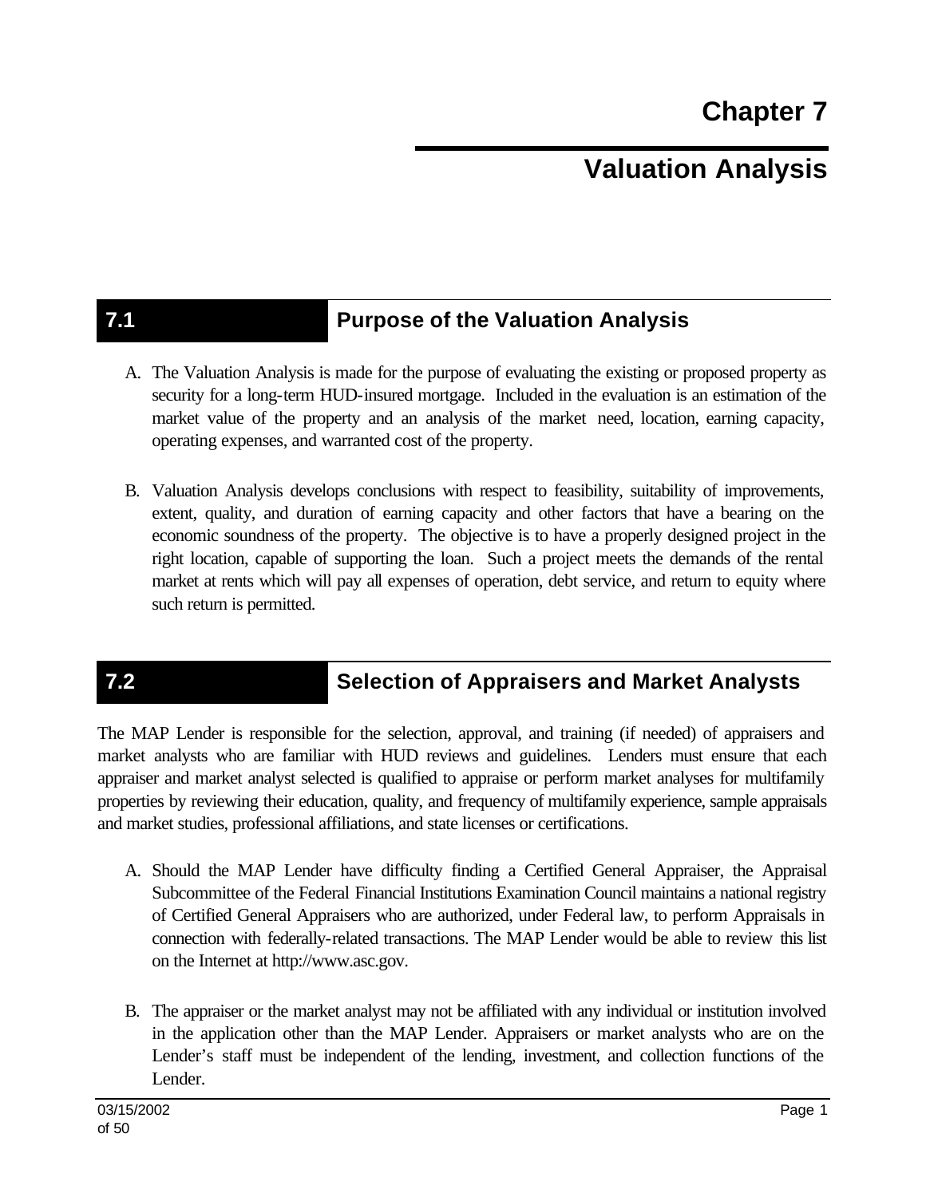# Chapter 7

# Valuation Analysis

## 7.1 Purpose of the Valuation Analysis

A. The Valuation Analysis is made for the purpose of evaluating the existing or proposed property as security for a long-term HUD-insured mortgage. Included in the evaluation is an estimation of the market value of the property and an analysis of the market need, location, earning capacity, operating expenses, and warranted cost of the property.

B. Valuation Analysis develops conclusions with respect to feasibility, suitability of improvements, extent, quality, and duration of earning capacity and other factors that have a bearing on the economic soundness of the property. The objective is to have a properly designed project in the right location, capable of supporting the loan. Such a project meets the demands of the rental market at rents which will pay all expenses of operation, debt service, and return to equity where such return is permitted.

## 7.2 Selection of Appraisers and Market Analysts

The MAP Lender is responsible for the selection, approval, and training (if needed) of appraisers and market analysts who are familiar with HUD reviews and guidelines. Lenders must ensure that each appraiser and market analyst selected is qualified to appraise or perform market analyses for multifamily properties by reviewing their education, quality, and frequency of multifamily experience, sample appraisals and market studies, professional affiliations, and state licenses or certifications.

A. Should the MAP Lender have difficulty finding a Certified General Appraiser, the Appraisal Subcommittee of the Federal Financial Institutions Examination Council maintains a national registry of Certified General Appraisers who are authorized, under Federal law, to perform Appraisals in connection with federally-related transactions. The MAP Lender would be able to review this list on the Internet at http://www.asc.gov.

B. The appraiser or the market analyst may not be affiliated with any individual or institution involved in the application other than the MAP Lender. Appraisers or market analysts who are on the Lender's staff must be independent of the lending, investment, and collection functions of the Lender.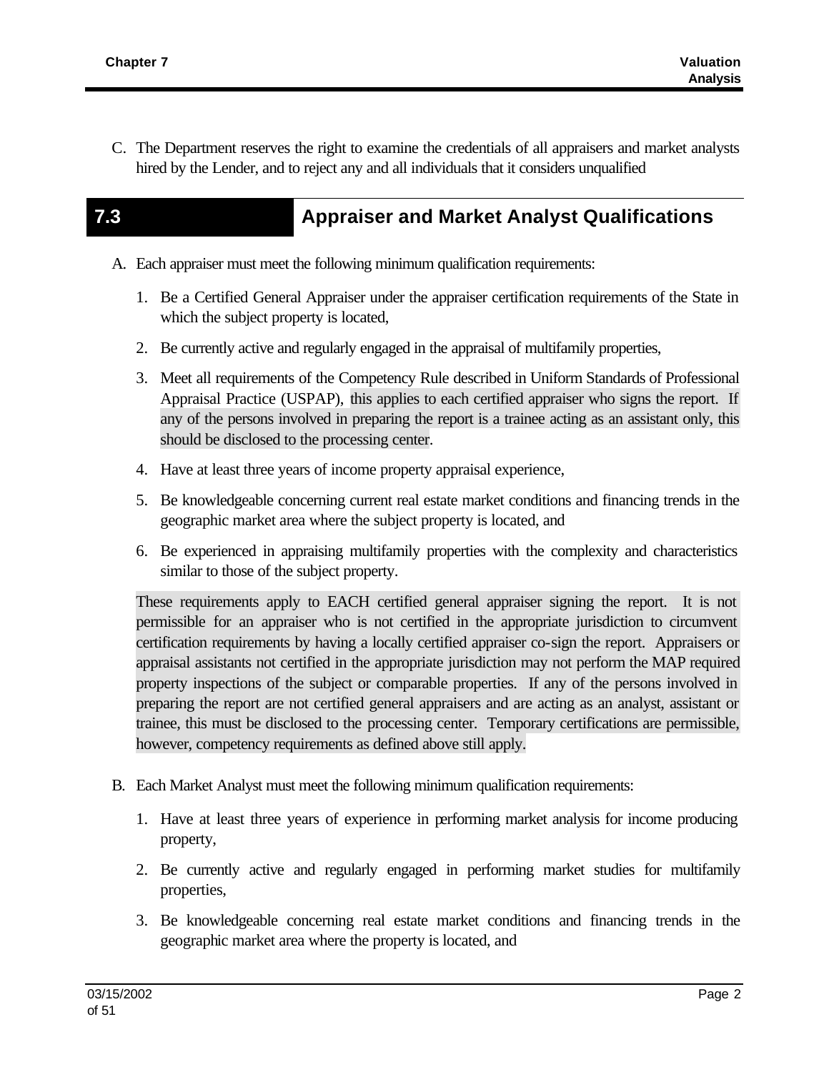C. The Department reserves the right to examine the credentials of all appraisers and market analysts hired by the Lender, and to reject any and all individuals that it considers unqualified

## 7.3 Appraiser and Market Analyst Qualifications

A. Each appraiser must meet the following minimum qualification requirements:

1. Be a Certified General Appraiser under the appraiser certification requirements of the State in which the subject property is located,

2. Be currently active and regularly engaged in the appraisal of multifamily properties,

3. Meet all requirements of the Competency Rule described in Uniform Standards of Professional Appraisal Practice (USPAP), this applies to each certified appraiser who signs the report. If any of the persons involved in preparing the report is a trainee acting as an assistant only, this should be disclosed to the processing center.

4. Have at least three years of income property appraisal experience,

5. Be knowledgeable concerning current real estate market conditions and financing trends in the geographic market area where the subject property is located, and

6. Be experienced in appraising multifamily properties with the complexity and characteristics similar to those of the subject property.

These requirements apply to EACH certified general appraiser signing the report. It is not permissible for an appraiser who is not certified in the appropriate jurisdiction to circumvent certification requirements by having a locally certified appraiser co-sign the report. Appraisers or appraisal assistants not certified in the appropriate jurisdiction may not perform the MAP required property inspections of the subject or comparable properties. If any of the persons involved in preparing the report are not certified general appraisers and are acting as an analyst, assistant or trainee, this must be disclosed to the processing center. Temporary certifications are permissible, however, competency requirements as defined above still apply.

B. Each Market Analyst must meet the following minimum qualification requirements:

1. Have at least three years of experience in performing market analysis for income producing property,

2. Be currently active and regularly engaged in performing market studies for multifamily properties,

3. Be knowledgeable concerning real estate market conditions and financing trends in the geographic market area where the property is located, and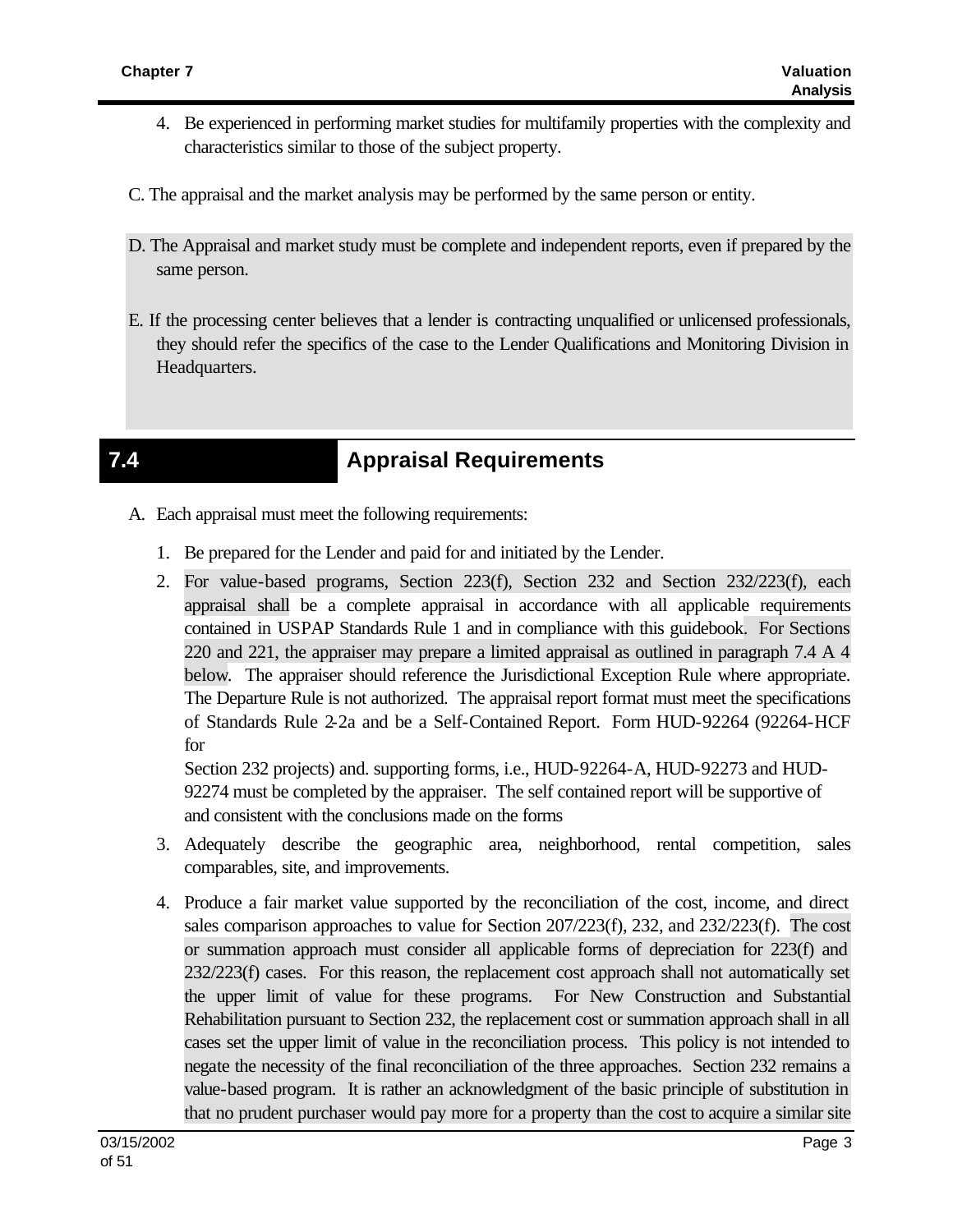4. Be experienced in performing market studies for multifamily properties with the complexity and characteristics similar to those of the subject property.

C. The appraisal and the market analysis may be performed by the same person or entity.

D. The Appraisal and market study must be complete and independent reports, even if prepared by the same person.

E. If the processing center believes that a lender is contracting unqualified or unlicensed professionals, they should refer the specifics of the case to the Lender Qualifications and Monitoring Division in Headquarters.

## 7.4 Appraisal Requirements

A. Each appraisal must meet the following requirements:

1. Be prepared for the Lender and paid for and initiated by the Lender.
2. For value-based programs, Section 223(f), Section 232 and Section 232/223(f), each appraisal shall be a complete appraisal in accordance with all applicable requirements contained in USPAP Standards Rule 1 and in compliance with this guidebook. For Sections 220 and 221, the appraiser may prepare a limited appraisal as outlined in paragraph 7.4 A 4 below. The appraiser should reference the Jurisdictional Exception Rule where appropriate. The Departure Rule is not authorized. The appraisal report format must meet the specifications of Standards Rule 2-2a and be a Self-Contained Report. Form HUD-92264 (92264-HCF for Section 232 projects) and. supporting forms, i.e., HUD-92264-A, HUD-92273 and HUD-92274 must be completed by the appraiser. The self contained report will be supportive of and consistent with the conclusions made on the forms
3. Adequately describe the geographic area, neighborhood, rental competition, sales comparables, site, and improvements.
4. Produce a fair market value supported by the reconciliation of the cost, income, and direct sales comparison approaches to value for Section 207/223(f), 232, and 232/223(f). The cost or summation approach must consider all applicable forms of depreciation for 223(f) and 232/223(f) cases. For this reason, the replacement cost approach shall not automatically set the upper limit of value for these programs. For New Construction and Substantial Rehabilitation pursuant to Section 232, the replacement cost or summation approach shall in all cases set the upper limit of value in the reconciliation process. This policy is not intended to negate the necessity of the final reconciliation of the three approaches. Section 232 remains a value-based program. It is rather an acknowledgment of the basic principle of substitution in that no prudent purchaser would pay more for a property than the cost to acquire a similar site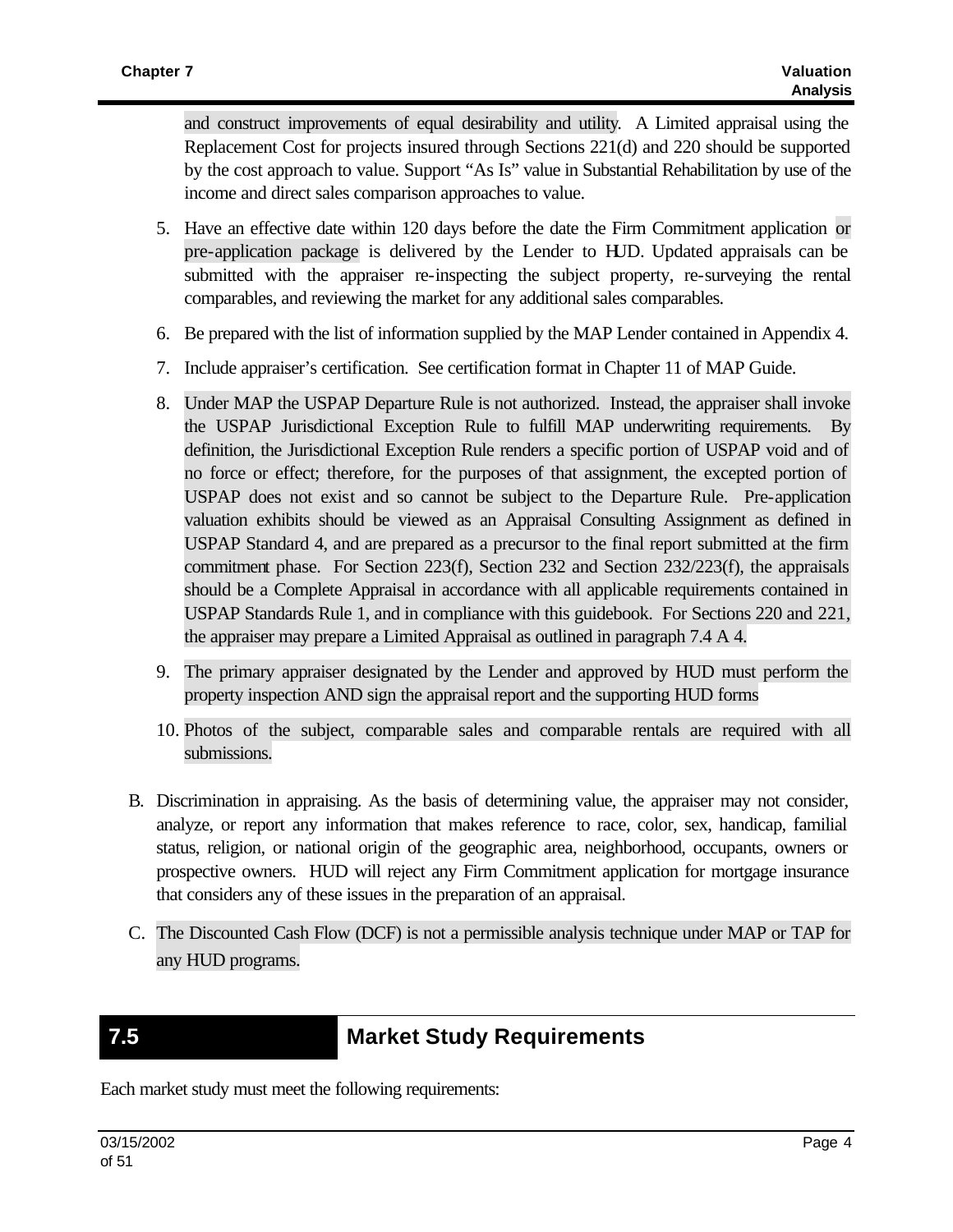and construct improvements of equal desirability and utility. A Limited appraisal using the Replacement Cost for projects insured through Sections 221(d) and 220 should be supported by the cost approach to value. Support "As Is" value in Substantial Rehabilitation by use of the income and direct sales comparison approaches to value.

5. Have an effective date within 120 days before the date the Firm Commitment application or pre-application package is delivered by the Lender to HUD. Updated appraisals can be submitted with the appraiser re-inspecting the subject property, re-surveying the rental comparables, and reviewing the market for any additional sales comparables.

6. Be prepared with the list of information supplied by the MAP Lender contained in Appendix 4.

7. Include appraiser's certification. See certification format in Chapter 11 of MAP Guide.

8. Under MAP the USPAP Departure Rule is not authorized. Instead, the appraiser shall invoke the USPAP Jurisdictional Exception Rule to fulfill MAP underwriting requirements. By definition, the Jurisdictional Exception Rule renders a specific portion of USPAP void and of no force or effect; therefore, for the purposes of that assignment, the excepted portion of USPAP does not exist and so cannot be subject to the Departure Rule. Pre-application valuation exhibits should be viewed as an Appraisal Consulting Assignment as defined in USPAP Standard 4, and are prepared as a precursor to the final report submitted at the firm commitment phase. For Section 223(f), Section 232 and Section 232/223(f), the appraisals should be a Complete Appraisal in accordance with all applicable requirements contained in USPAP Standards Rule 1, and in compliance with this guidebook. For Sections 220 and 221, the appraiser may prepare a Limited Appraisal as outlined in paragraph 7.4 A 4.

9. The primary appraiser designated by the Lender and approved by HUD must perform the property inspection AND sign the appraisal report and the supporting HUD forms

10. Photos of the subject, comparable sales and comparable rentals are required with all submissions.

B. Discrimination in appraising. As the basis of determining value, the appraiser may not consider, analyze, or report any information that makes reference to race, color, sex, handicap, familial status, religion, or national origin of the geographic area, neighborhood, occupants, owners or prospective owners. HUD will reject any Firm Commitment application for mortgage insurance that considers any of these issues in the preparation of an appraisal.

C. The Discounted Cash Flow (DCF) is not a permissible analysis technique under MAP or TAP for any HUD programs.

## 7.5 Market Study Requirements

Each market study must meet the following requirements: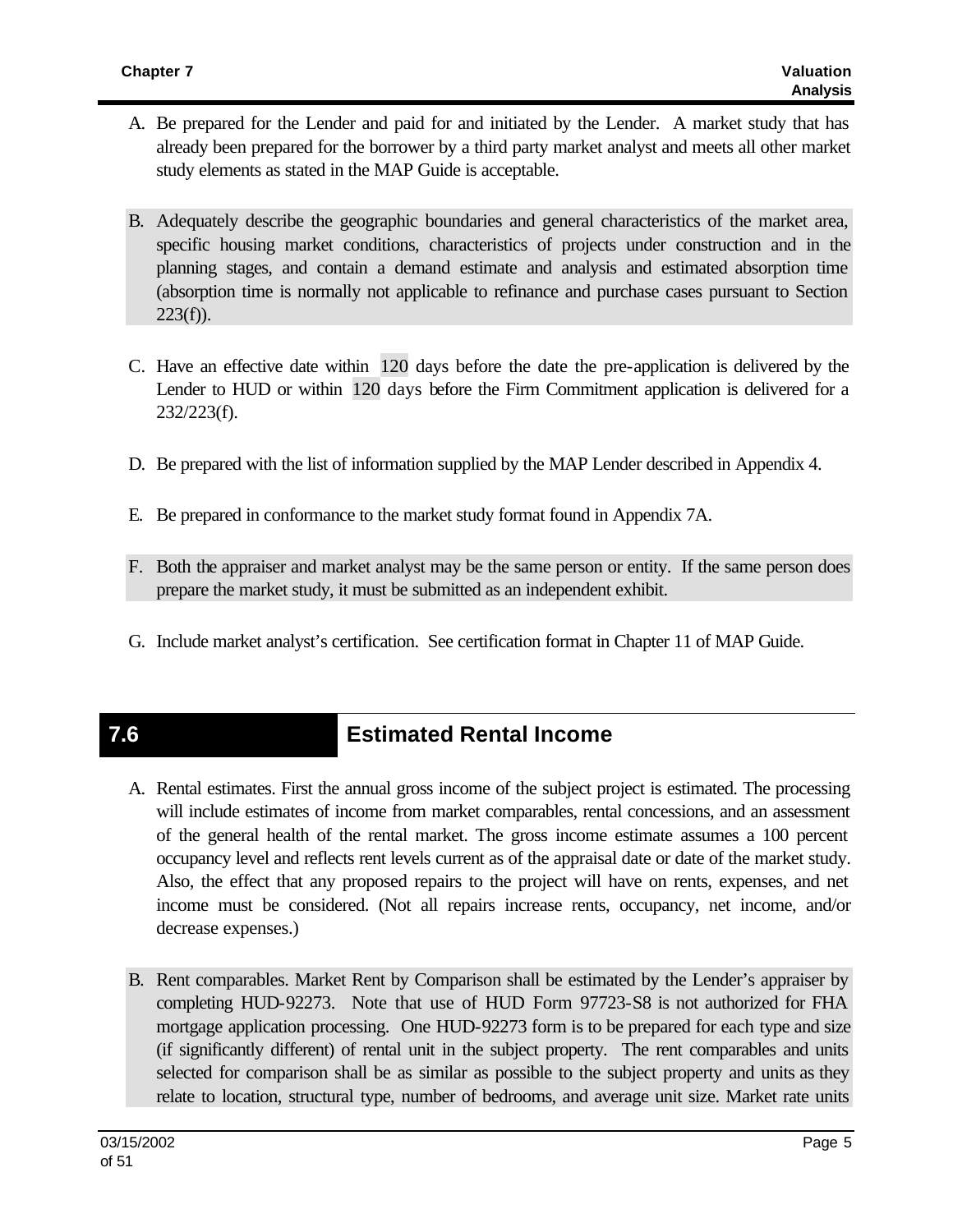A. Be prepared for the Lender and paid for and initiated by the Lender. A market study that has already been prepared for the borrower by a third party market analyst and meets all other market study elements as stated in the MAP Guide is acceptable.

B. Adequately describe the geographic boundaries and general characteristics of the market area, specific housing market conditions, characteristics of projects under construction and in the planning stages, and contain a demand estimate and analysis and estimated absorption time (absorption time is normally not applicable to refinance and purchase cases pursuant to Section 223(f)).

C. Have an effective date within 120 days before the date the pre-application is delivered by the Lender to HUD or within 120 days before the Firm Commitment application is delivered for a 232/223(f).

D. Be prepared with the list of information supplied by the MAP Lender described in Appendix 4.

E. Be prepared in conformance to the market study format found in Appendix 7A.

F. Both the appraiser and market analyst may be the same person or entity. If the same person does prepare the market study, it must be submitted as an independent exhibit.

G. Include market analyst's certification. See certification format in Chapter 11 of MAP Guide.

## 7.6 Estimated Rental Income

A. Rental estimates. First the annual gross income of the subject project is estimated. The processing will include estimates of income from market comparables, rental concessions, and an assessment of the general health of the rental market. The gross income estimate assumes a 100 percent occupancy level and reflects rent levels current as of the appraisal date or date of the market study. Also, the effect that any proposed repairs to the project will have on rents, expenses, and net income must be considered. (Not all repairs increase rents, occupancy, net income, and/or decrease expenses.)

B. Rent comparables. Market Rent by Comparison shall be estimated by the Lender's appraiser by completing HUD-92273. Note that use of HUD Form 97723-S8 is not authorized for FHA mortgage application processing. One HUD-92273 form is to be prepared for each type and size (if significantly different) of rental unit in the subject property. The rent comparables and units selected for comparison shall be as similar as possible to the subject property and units as they relate to location, structural type, number of bedrooms, and average unit size. Market rate units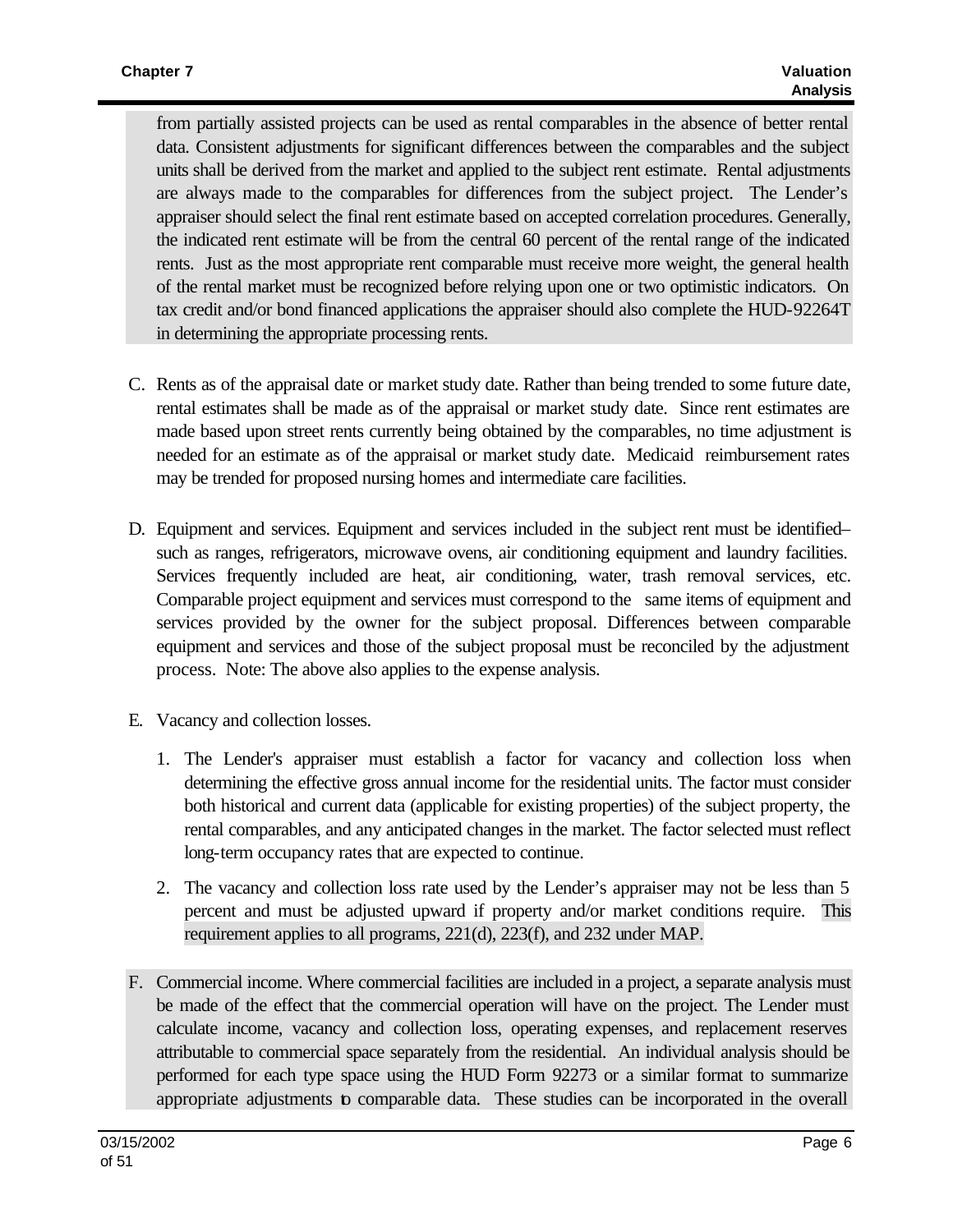from partially assisted projects can be used as rental comparables in the absence of better rental data. Consistent adjustments for significant differences between the comparables and the subject units shall be derived from the market and applied to the subject rent estimate. Rental adjustments are always made to the comparables for differences from the subject project. The Lender's appraiser should select the final rent estimate based on accepted correlation procedures. Generally, the indicated rent estimate will be from the central 60 percent of the rental range of the indicated rents. Just as the most appropriate rent comparable must receive more weight, the general health of the rental market must be recognized before relying upon one or two optimistic indicators. On tax credit and/or bond financed applications the appraiser should also complete the HUD-92264T in determining the appropriate processing rents.

C. Rents as of the appraisal date or market study date. Rather than being trended to some future date, rental estimates shall be made as of the appraisal or market study date. Since rent estimates are made based upon street rents currently being obtained by the comparables, no time adjustment is needed for an estimate as of the appraisal or market study date. Medicaid reimbursement rates may be trended for proposed nursing homes and intermediate care facilities.

D. Equipment and services. Equipment and services included in the subject rent must be identified– such as ranges, refrigerators, microwave ovens, air conditioning equipment and laundry facilities. Services frequently included are heat, air conditioning, water, trash removal services, etc. Comparable project equipment and services must correspond to the same items of equipment and services provided by the owner for the subject proposal. Differences between comparable equipment and services and those of the subject proposal must be reconciled by the adjustment process. Note: The above also applies to the expense analysis.

E. Vacancy and collection losses.

   1. The Lender's appraiser must establish a factor for vacancy and collection loss when determining the effective gross annual income for the residential units. The factor must consider both historical and current data (applicable for existing properties) of the subject property, the rental comparables, and any anticipated changes in the market. The factor selected must reflect long-term occupancy rates that are expected to continue.

   2. The vacancy and collection loss rate used by the Lender's appraiser may not be less than 5 percent and must be adjusted upward if property and/or market conditions require. This requirement applies to all programs, 221(d), 223(f), and 232 under MAP.

F. Commercial income. Where commercial facilities are included in a project, a separate analysis must be made of the effect that the commercial operation will have on the project. The Lender must calculate income, vacancy and collection loss, operating expenses, and replacement reserves attributable to commercial space separately from the residential. An individual analysis should be performed for each type space using the HUD Form 92273 or a similar format to summarize appropriate adjustments to comparable data. These studies can be incorporated in the overall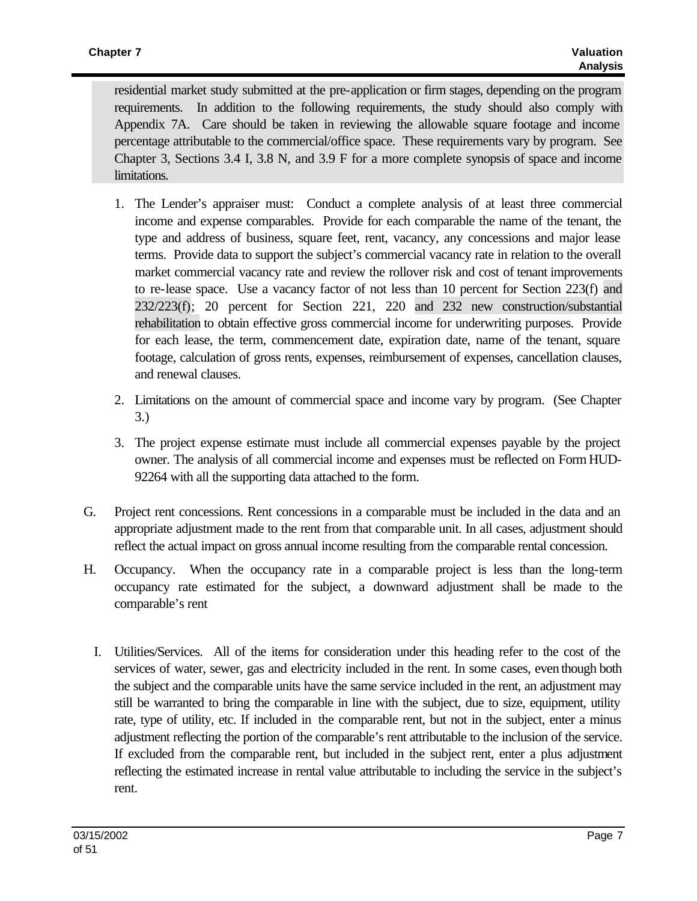residential market study submitted at the pre-application or firm stages, depending on the program requirements. In addition to the following requirements, the study should also comply with Appendix 7A. Care should be taken in reviewing the allowable square footage and income percentage attributable to the commercial/office space. These requirements vary by program. See Chapter 3, Sections 3.4 I, 3.8 N, and 3.9 F for a more complete synopsis of space and income limitations.

1. The Lender's appraiser must: Conduct a complete analysis of at least three commercial income and expense comparables. Provide for each comparable the name of the tenant, the type and address of business, square feet, rent, vacancy, any concessions and major lease terms. Provide data to support the subject's commercial vacancy rate in relation to the overall market commercial vacancy rate and review the rollover risk and cost of tenant improvements to re-lease space. Use a vacancy factor of not less than 10 percent for Section 223(f) and 232/223(f); 20 percent for Section 221, 220 and 232 new construction/substantial rehabilitation to obtain effective gross commercial income for underwriting purposes. Provide for each lease, the term, commencement date, expiration date, name of the tenant, square footage, calculation of gross rents, expenses, reimbursement of expenses, cancellation clauses, and renewal clauses.

2. Limitations on the amount of commercial space and income vary by program. (See Chapter 3.)

3. The project expense estimate must include all commercial expenses payable by the project owner. The analysis of all commercial income and expenses must be reflected on Form HUD-92264 with all the supporting data attached to the form.

G. Project rent concessions. Rent concessions in a comparable must be included in the data and an appropriate adjustment made to the rent from that comparable unit. In all cases, adjustment should reflect the actual impact on gross annual income resulting from the comparable rental concession.

H. Occupancy. When the occupancy rate in a comparable project is less than the long-term occupancy rate estimated for the subject, a downward adjustment shall be made to the comparable's rent

I. Utilities/Services. All of the items for consideration under this heading refer to the cost of the services of water, sewer, gas and electricity included in the rent. In some cases, even though both the subject and the comparable units have the same service included in the rent, an adjustment may still be warranted to bring the comparable in line with the subject, due to size, equipment, utility rate, type of utility, etc. If included in the comparable rent, but not in the subject, enter a minus adjustment reflecting the portion of the comparable's rent attributable to the inclusion of the service. If excluded from the comparable rent, but included in the subject rent, enter a plus adjustment reflecting the estimated increase in rental value attributable to including the service in the subject's rent.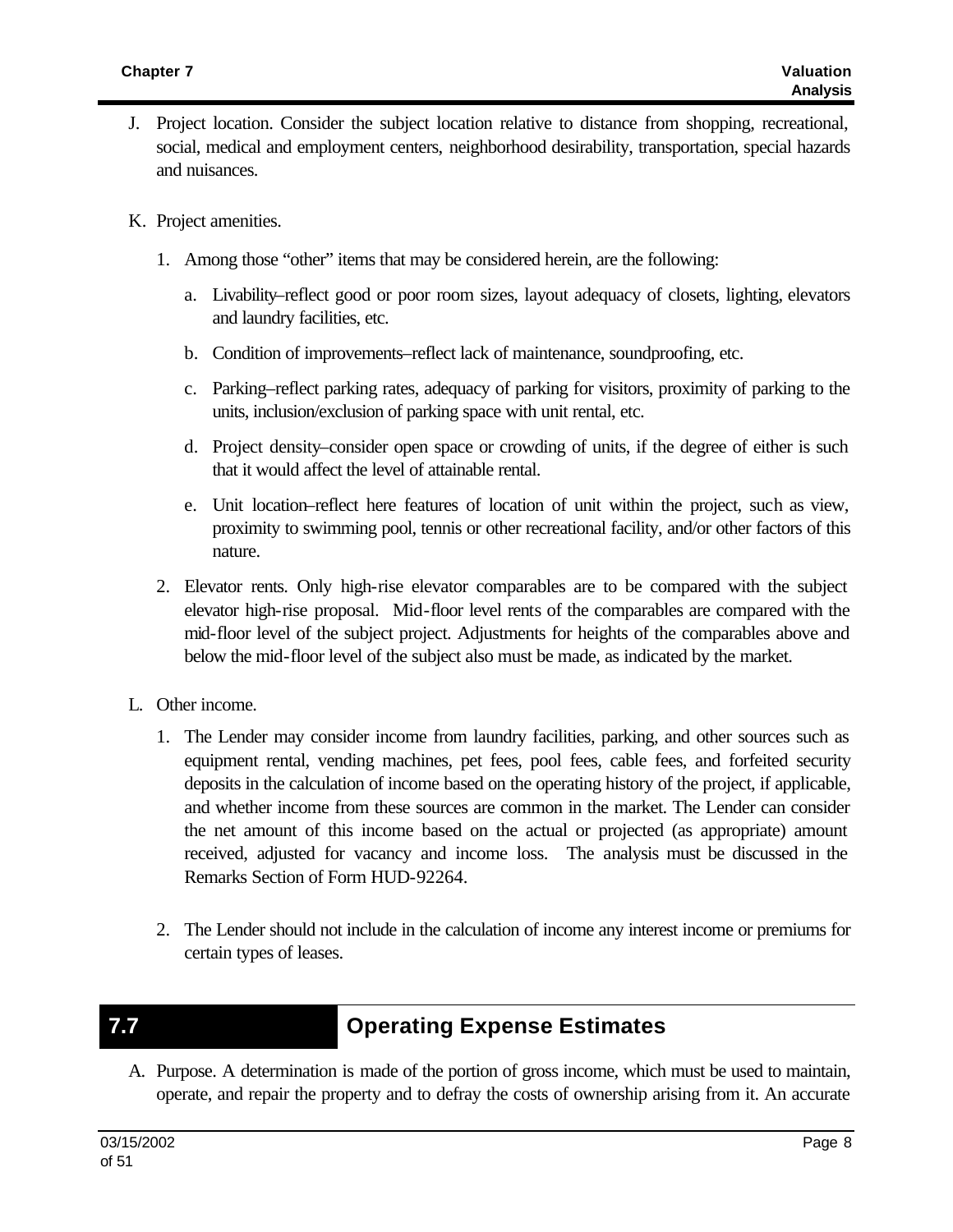J. Project location. Consider the subject location relative to distance from shopping, recreational, social, medical and employment centers, neighborhood desirability, transportation, special hazards and nuisances.

K. Project amenities.

   1. Among those "other" items that may be considered herein, are the following:

      a. Livability–reflect good or poor room sizes, layout adequacy of closets, lighting, elevators and laundry facilities, etc.

      b. Condition of improvements–reflect lack of maintenance, soundproofing, etc.

      c. Parking–reflect parking rates, adequacy of parking for visitors, proximity of parking to the units, inclusion/exclusion of parking space with unit rental, etc.

      d. Project density–consider open space or crowding of units, if the degree of either is such that it would affect the level of attainable rental.

      e. Unit location–reflect here features of location of unit within the project, such as view, proximity to swimming pool, tennis or other recreational facility, and/or other factors of this nature.

   2. Elevator rents. Only high-rise elevator comparables are to be compared with the subject elevator high-rise proposal. Mid-floor level rents of the comparables are compared with the mid-floor level of the subject project. Adjustments for heights of the comparables above and below the mid-floor level of the subject also must be made, as indicated by the market.

L. Other income.

   1. The Lender may consider income from laundry facilities, parking, and other sources such as equipment rental, vending machines, pet fees, pool fees, cable fees, and forfeited security deposits in the calculation of income based on the operating history of the project, if applicable, and whether income from these sources are common in the market. The Lender can consider the net amount of this income based on the actual or projected (as appropriate) amount received, adjusted for vacancy and income loss. The analysis must be discussed in the Remarks Section of Form HUD-92264.

   2. The Lender should not include in the calculation of income any interest income or premiums for certain types of leases.

## 7.7 Operating Expense Estimates

A. Purpose. A determination is made of the portion of gross income, which must be used to maintain, operate, and repair the property and to defray the costs of ownership arising from it. An accurate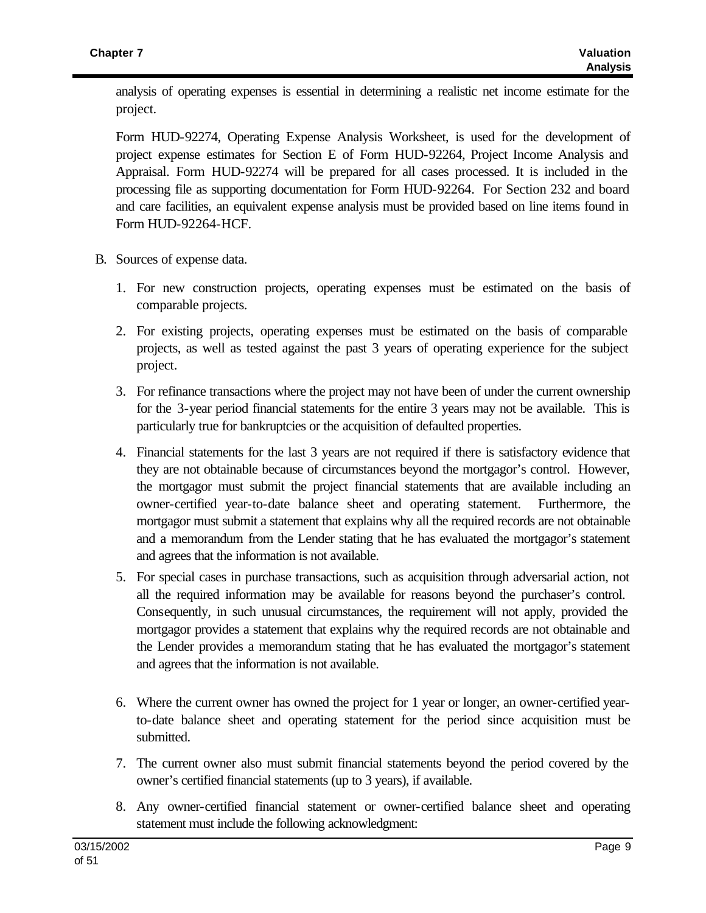analysis of operating expenses is essential in determining a realistic net income estimate for the project.

Form HUD-92274, Operating Expense Analysis Worksheet, is used for the development of project expense estimates for Section E of Form HUD-92264, Project Income Analysis and Appraisal. Form HUD-92274 will be prepared for all cases processed. It is included in the processing file as supporting documentation for Form HUD-92264. For Section 232 and board and care facilities, an equivalent expense analysis must be provided based on line items found in Form HUD-92264-HCF.

B. Sources of expense data.

1. For new construction projects, operating expenses must be estimated on the basis of comparable projects.
2. For existing projects, operating expenses must be estimated on the basis of comparable projects, as well as tested against the past 3 years of operating experience for the subject project.
3. For refinance transactions where the project may not have been of under the current ownership for the 3-year period financial statements for the entire 3 years may not be available. This is particularly true for bankruptcies or the acquisition of defaulted properties.
4. Financial statements for the last 3 years are not required if there is satisfactory evidence that they are not obtainable because of circumstances beyond the mortgagor's control. However, the mortgagor must submit the project financial statements that are available including an owner-certified year-to-date balance sheet and operating statement. Furthermore, the mortgagor must submit a statement that explains why all the required records are not obtainable and a memorandum from the Lender stating that he has evaluated the mortgagor's statement and agrees that the information is not available.
5. For special cases in purchase transactions, such as acquisition through adversarial action, not all the required information may be available for reasons beyond the purchaser's control. Consequently, in such unusual circumstances, the requirement will not apply, provided the mortgagor provides a statement that explains why the required records are not obtainable and the Lender provides a memorandum stating that he has evaluated the mortgagor's statement and agrees that the information is not available.
6. Where the current owner has owned the project for 1 year or longer, an owner-certified year-to-date balance sheet and operating statement for the period since acquisition must be submitted.
7. The current owner also must submit financial statements beyond the period covered by the owner's certified financial statements (up to 3 years), if available.
8. Any owner-certified financial statement or owner-certified balance sheet and operating statement must include the following acknowledgment: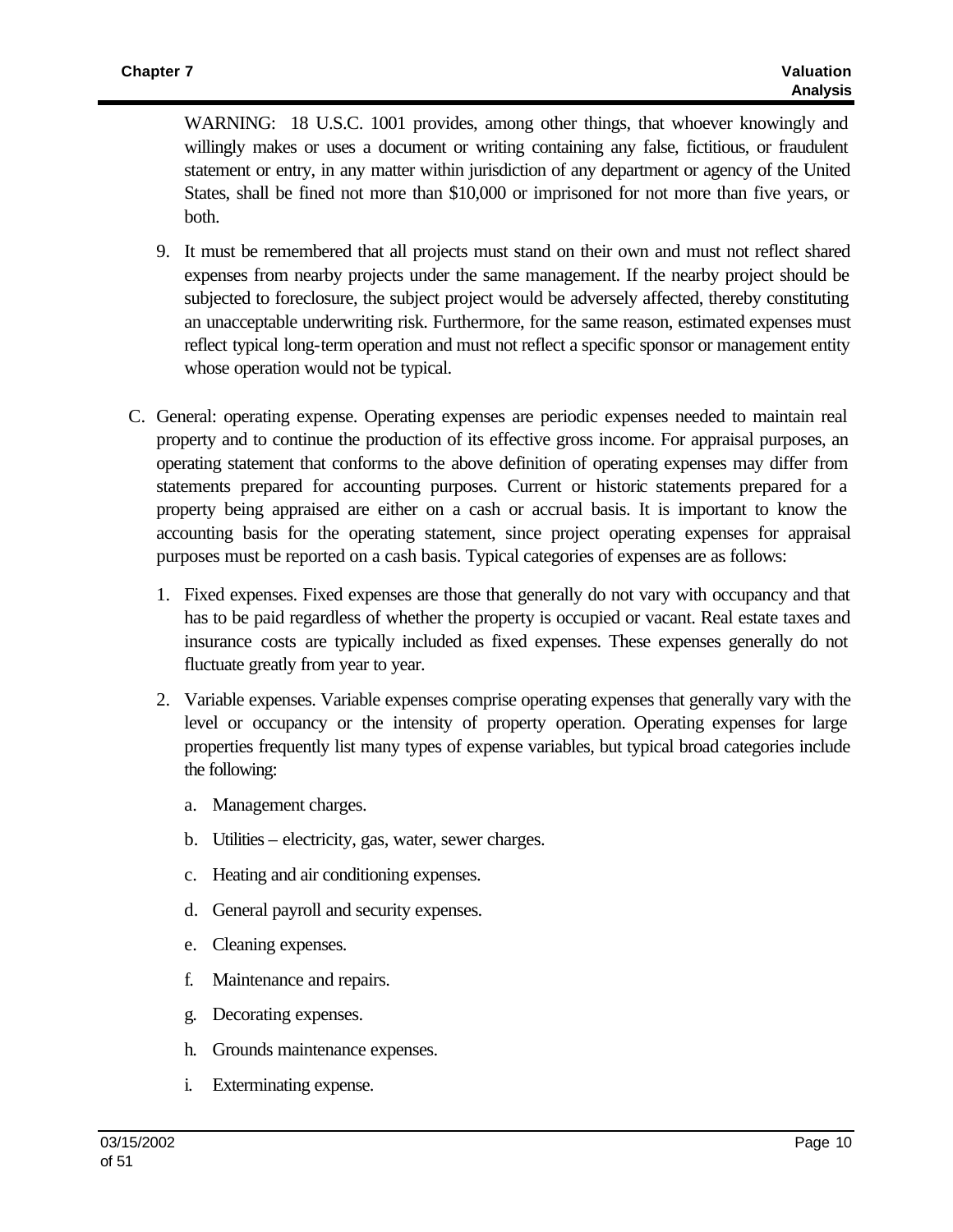WARNING: 18 U.S.C. 1001 provides, among other things, that whoever knowingly and willingly makes or uses a document or writing containing any false, fictitious, or fraudulent statement or entry, in any matter within jurisdiction of any department or agency of the United States, shall be fined not more than $10,000 or imprisoned for not more than five years, or both.

9. It must be remembered that all projects must stand on their own and must not reflect shared expenses from nearby projects under the same management. If the nearby project should be subjected to foreclosure, the subject project would be adversely affected, thereby constituting an unacceptable underwriting risk. Furthermore, for the same reason, estimated expenses must reflect typical long-term operation and must not reflect a specific sponsor or management entity whose operation would not be typical.

C. General: operating expense. Operating expenses are periodic expenses needed to maintain real property and to continue the production of its effective gross income. For appraisal purposes, an operating statement that conforms to the above definition of operating expenses may differ from statements prepared for accounting purposes. Current or historic statements prepared for a property being appraised are either on a cash or accrual basis. It is important to know the accounting basis for the operating statement, since project operating expenses for appraisal purposes must be reported on a cash basis. Typical categories of expenses are as follows:

   1. Fixed expenses. Fixed expenses are those that generally do not vary with occupancy and that has to be paid regardless of whether the property is occupied or vacant. Real estate taxes and insurance costs are typically included as fixed expenses. These expenses generally do not fluctuate greatly from year to year.

   2. Variable expenses. Variable expenses comprise operating expenses that generally vary with the level or occupancy or the intensity of property operation. Operating expenses for large properties frequently list many types of expense variables, but typical broad categories include the following:

      a. Management charges.

      b. Utilities – electricity, gas, water, sewer charges.

      c. Heating and air conditioning expenses.

      d. General payroll and security expenses.

      e. Cleaning expenses.

      f. Maintenance and repairs.

      g. Decorating expenses.

      h. Grounds maintenance expenses.

      i. Exterminating expense.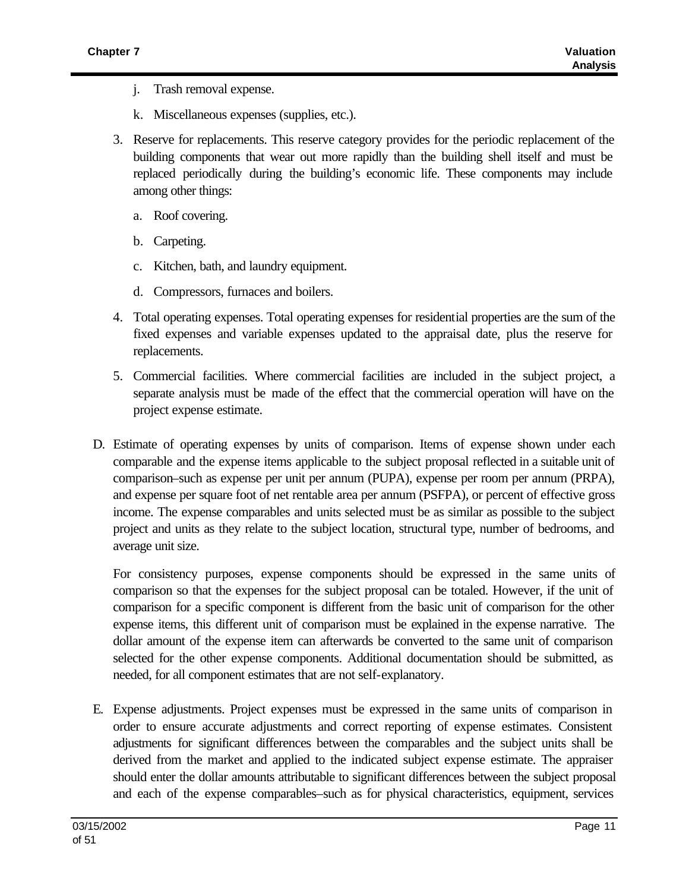j. Trash removal expense.

k. Miscellaneous expenses (supplies, etc.).

3. Reserve for replacements. This reserve category provides for the periodic replacement of the building components that wear out more rapidly than the building shell itself and must be replaced periodically during the building's economic life. These components may include among other things:

   a. Roof covering.

   b. Carpeting.

   c. Kitchen, bath, and laundry equipment.

   d. Compressors, furnaces and boilers.

4. Total operating expenses. Total operating expenses for residential properties are the sum of the fixed expenses and variable expenses updated to the appraisal date, plus the reserve for replacements.

5. Commercial facilities. Where commercial facilities are included in the subject project, a separate analysis must be made of the effect that the commercial operation will have on the project expense estimate.

D. Estimate of operating expenses by units of comparison. Items of expense shown under each comparable and the expense items applicable to the subject proposal reflected in a suitable unit of comparison–such as expense per unit per annum (PUPA), expense per room per annum (PRPA), and expense per square foot of net rentable area per annum (PSFPA), or percent of effective gross income. The expense comparables and units selected must be as similar as possible to the subject project and units as they relate to the subject location, structural type, number of bedrooms, and average unit size.

   For consistency purposes, expense components should be expressed in the same units of comparison so that the expenses for the subject proposal can be totaled. However, if the unit of comparison for a specific component is different from the basic unit of comparison for the other expense items, this different unit of comparison must be explained in the expense narrative. The dollar amount of the expense item can afterwards be converted to the same unit of comparison selected for the other expense components. Additional documentation should be submitted, as needed, for all component estimates that are not self-explanatory.

E. Expense adjustments. Project expenses must be expressed in the same units of comparison in order to ensure accurate adjustments and correct reporting of expense estimates. Consistent adjustments for significant differences between the comparables and the subject units shall be derived from the market and applied to the indicated subject expense estimate. The appraiser should enter the dollar amounts attributable to significant differences between the subject proposal and each of the expense comparables–such as for physical characteristics, equipment, services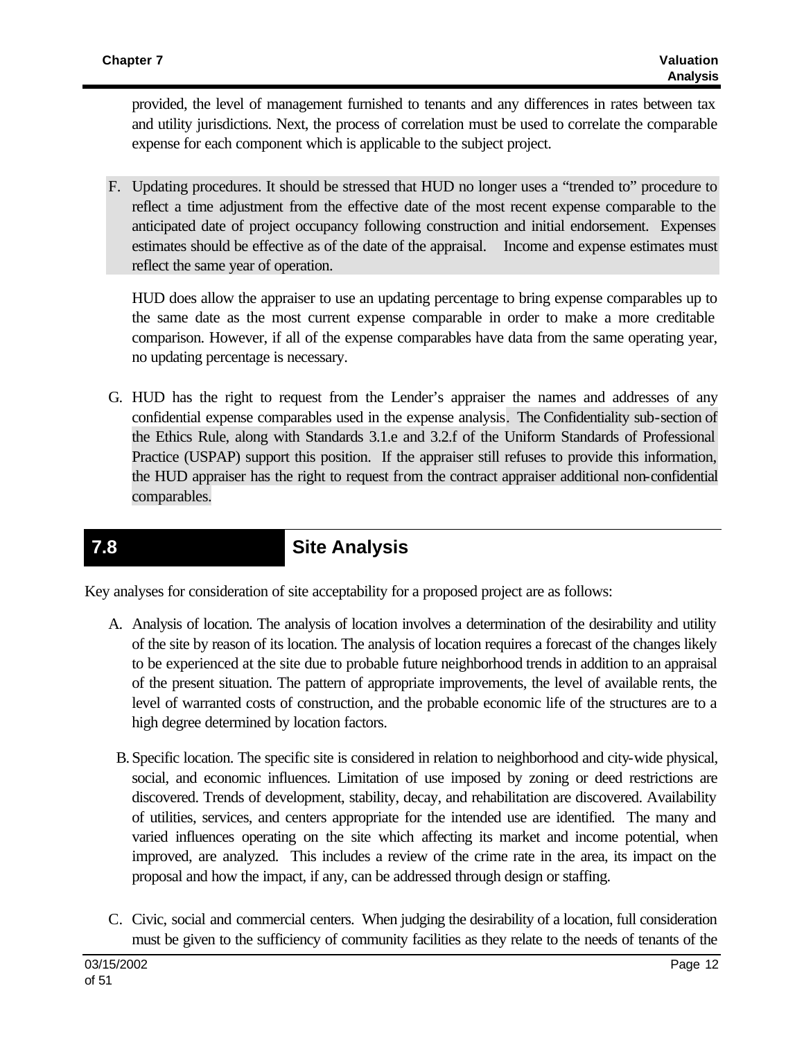provided, the level of management furnished to tenants and any differences in rates between tax and utility jurisdictions. Next, the process of correlation must be used to correlate the comparable expense for each component which is applicable to the subject project.

F. Updating procedures. It should be stressed that HUD no longer uses a "trended to" procedure to reflect a time adjustment from the effective date of the most recent expense comparable to the anticipated date of project occupancy following construction and initial endorsement. Expenses estimates should be effective as of the date of the appraisal. Income and expense estimates must reflect the same year of operation.

   HUD does allow the appraiser to use an updating percentage to bring expense comparables up to the same date as the most current expense comparable in order to make a more creditable comparison. However, if all of the expense comparables have data from the same operating year, no updating percentage is necessary.

G. HUD has the right to request from the Lender's appraiser the names and addresses of any confidential expense comparables used in the expense analysis. The Confidentiality sub-section of the Ethics Rule, along with Standards 3.1.e and 3.2.f of the Uniform Standards of Professional Practice (USPAP) support this position. If the appraiser still refuses to provide this information, the HUD appraiser has the right to request from the contract appraiser additional non-confidential comparables.

## 7.8 Site Analysis

Key analyses for consideration of site acceptability for a proposed project are as follows:

A. Analysis of location. The analysis of location involves a determination of the desirability and utility of the site by reason of its location. The analysis of location requires a forecast of the changes likely to be experienced at the site due to probable future neighborhood trends in addition to an appraisal of the present situation. The pattern of appropriate improvements, the level of available rents, the level of warranted costs of construction, and the probable economic life of the structures are to a high degree determined by location factors.

B. Specific location. The specific site is considered in relation to neighborhood and city-wide physical, social, and economic influences. Limitation of use imposed by zoning or deed restrictions are discovered. Trends of development, stability, decay, and rehabilitation are discovered. Availability of utilities, services, and centers appropriate for the intended use are identified. The many and varied influences operating on the site which affecting its market and income potential, when improved, are analyzed. This includes a review of the crime rate in the area, its impact on the proposal and how the impact, if any, can be addressed through design or staffing.

C. Civic, social and commercial centers. When judging the desirability of a location, full consideration must be given to the sufficiency of community facilities as they relate to the needs of tenants of the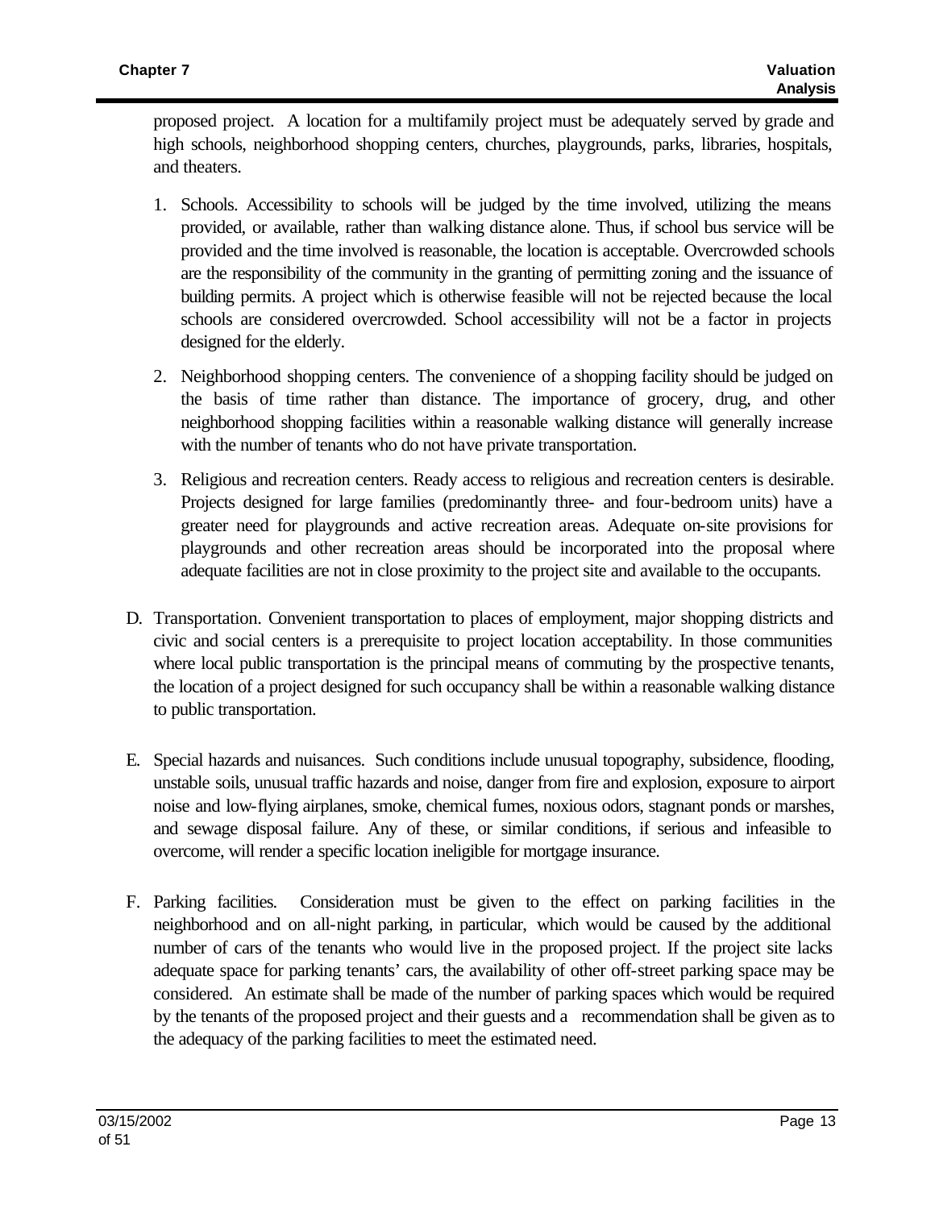proposed project. A location for a multifamily project must be adequately served by grade and high schools, neighborhood shopping centers, churches, playgrounds, parks, libraries, hospitals, and theaters.

1. Schools. Accessibility to schools will be judged by the time involved, utilizing the means provided, or available, rather than walking distance alone. Thus, if school bus service will be provided and the time involved is reasonable, the location is acceptable. Overcrowded schools are the responsibility of the community in the granting of permitting zoning and the issuance of building permits. A project which is otherwise feasible will not be rejected because the local schools are considered overcrowded. School accessibility will not be a factor in projects designed for the elderly.

2. Neighborhood shopping centers. The convenience of a shopping facility should be judged on the basis of time rather than distance. The importance of grocery, drug, and other neighborhood shopping facilities within a reasonable walking distance will generally increase with the number of tenants who do not have private transportation.

3. Religious and recreation centers. Ready access to religious and recreation centers is desirable. Projects designed for large families (predominantly three- and four-bedroom units) have a greater need for playgrounds and active recreation areas. Adequate on-site provisions for playgrounds and other recreation areas should be incorporated into the proposal where adequate facilities are not in close proximity to the project site and available to the occupants.

D. Transportation. Convenient transportation to places of employment, major shopping districts and civic and social centers is a prerequisite to project location acceptability. In those communities where local public transportation is the principal means of commuting by the prospective tenants, the location of a project designed for such occupancy shall be within a reasonable walking distance to public transportation.

E. Special hazards and nuisances. Such conditions include unusual topography, subsidence, flooding, unstable soils, unusual traffic hazards and noise, danger from fire and explosion, exposure to airport noise and low-flying airplanes, smoke, chemical fumes, noxious odors, stagnant ponds or marshes, and sewage disposal failure. Any of these, or similar conditions, if serious and infeasible to overcome, will render a specific location ineligible for mortgage insurance.

F. Parking facilities. Consideration must be given to the effect on parking facilities in the neighborhood and on all-night parking, in particular, which would be caused by the additional number of cars of the tenants who would live in the proposed project. If the project site lacks adequate space for parking tenants' cars, the availability of other off-street parking space may be considered. An estimate shall be made of the number of parking spaces which would be required by the tenants of the proposed project and their guests and a recommendation shall be given as to the adequacy of the parking facilities to meet the estimated need.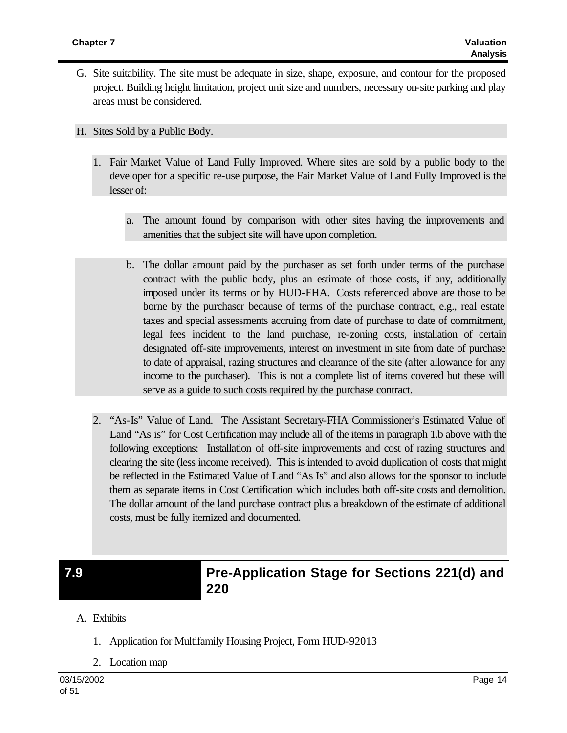G. Site suitability. The site must be adequate in size, shape, exposure, and contour for the proposed project. Building height limitation, project unit size and numbers, necessary on-site parking and play areas must be considered.

H. Sites Sold by a Public Body.

1. Fair Market Value of Land Fully Improved. Where sites are sold by a public body to the developer for a specific re-use purpose, the Fair Market Value of Land Fully Improved is the lesser of:

   a. The amount found by comparison with other sites having the improvements and amenities that the subject site will have upon completion.

   b. The dollar amount paid by the purchaser as set forth under terms of the purchase contract with the public body, plus an estimate of those costs, if any, additionally imposed under its terms or by HUD-FHA. Costs referenced above are those to be borne by the purchaser because of terms of the purchase contract, e.g., real estate taxes and special assessments accruing from date of purchase to date of commitment, legal fees incident to the land purchase, re-zoning costs, installation of certain designated off-site improvements, interest on investment in site from date of purchase to date of appraisal, razing structures and clearance of the site (after allowance for any income to the purchaser). This is not a complete list of items covered but these will serve as a guide to such costs required by the purchase contract.

2. "As-Is" Value of Land. The Assistant Secretary-FHA Commissioner's Estimated Value of Land "As is" for Cost Certification may include all of the items in paragraph 1.b above with the following exceptions: Installation of off-site improvements and cost of razing structures and clearing the site (less income received). This is intended to avoid duplication of costs that might be reflected in the Estimated Value of Land "As Is" and also allows for the sponsor to include them as separate items in Cost Certification which includes both off-site costs and demolition. The dollar amount of the land purchase contract plus a breakdown of the estimate of additional costs, must be fully itemized and documented.

## 7.9 Pre-Application Stage for Sections 221(d) and 220

A. Exhibits

1. Application for Multifamily Housing Project, Form HUD-92013

2. Location map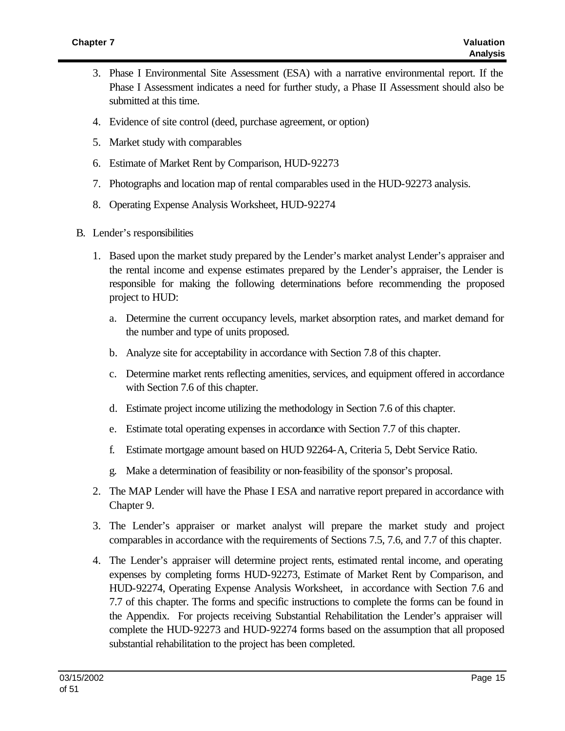3. Phase I Environmental Site Assessment (ESA) with a narrative environmental report. If the Phase I Assessment indicates a need for further study, a Phase II Assessment should also be submitted at this time.

4. Evidence of site control (deed, purchase agreement, or option)

5. Market study with comparables

6. Estimate of Market Rent by Comparison, HUD-92273

7. Photographs and location map of rental comparables used in the HUD-92273 analysis.

8. Operating Expense Analysis Worksheet, HUD-92274

B. Lender's responsibilities

1. Based upon the market study prepared by the Lender's market analyst Lender's appraiser and the rental income and expense estimates prepared by the Lender's appraiser, the Lender is responsible for making the following determinations before recommending the proposed project to HUD:

   a. Determine the current occupancy levels, market absorption rates, and market demand for the number and type of units proposed.

   b. Analyze site for acceptability in accordance with Section 7.8 of this chapter.

   c. Determine market rents reflecting amenities, services, and equipment offered in accordance with Section 7.6 of this chapter.

   d. Estimate project income utilizing the methodology in Section 7.6 of this chapter.

   e. Estimate total operating expenses in accordance with Section 7.7 of this chapter.

   f. Estimate mortgage amount based on HUD 92264-A, Criteria 5, Debt Service Ratio.

   g. Make a determination of feasibility or non-feasibility of the sponsor's proposal.

2. The MAP Lender will have the Phase I ESA and narrative report prepared in accordance with Chapter 9.

3. The Lender's appraiser or market analyst will prepare the market study and project comparables in accordance with the requirements of Sections 7.5, 7.6, and 7.7 of this chapter.

4. The Lender's appraiser will determine project rents, estimated rental income, and operating expenses by completing forms HUD-92273, Estimate of Market Rent by Comparison, and HUD-92274, Operating Expense Analysis Worksheet, in accordance with Section 7.6 and 7.7 of this chapter. The forms and specific instructions to complete the forms can be found in the Appendix. For projects receiving Substantial Rehabilitation the Lender's appraiser will complete the HUD-92273 and HUD-92274 forms based on the assumption that all proposed substantial rehabilitation to the project has been completed.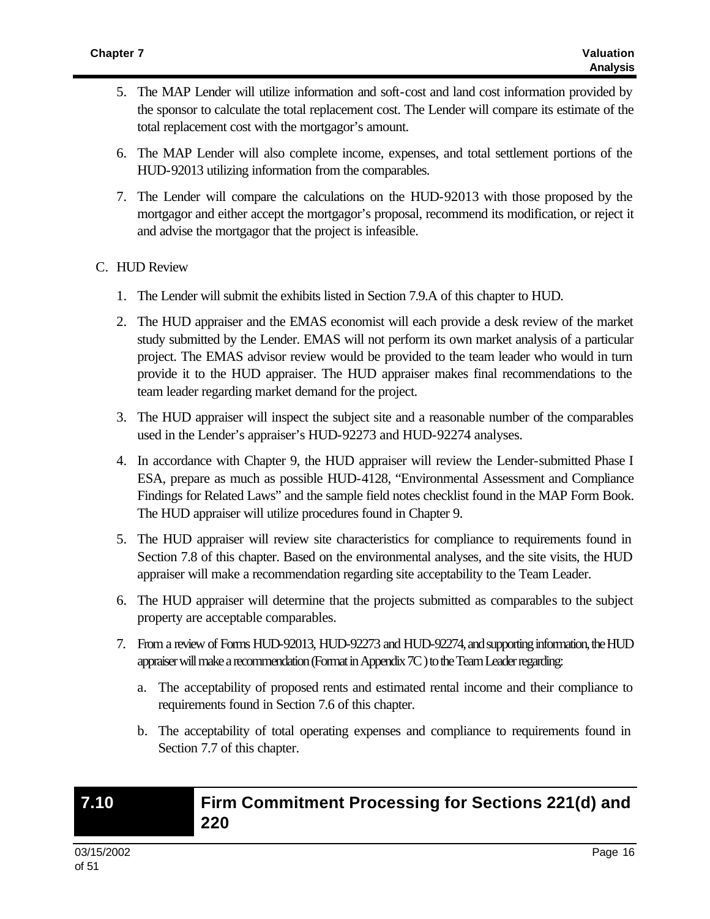5. The MAP Lender will utilize information and soft-cost and land cost information provided by the sponsor to calculate the total replacement cost. The Lender will compare its estimate of the total replacement cost with the mortgagor's amount.

6. The MAP Lender will also complete income, expenses, and total settlement portions of the HUD-92013 utilizing information from the comparables.

7. The Lender will compare the calculations on the HUD-92013 with those proposed by the mortgagor and either accept the mortgagor's proposal, recommend its modification, or reject it and advise the mortgagor that the project is infeasible.

C. HUD Review

1. The Lender will submit the exhibits listed in Section 7.9.A of this chapter to HUD.

2. The HUD appraiser and the EMAS economist will each provide a desk review of the market study submitted by the Lender. EMAS will not perform its own market analysis of a particular project. The EMAS advisor review would be provided to the team leader who would in turn provide it to the HUD appraiser. The HUD appraiser makes final recommendations to the team leader regarding market demand for the project.

3. The HUD appraiser will inspect the subject site and a reasonable number of the comparables used in the Lender's appraiser's HUD-92273 and HUD-92274 analyses.

4. In accordance with Chapter 9, the HUD appraiser will review the Lender-submitted Phase I ESA, prepare as much as possible HUD-4128, "Environmental Assessment and Compliance Findings for Related Laws" and the sample field notes checklist found in the MAP Form Book. The HUD appraiser will utilize procedures found in Chapter 9.

5. The HUD appraiser will review site characteristics for compliance to requirements found in Section 7.8 of this chapter. Based on the environmental analyses, and the site visits, the HUD appraiser will make a recommendation regarding site acceptability to the Team Leader.

6. The HUD appraiser will determine that the projects submitted as comparables to the subject property are acceptable comparables.

7. From a review of Forms HUD-92013, HUD-92273 and HUD-92274, and supporting information, the HUD appraiser will make a recommendation (Format in Appendix 7C ) to the Team Leader regarding:

   a. The acceptability of proposed rents and estimated rental income and their compliance to requirements found in Section 7.6 of this chapter.

   b. The acceptability of total operating expenses and compliance to requirements found in Section 7.7 of this chapter.

## 7.10 Firm Commitment Processing for Sections 221(d) and 220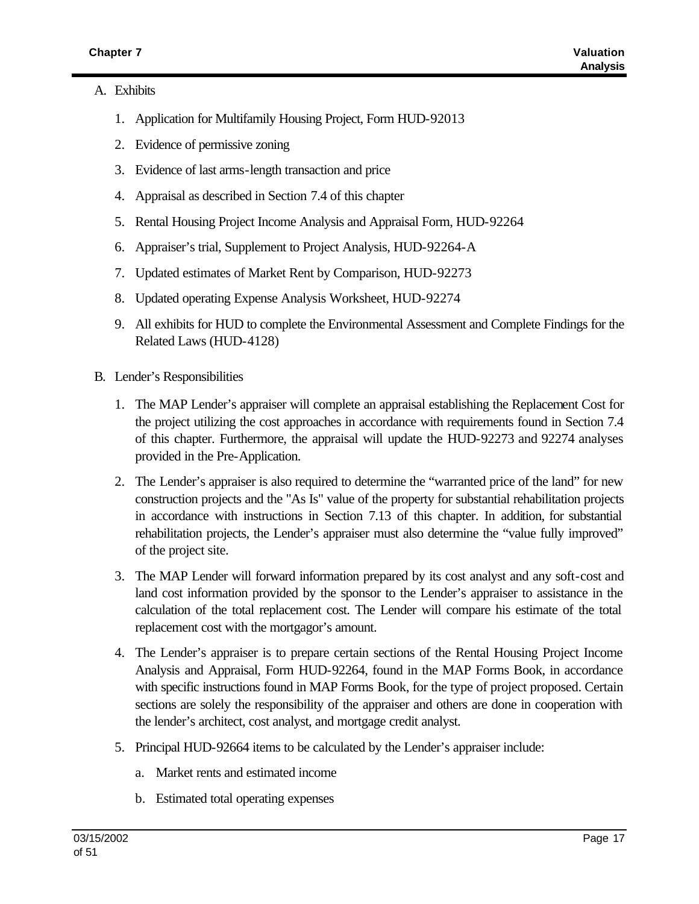A. Exhibits

1. Application for Multifamily Housing Project, Form HUD-92013
2. Evidence of permissive zoning
3. Evidence of last arms-length transaction and price
4. Appraisal as described in Section 7.4 of this chapter
5. Rental Housing Project Income Analysis and Appraisal Form, HUD-92264
6. Appraiser's trial, Supplement to Project Analysis, HUD-92264-A
7. Updated estimates of Market Rent by Comparison, HUD-92273
8. Updated operating Expense Analysis Worksheet, HUD-92274
9. All exhibits for HUD to complete the Environmental Assessment and Complete Findings for the Related Laws (HUD-4128)

B. Lender's Responsibilities

1. The MAP Lender's appraiser will complete an appraisal establishing the Replacement Cost for the project utilizing the cost approaches in accordance with requirements found in Section 7.4 of this chapter. Furthermore, the appraisal will update the HUD-92273 and 92274 analyses provided in the Pre-Application.
2. The Lender's appraiser is also required to determine the "warranted price of the land" for new construction projects and the "As Is" value of the property for substantial rehabilitation projects in accordance with instructions in Section 7.13 of this chapter. In addition, for substantial rehabilitation projects, the Lender's appraiser must also determine the "value fully improved" of the project site.
3. The MAP Lender will forward information prepared by its cost analyst and any soft-cost and land cost information provided by the sponsor to the Lender's appraiser to assistance in the calculation of the total replacement cost. The Lender will compare his estimate of the total replacement cost with the mortgagor's amount.
4. The Lender's appraiser is to prepare certain sections of the Rental Housing Project Income Analysis and Appraisal, Form HUD-92264, found in the MAP Forms Book, in accordance with specific instructions found in MAP Forms Book, for the type of project proposed. Certain sections are solely the responsibility of the appraiser and others are done in cooperation with the lender's architect, cost analyst, and mortgage credit analyst.
5. Principal HUD-92664 items to be calculated by the Lender's appraiser include:
   a. Market rents and estimated income
   b. Estimated total operating expenses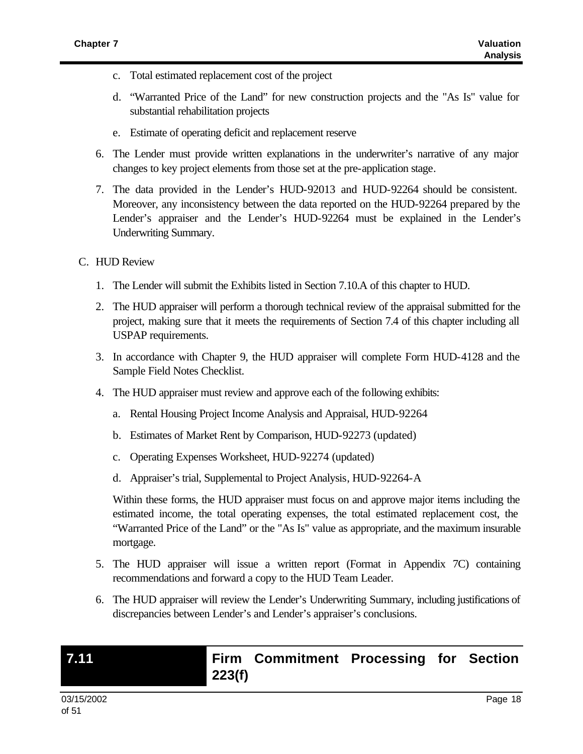c. Total estimated replacement cost of the project

d. "Warranted Price of the Land" for new construction projects and the "As Is" value for substantial rehabilitation projects

e. Estimate of operating deficit and replacement reserve

6. The Lender must provide written explanations in the underwriter's narrative of any major changes to key project elements from those set at the pre-application stage.

7. The data provided in the Lender's HUD-92013 and HUD-92264 should be consistent. Moreover, any inconsistency between the data reported on the HUD-92264 prepared by the Lender's appraiser and the Lender's HUD-92264 must be explained in the Lender's Underwriting Summary.

C. HUD Review

1. The Lender will submit the Exhibits listed in Section 7.10.A of this chapter to HUD.

2. The HUD appraiser will perform a thorough technical review of the appraisal submitted for the project, making sure that it meets the requirements of Section 7.4 of this chapter including all USPAP requirements.

3. In accordance with Chapter 9, the HUD appraiser will complete Form HUD-4128 and the Sample Field Notes Checklist.

4. The HUD appraiser must review and approve each of the following exhibits:

   a. Rental Housing Project Income Analysis and Appraisal, HUD-92264

   b. Estimates of Market Rent by Comparison, HUD-92273 (updated)

   c. Operating Expenses Worksheet, HUD-92274 (updated)

   d. Appraiser's trial, Supplemental to Project Analysis, HUD-92264-A

   Within these forms, the HUD appraiser must focus on and approve major items including the estimated income, the total operating expenses, the total estimated replacement cost, the "Warranted Price of the Land" or the "As Is" value as appropriate, and the maximum insurable mortgage.

5. The HUD appraiser will issue a written report (Format in Appendix 7C) containing recommendations and forward a copy to the HUD Team Leader.

6. The HUD appraiser will review the Lender's Underwriting Summary, including justifications of discrepancies between Lender's and Lender's appraiser's conclusions.

## 7.11 Firm Commitment Processing for Section 223(f)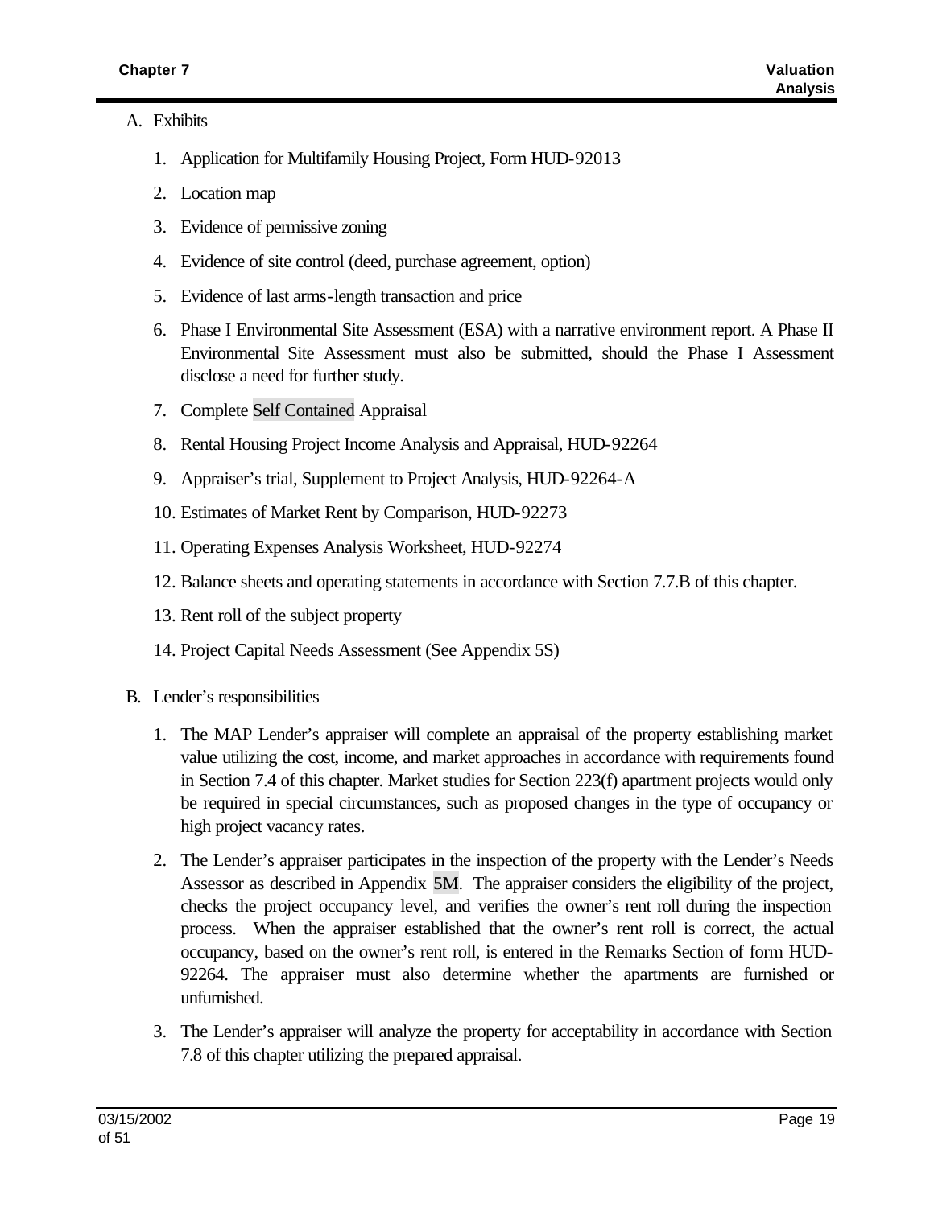A. Exhibits

1. Application for Multifamily Housing Project, Form HUD-92013
2. Location map
3. Evidence of permissive zoning
4. Evidence of site control (deed, purchase agreement, option)
5. Evidence of last arms-length transaction and price
6. Phase I Environmental Site Assessment (ESA) with a narrative environment report. A Phase II Environmental Site Assessment must also be submitted, should the Phase I Assessment disclose a need for further study.
7. Complete Self Contained Appraisal
8. Rental Housing Project Income Analysis and Appraisal, HUD-92264
9. Appraiser's trial, Supplement to Project Analysis, HUD-92264-A
10. Estimates of Market Rent by Comparison, HUD-92273
11. Operating Expenses Analysis Worksheet, HUD-92274
12. Balance sheets and operating statements in accordance with Section 7.7.B of this chapter.
13. Rent roll of the subject property
14. Project Capital Needs Assessment (See Appendix 5S)

B. Lender's responsibilities

1. The MAP Lender's appraiser will complete an appraisal of the property establishing market value utilizing the cost, income, and market approaches in accordance with requirements found in Section 7.4 of this chapter. Market studies for Section 223(f) apartment projects would only be required in special circumstances, such as proposed changes in the type of occupancy or high project vacancy rates.
2. The Lender's appraiser participates in the inspection of the property with the Lender's Needs Assessor as described in Appendix 5M. The appraiser considers the eligibility of the project, checks the project occupancy level, and verifies the owner's rent roll during the inspection process. When the appraiser established that the owner's rent roll is correct, the actual occupancy, based on the owner's rent roll, is entered in the Remarks Section of form HUD-92264. The appraiser must also determine whether the apartments are furnished or unfurnished.
3. The Lender's appraiser will analyze the property for acceptability in accordance with Section 7.8 of this chapter utilizing the prepared appraisal.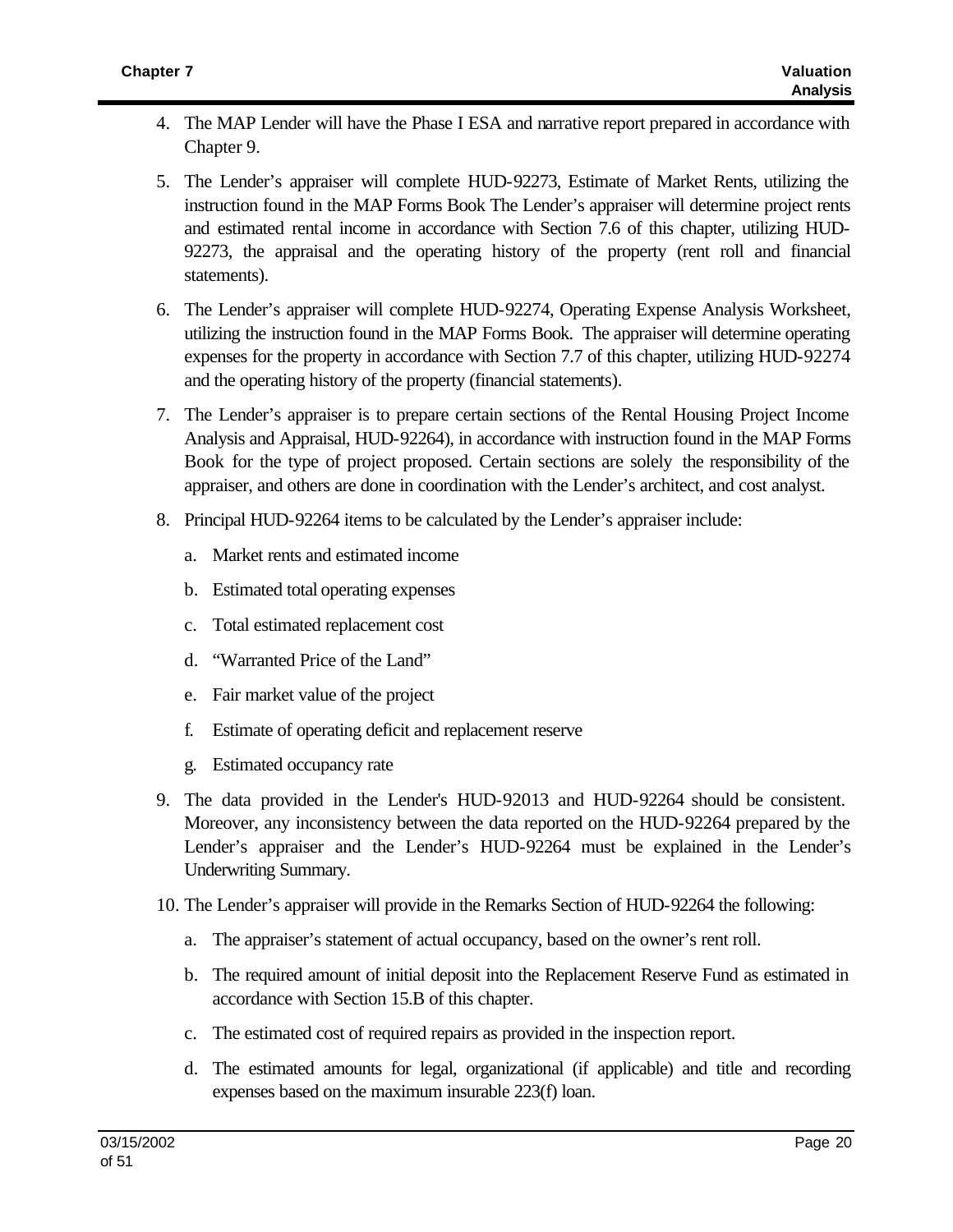4. The MAP Lender will have the Phase I ESA and narrative report prepared in accordance with Chapter 9.

5. The Lender's appraiser will complete HUD-92273, Estimate of Market Rents, utilizing the instruction found in the MAP Forms Book The Lender's appraiser will determine project rents and estimated rental income in accordance with Section 7.6 of this chapter, utilizing HUD-92273, the appraisal and the operating history of the property (rent roll and financial statements).

6. The Lender's appraiser will complete HUD-92274, Operating Expense Analysis Worksheet, utilizing the instruction found in the MAP Forms Book. The appraiser will determine operating expenses for the property in accordance with Section 7.7 of this chapter, utilizing HUD-92274 and the operating history of the property (financial statements).

7. The Lender's appraiser is to prepare certain sections of the Rental Housing Project Income Analysis and Appraisal, HUD-92264), in accordance with instruction found in the MAP Forms Book for the type of project proposed. Certain sections are solely the responsibility of the appraiser, and others are done in coordination with the Lender's architect, and cost analyst.

8. Principal HUD-92264 items to be calculated by the Lender's appraiser include:

   a. Market rents and estimated income

   b. Estimated total operating expenses

   c. Total estimated replacement cost

   d. "Warranted Price of the Land"

   e. Fair market value of the project

   f. Estimate of operating deficit and replacement reserve

   g. Estimated occupancy rate

9. The data provided in the Lender's HUD-92013 and HUD-92264 should be consistent. Moreover, any inconsistency between the data reported on the HUD-92264 prepared by the Lender's appraiser and the Lender's HUD-92264 must be explained in the Lender's Underwriting Summary.

10. The Lender's appraiser will provide in the Remarks Section of HUD-92264 the following:

    a. The appraiser's statement of actual occupancy, based on the owner's rent roll.

    b. The required amount of initial deposit into the Replacement Reserve Fund as estimated in accordance with Section 15.B of this chapter.

    c. The estimated cost of required repairs as provided in the inspection report.

    d. The estimated amounts for legal, organizational (if applicable) and title and recording expenses based on the maximum insurable 223(f) loan.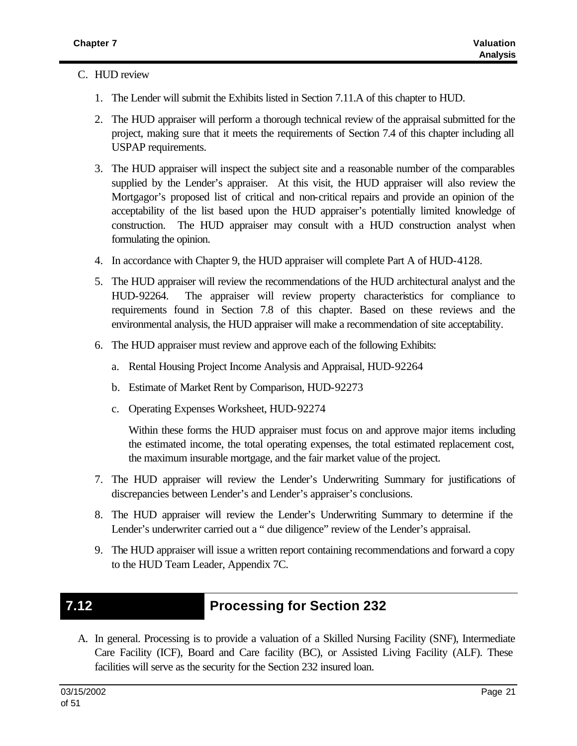C. HUD review

1. The Lender will submit the Exhibits listed in Section 7.11.A of this chapter to HUD.

2. The HUD appraiser will perform a thorough technical review of the appraisal submitted for the project, making sure that it meets the requirements of Section 7.4 of this chapter including all USPAP requirements.

3. The HUD appraiser will inspect the subject site and a reasonable number of the comparables supplied by the Lender's appraiser. At this visit, the HUD appraiser will also review the Mortgagor's proposed list of critical and non-critical repairs and provide an opinion of the acceptability of the list based upon the HUD appraiser's potentially limited knowledge of construction. The HUD appraiser may consult with a HUD construction analyst when formulating the opinion.

4. In accordance with Chapter 9, the HUD appraiser will complete Part A of HUD-4128.

5. The HUD appraiser will review the recommendations of the HUD architectural analyst and the HUD-92264. The appraiser will review property characteristics for compliance to requirements found in Section 7.8 of this chapter. Based on these reviews and the environmental analysis, the HUD appraiser will make a recommendation of site acceptability.

6. The HUD appraiser must review and approve each of the following Exhibits:

   a. Rental Housing Project Income Analysis and Appraisal, HUD-92264

   b. Estimate of Market Rent by Comparison, HUD-92273

   c. Operating Expenses Worksheet, HUD-92274

   Within these forms the HUD appraiser must focus on and approve major items including the estimated income, the total operating expenses, the total estimated replacement cost, the maximum insurable mortgage, and the fair market value of the project.

7. The HUD appraiser will review the Lender's Underwriting Summary for justifications of discrepancies between Lender's and Lender's appraiser's conclusions.

8. The HUD appraiser will review the Lender's Underwriting Summary to determine if the Lender's underwriter carried out a " due diligence" review of the Lender's appraisal.

9. The HUD appraiser will issue a written report containing recommendations and forward a copy to the HUD Team Leader, Appendix 7C.

## 7.12 Processing for Section 232

A. In general. Processing is to provide a valuation of a Skilled Nursing Facility (SNF), Intermediate Care Facility (ICF), Board and Care facility (BC), or Assisted Living Facility (ALF). These facilities will serve as the security for the Section 232 insured loan.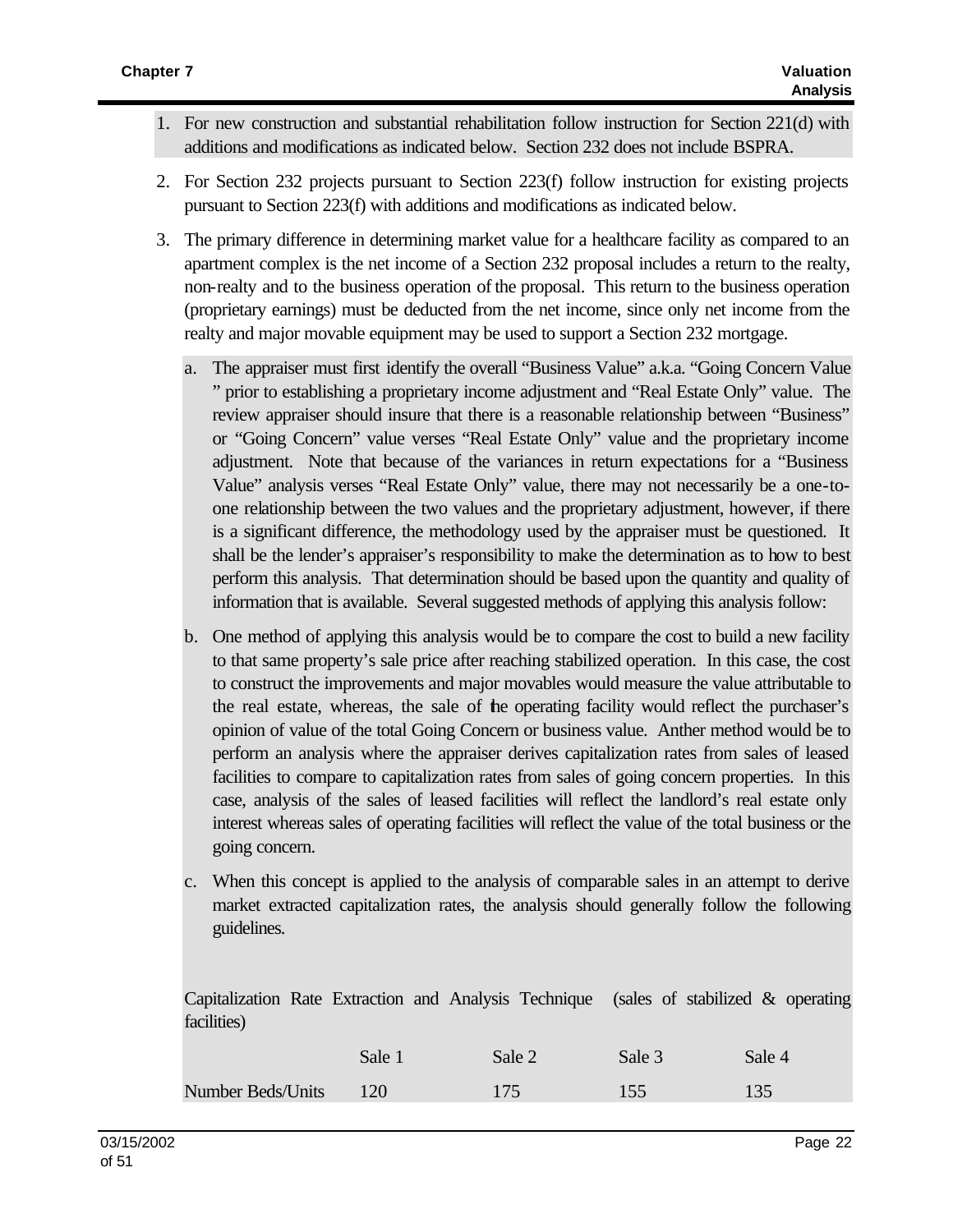1. For new construction and substantial rehabilitation follow instruction for Section 221(d) with additions and modifications as indicated below. Section 232 does not include BSPRA.

2. For Section 232 projects pursuant to Section 223(f) follow instruction for existing projects pursuant to Section 223(f) with additions and modifications as indicated below.

3. The primary difference in determining market value for a healthcare facility as compared to an apartment complex is the net income of a Section 232 proposal includes a return to the realty, non-realty and to the business operation of the proposal. This return to the business operation (proprietary earnings) must be deducted from the net income, since only net income from the realty and major movable equipment may be used to support a Section 232 mortgage.

   a. The appraiser must first identify the overall "Business Value" a.k.a. "Going Concern Value " prior to establishing a proprietary income adjustment and "Real Estate Only" value. The review appraiser should insure that there is a reasonable relationship between "Business" or "Going Concern" value verses "Real Estate Only" value and the proprietary income adjustment. Note that because of the variances in return expectations for a "Business Value" analysis verses "Real Estate Only" value, there may not necessarily be a one-to-one relationship between the two values and the proprietary adjustment, however, if there is a significant difference, the methodology used by the appraiser must be questioned. It shall be the lender's appraiser's responsibility to make the determination as to how to best perform this analysis. That determination should be based upon the quantity and quality of information that is available. Several suggested methods of applying this analysis follow:

   b. One method of applying this analysis would be to compare the cost to build a new facility to that same property's sale price after reaching stabilized operation. In this case, the cost to construct the improvements and major movables would measure the value attributable to the real estate, whereas, the sale of the operating facility would reflect the purchaser's opinion of value of the total Going Concern or business value. Anther method would be to perform an analysis where the appraiser derives capitalization rates from sales of leased facilities to compare to capitalization rates from sales of going concern properties. In this case, analysis of the sales of leased facilities will reflect the landlord's real estate only interest whereas sales of operating facilities will reflect the value of the total business or the going concern.

   c. When this concept is applied to the analysis of comparable sales in an attempt to derive market extracted capitalization rates, the analysis should generally follow the following guidelines.

Capitalization Rate Extraction and Analysis Technique (sales of stabilized & operating facilities)

| | Sale 1 | Sale 2 | Sale 3 | Sale 4 |
|---|---|---|---|---|
| Number Beds/Units | 120 | 175 | 155 | 135 |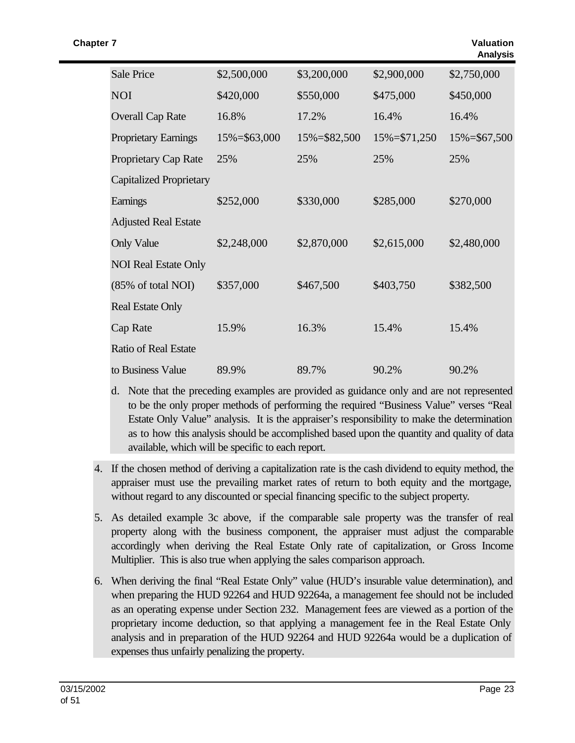| | | | | |
|---|---|---|---|---|
| Sale Price | $2,500,000 | $3,200,000 | $2,900,000 | $2,750,000 |
| NOI | $420,000 | $550,000 | $475,000 | $450,000 |
| Overall Cap Rate | 16.8% | 17.2% | 16.4% | 16.4% |
| Proprietary Earnings | 15%=$63,000 | 15%=$82,500 | 15%=$71,250 | 15%=$67,500 |
| Proprietary Cap Rate | 25% | 25% | 25% | 25% |
| Capitalized Proprietary Earnings | $252,000 | $330,000 | $285,000 | $270,000 |
| Adjusted Real Estate Only Value | $2,248,000 | $2,870,000 | $2,615,000 | $2,480,000 |
| NOI Real Estate Only (85% of total NOI) | $357,000 | $467,500 | $403,750 | $382,500 |
| Real Estate Only Cap Rate | 15.9% | 16.3% | 15.4% | 15.4% |
| Ratio of Real Estate to Business Value | 89.9% | 89.7% | 90.2% | 90.2% |

d. Note that the preceding examples are provided as guidance only and are not represented to be the only proper methods of performing the required "Business Value" verses "Real Estate Only Value" analysis. It is the appraiser's responsibility to make the determination as to how this analysis should be accomplished based upon the quantity and quality of data available, which will be specific to each report.

4. If the chosen method of deriving a capitalization rate is the cash dividend to equity method, the appraiser must use the prevailing market rates of return to both equity and the mortgage, without regard to any discounted or special financing specific to the subject property.

5. As detailed example 3c above, if the comparable sale property was the transfer of real property along with the business component, the appraiser must adjust the comparable accordingly when deriving the Real Estate Only rate of capitalization, or Gross Income Multiplier. This is also true when applying the sales comparison approach.

6. When deriving the final "Real Estate Only" value (HUD's insurable value determination), and when preparing the HUD 92264 and HUD 92264a, a management fee should not be included as an operating expense under Section 232. Management fees are viewed as a portion of the proprietary income deduction, so that applying a management fee in the Real Estate Only analysis and in preparation of the HUD 92264 and HUD 92264a would be a duplication of expenses thus unfairly penalizing the property.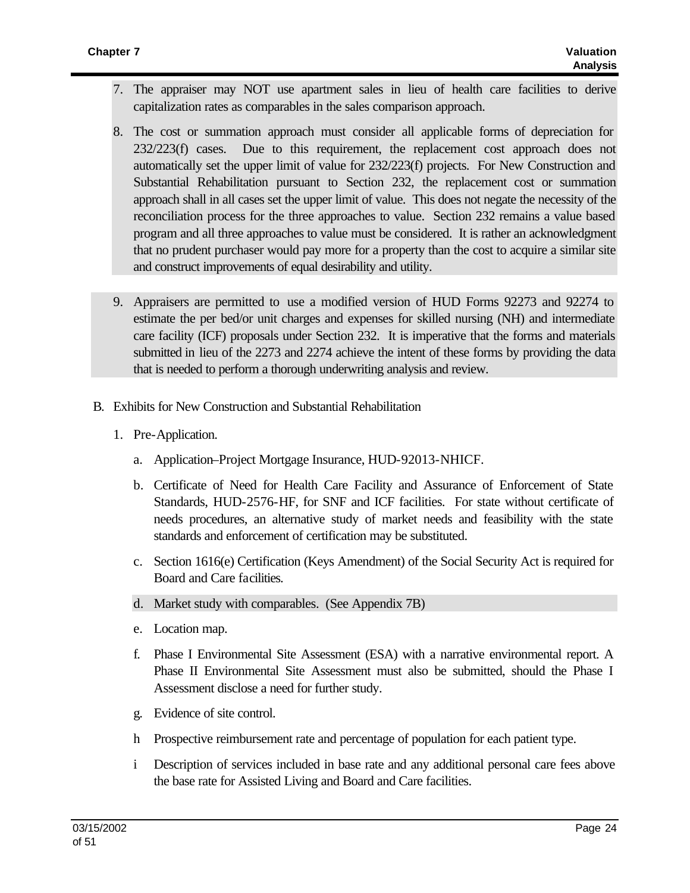7. The appraiser may NOT use apartment sales in lieu of health care facilities to derive capitalization rates as comparables in the sales comparison approach.

8. The cost or summation approach must consider all applicable forms of depreciation for 232/223(f) cases. Due to this requirement, the replacement cost approach does not automatically set the upper limit of value for 232/223(f) projects. For New Construction and Substantial Rehabilitation pursuant to Section 232, the replacement cost or summation approach shall in all cases set the upper limit of value. This does not negate the necessity of the reconciliation process for the three approaches to value. Section 232 remains a value based program and all three approaches to value must be considered. It is rather an acknowledgment that no prudent purchaser would pay more for a property than the cost to acquire a similar site and construct improvements of equal desirability and utility.

9. Appraisers are permitted to use a modified version of HUD Forms 92273 and 92274 to estimate the per bed/or unit charges and expenses for skilled nursing (NH) and intermediate care facility (ICF) proposals under Section 232. It is imperative that the forms and materials submitted in lieu of the 2273 and 2274 achieve the intent of these forms by providing the data that is needed to perform a thorough underwriting analysis and review.

B. Exhibits for New Construction and Substantial Rehabilitation

1. Pre-Application.

   a. Application–Project Mortgage Insurance, HUD-92013-NHICF.

   b. Certificate of Need for Health Care Facility and Assurance of Enforcement of State Standards, HUD-2576-HF, for SNF and ICF facilities. For state without certificate of needs procedures, an alternative study of market needs and feasibility with the state standards and enforcement of certification may be substituted.

   c. Section 1616(e) Certification (Keys Amendment) of the Social Security Act is required for Board and Care facilities.

   d. Market study with comparables. (See Appendix 7B)

   e. Location map.

   f. Phase I Environmental Site Assessment (ESA) with a narrative environmental report. A Phase II Environmental Site Assessment must also be submitted, should the Phase I Assessment disclose a need for further study.

   g. Evidence of site control.

   h Prospective reimbursement rate and percentage of population for each patient type.

   i Description of services included in base rate and any additional personal care fees above the base rate for Assisted Living and Board and Care facilities.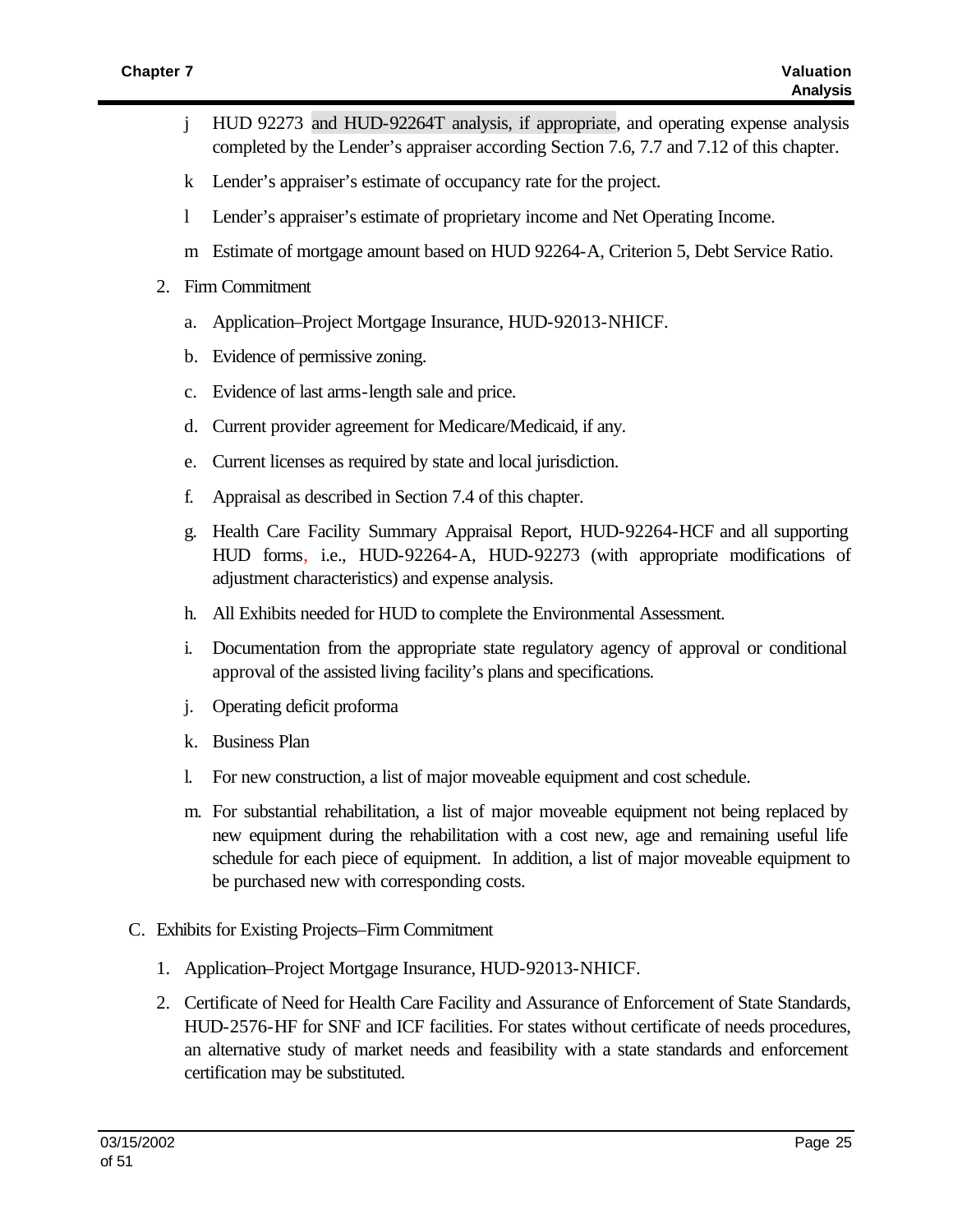- j HUD 92273 and HUD-92264T analysis, if appropriate, and operating expense analysis completed by the Lender's appraiser according Section 7.6, 7.7 and 7.12 of this chapter.
- k Lender's appraiser's estimate of occupancy rate for the project.
- l Lender's appraiser's estimate of proprietary income and Net Operating Income.
- m Estimate of mortgage amount based on HUD 92264-A, Criterion 5, Debt Service Ratio.

2. Firm Commitment

   a. Application–Project Mortgage Insurance, HUD-92013-NHICF.

   b. Evidence of permissive zoning.

   c. Evidence of last arms-length sale and price.

   d. Current provider agreement for Medicare/Medicaid, if any.

   e. Current licenses as required by state and local jurisdiction.

   f. Appraisal as described in Section 7.4 of this chapter.

   g. Health Care Facility Summary Appraisal Report, HUD-92264-HCF and all supporting HUD forms, i.e., HUD-92264-A, HUD-92273 (with appropriate modifications of adjustment characteristics) and expense analysis.

   h. All Exhibits needed for HUD to complete the Environmental Assessment.

   i. Documentation from the appropriate state regulatory agency of approval or conditional approval of the assisted living facility's plans and specifications.

   j. Operating deficit proforma

   k. Business Plan

   l. For new construction, a list of major moveable equipment and cost schedule.

   m. For substantial rehabilitation, a list of major moveable equipment not being replaced by new equipment during the rehabilitation with a cost new, age and remaining useful life schedule for each piece of equipment. In addition, a list of major moveable equipment to be purchased new with corresponding costs.

C. Exhibits for Existing Projects–Firm Commitment

1. Application–Project Mortgage Insurance, HUD-92013-NHICF.
2. Certificate of Need for Health Care Facility and Assurance of Enforcement of State Standards, HUD-2576-HF for SNF and ICF facilities. For states without certificate of needs procedures, an alternative study of market needs and feasibility with a state standards and enforcement certification may be substituted.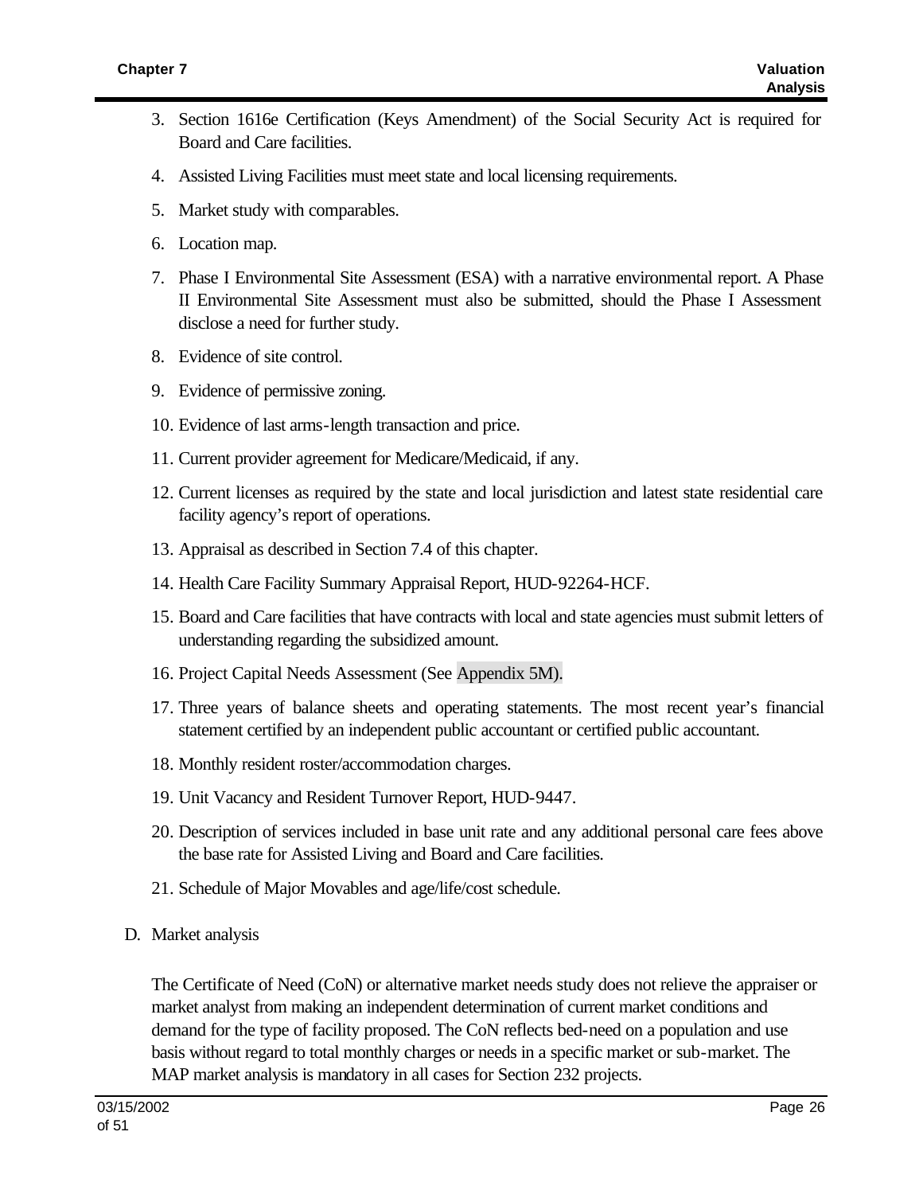3. Section 1616e Certification (Keys Amendment) of the Social Security Act is required for Board and Care facilities.
4. Assisted Living Facilities must meet state and local licensing requirements.
5. Market study with comparables.
6. Location map.
7. Phase I Environmental Site Assessment (ESA) with a narrative environmental report. A Phase II Environmental Site Assessment must also be submitted, should the Phase I Assessment disclose a need for further study.
8. Evidence of site control.
9. Evidence of permissive zoning.
10. Evidence of last arms-length transaction and price.
11. Current provider agreement for Medicare/Medicaid, if any.
12. Current licenses as required by the state and local jurisdiction and latest state residential care facility agency's report of operations.
13. Appraisal as described in Section 7.4 of this chapter.
14. Health Care Facility Summary Appraisal Report, HUD-92264-HCF.
15. Board and Care facilities that have contracts with local and state agencies must submit letters of understanding regarding the subsidized amount.
16. Project Capital Needs Assessment (See Appendix 5M).
17. Three years of balance sheets and operating statements. The most recent year's financial statement certified by an independent public accountant or certified public accountant.
18. Monthly resident roster/accommodation charges.
19. Unit Vacancy and Resident Turnover Report, HUD-9447.
20. Description of services included in base unit rate and any additional personal care fees above the base rate for Assisted Living and Board and Care facilities.
21. Schedule of Major Movables and age/life/cost schedule.

D. Market analysis

The Certificate of Need (CoN) or alternative market needs study does not relieve the appraiser or market analyst from making an independent determination of current market conditions and demand for the type of facility proposed. The CoN reflects bed-need on a population and use basis without regard to total monthly charges or needs in a specific market or sub-market. The MAP market analysis is mandatory in all cases for Section 232 projects.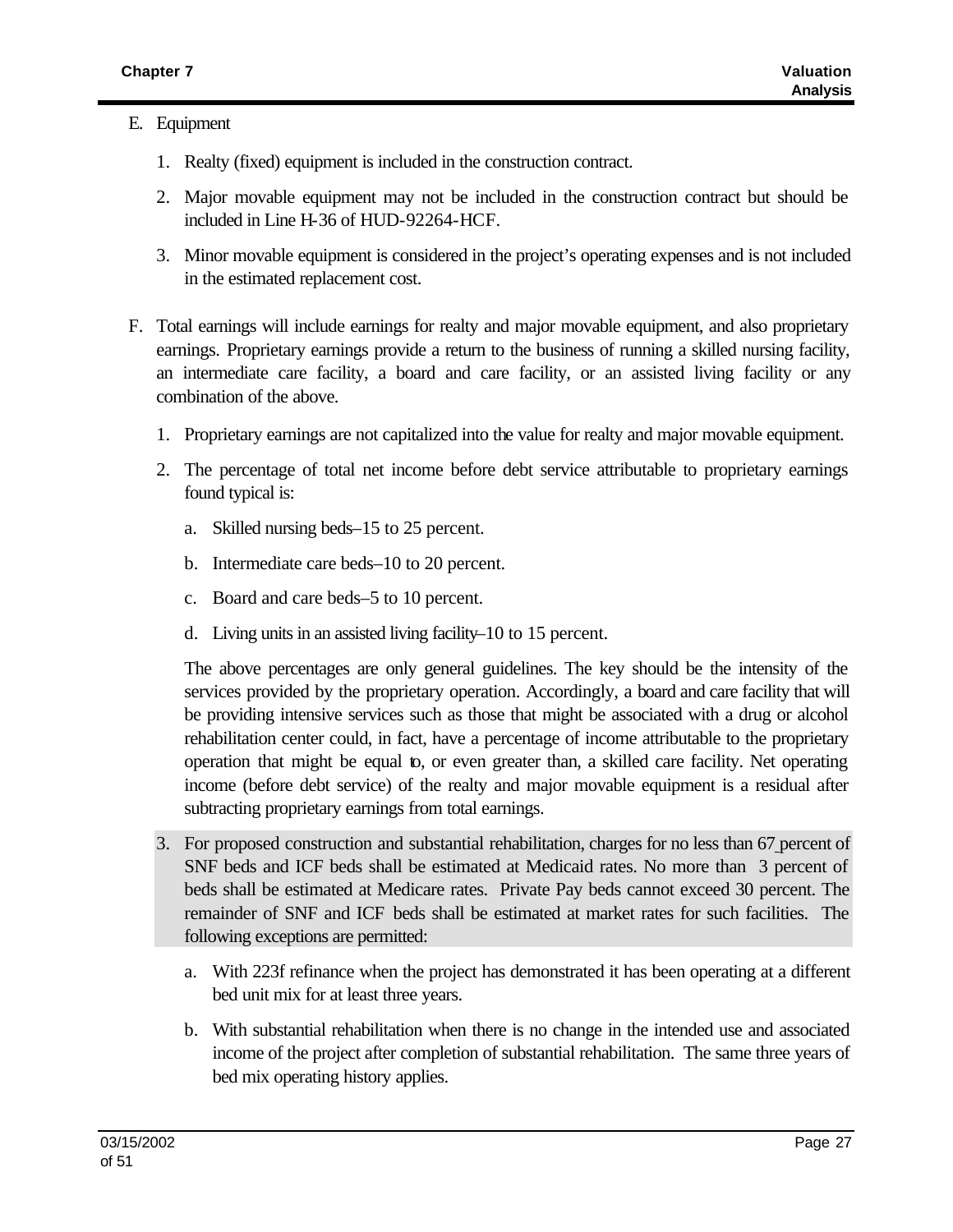E. Equipment

  1. Realty (fixed) equipment is included in the construction contract.

  2. Major movable equipment may not be included in the construction contract but should be included in Line H-36 of HUD-92264-HCF.

  3. Minor movable equipment is considered in the project's operating expenses and is not included in the estimated replacement cost.

F. Total earnings will include earnings for realty and major movable equipment, and also proprietary earnings. Proprietary earnings provide a return to the business of running a skilled nursing facility, an intermediate care facility, a board and care facility, or an assisted living facility or any combination of the above.

  1. Proprietary earnings are not capitalized into the value for realty and major movable equipment.

  2. The percentage of total net income before debt service attributable to proprietary earnings found typical is:

     a. Skilled nursing beds–15 to 25 percent.

     b. Intermediate care beds–10 to 20 percent.

     c. Board and care beds–5 to 10 percent.

     d. Living units in an assisted living facility–10 to 15 percent.

     The above percentages are only general guidelines. The key should be the intensity of the services provided by the proprietary operation. Accordingly, a board and care facility that will be providing intensive services such as those that might be associated with a drug or alcohol rehabilitation center could, in fact, have a percentage of income attributable to the proprietary operation that might be equal to, or even greater than, a skilled care facility. Net operating income (before debt service) of the realty and major movable equipment is a residual after subtracting proprietary earnings from total earnings.

  3. For proposed construction and substantial rehabilitation, charges for no less than 67 percent of SNF beds and ICF beds shall be estimated at Medicaid rates. No more than 3 percent of beds shall be estimated at Medicare rates. Private Pay beds cannot exceed 30 percent. The remainder of SNF and ICF beds shall be estimated at market rates for such facilities. The following exceptions are permitted:

     a. With 223f refinance when the project has demonstrated it has been operating at a different bed unit mix for at least three years.

     b. With substantial rehabilitation when there is no change in the intended use and associated income of the project after completion of substantial rehabilitation. The same three years of bed mix operating history applies.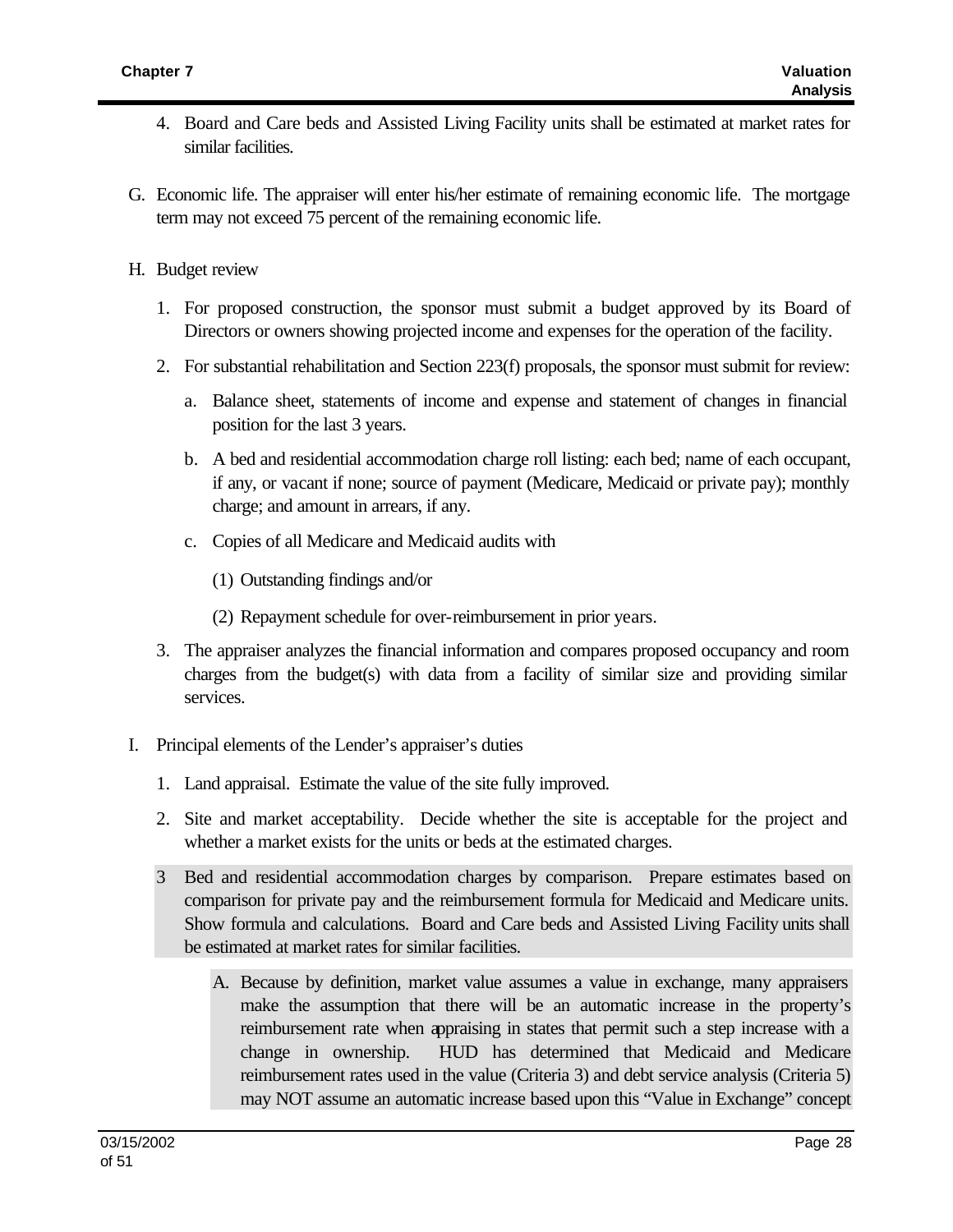4. Board and Care beds and Assisted Living Facility units shall be estimated at market rates for similar facilities.

G. Economic life. The appraiser will enter his/her estimate of remaining economic life. The mortgage term may not exceed 75 percent of the remaining economic life.

H. Budget review

1. For proposed construction, the sponsor must submit a budget approved by its Board of Directors or owners showing projected income and expenses for the operation of the facility.

2. For substantial rehabilitation and Section 223(f) proposals, the sponsor must submit for review:

   a. Balance sheet, statements of income and expense and statement of changes in financial position for the last 3 years.

   b. A bed and residential accommodation charge roll listing: each bed; name of each occupant, if any, or vacant if none; source of payment (Medicare, Medicaid or private pay); monthly charge; and amount in arrears, if any.

   c. Copies of all Medicare and Medicaid audits with

      (1) Outstanding findings and/or

      (2) Repayment schedule for over-reimbursement in prior years.

3. The appraiser analyzes the financial information and compares proposed occupancy and room charges from the budget(s) with data from a facility of similar size and providing similar services.

I. Principal elements of the Lender's appraiser's duties

1. Land appraisal. Estimate the value of the site fully improved.

2. Site and market acceptability. Decide whether the site is acceptable for the project and whether a market exists for the units or beds at the estimated charges.

3 Bed and residential accommodation charges by comparison. Prepare estimates based on comparison for private pay and the reimbursement formula for Medicaid and Medicare units. Show formula and calculations. Board and Care beds and Assisted Living Facility units shall be estimated at market rates for similar facilities.

   A. Because by definition, market value assumes a value in exchange, many appraisers make the assumption that there will be an automatic increase in the property's reimbursement rate when appraising in states that permit such a step increase with a change in ownership. HUD has determined that Medicaid and Medicare reimbursement rates used in the value (Criteria 3) and debt service analysis (Criteria 5) may NOT assume an automatic increase based upon this "Value in Exchange" concept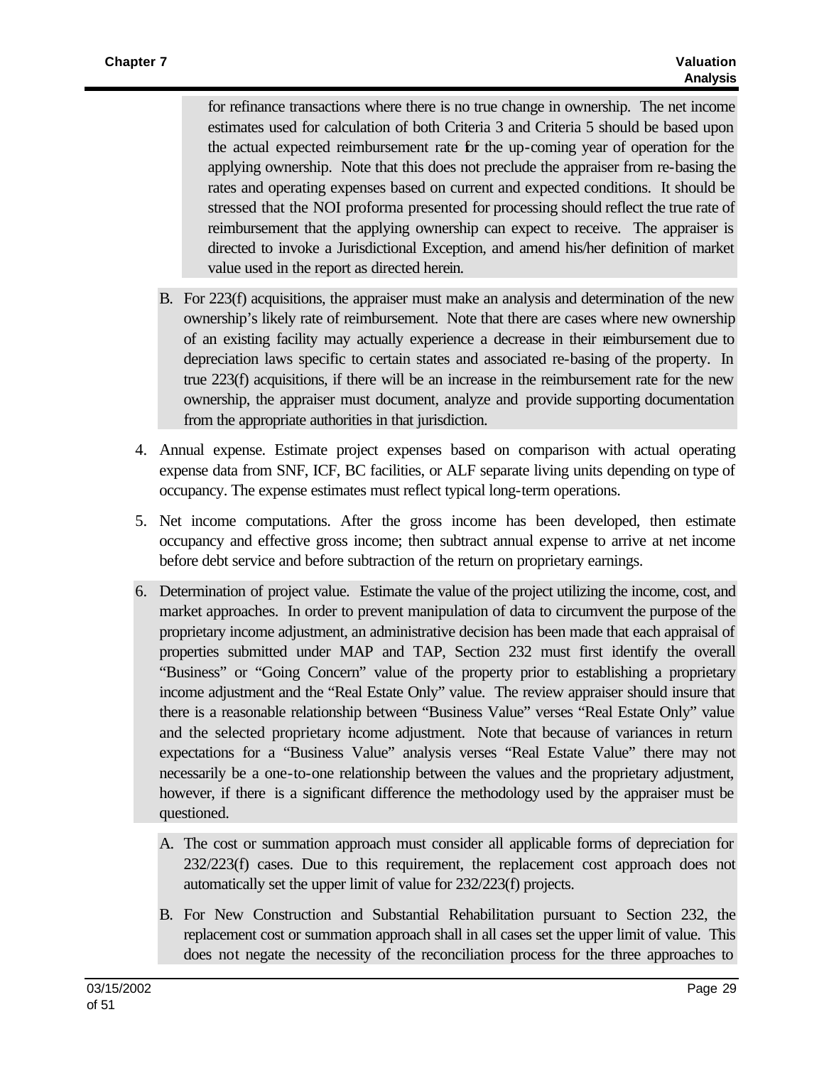for refinance transactions where there is no true change in ownership. The net income estimates used for calculation of both Criteria 3 and Criteria 5 should be based upon the actual expected reimbursement rate for the up-coming year of operation for the applying ownership. Note that this does not preclude the appraiser from re-basing the rates and operating expenses based on current and expected conditions. It should be stressed that the NOI proforma presented for processing should reflect the true rate of reimbursement that the applying ownership can expect to receive. The appraiser is directed to invoke a Jurisdictional Exception, and amend his/her definition of market value used in the report as directed herein.

B. For 223(f) acquisitions, the appraiser must make an analysis and determination of the new ownership's likely rate of reimbursement. Note that there are cases where new ownership of an existing facility may actually experience a decrease in their reimbursement due to depreciation laws specific to certain states and associated re-basing of the property. In true 223(f) acquisitions, if there will be an increase in the reimbursement rate for the new ownership, the appraiser must document, analyze and provide supporting documentation from the appropriate authorities in that jurisdiction.

4. Annual expense. Estimate project expenses based on comparison with actual operating expense data from SNF, ICF, BC facilities, or ALF separate living units depending on type of occupancy. The expense estimates must reflect typical long-term operations.

5. Net income computations. After the gross income has been developed, then estimate occupancy and effective gross income; then subtract annual expense to arrive at net income before debt service and before subtraction of the return on proprietary earnings.

6. Determination of project value. Estimate the value of the project utilizing the income, cost, and market approaches. In order to prevent manipulation of data to circumvent the purpose of the proprietary income adjustment, an administrative decision has been made that each appraisal of properties submitted under MAP and TAP, Section 232 must first identify the overall "Business" or "Going Concern" value of the property prior to establishing a proprietary income adjustment and the "Real Estate Only" value. The review appraiser should insure that there is a reasonable relationship between "Business Value" verses "Real Estate Only" value and the selected proprietary income adjustment. Note that because of variances in return expectations for a "Business Value" analysis verses "Real Estate Value" there may not necessarily be a one-to-one relationship between the values and the proprietary adjustment, however, if there is a significant difference the methodology used by the appraiser must be questioned.

   A. The cost or summation approach must consider all applicable forms of depreciation for 232/223(f) cases. Due to this requirement, the replacement cost approach does not automatically set the upper limit of value for 232/223(f) projects.

   B. For New Construction and Substantial Rehabilitation pursuant to Section 232, the replacement cost or summation approach shall in all cases set the upper limit of value. This does not negate the necessity of the reconciliation process for the three approaches to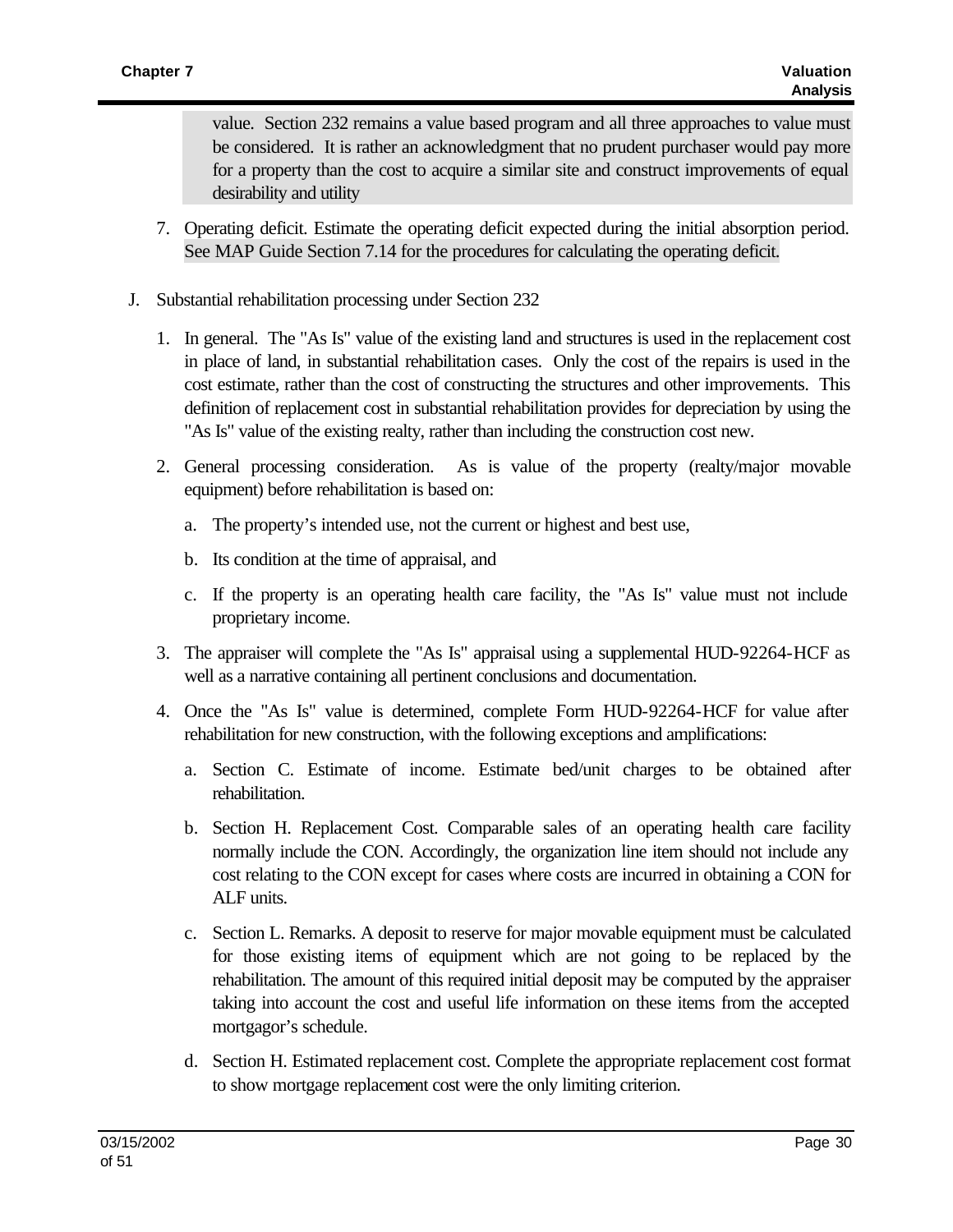value. Section 232 remains a value based program and all three approaches to value must be considered. It is rather an acknowledgment that no prudent purchaser would pay more for a property than the cost to acquire a similar site and construct improvements of equal desirability and utility

7. Operating deficit. Estimate the operating deficit expected during the initial absorption period. See MAP Guide Section 7.14 for the procedures for calculating the operating deficit.

J. Substantial rehabilitation processing under Section 232

   1. In general. The "As Is" value of the existing land and structures is used in the replacement cost in place of land, in substantial rehabilitation cases. Only the cost of the repairs is used in the cost estimate, rather than the cost of constructing the structures and other improvements. This definition of replacement cost in substantial rehabilitation provides for depreciation by using the "As Is" value of the existing realty, rather than including the construction cost new.

   2. General processing consideration. As is value of the property (realty/major movable equipment) before rehabilitation is based on:

      a. The property's intended use, not the current or highest and best use,

      b. Its condition at the time of appraisal, and

      c. If the property is an operating health care facility, the "As Is" value must not include proprietary income.

   3. The appraiser will complete the "As Is" appraisal using a supplemental HUD-92264-HCF as well as a narrative containing all pertinent conclusions and documentation.

   4. Once the "As Is" value is determined, complete Form HUD-92264-HCF for value after rehabilitation for new construction, with the following exceptions and amplifications:

      a. Section C. Estimate of income. Estimate bed/unit charges to be obtained after rehabilitation.

      b. Section H. Replacement Cost. Comparable sales of an operating health care facility normally include the CON. Accordingly, the organization line item should not include any cost relating to the CON except for cases where costs are incurred in obtaining a CON for ALF units.

      c. Section L. Remarks. A deposit to reserve for major movable equipment must be calculated for those existing items of equipment which are not going to be replaced by the rehabilitation. The amount of this required initial deposit may be computed by the appraiser taking into account the cost and useful life information on these items from the accepted mortgagor's schedule.

      d. Section H. Estimated replacement cost. Complete the appropriate replacement cost format to show mortgage replacement cost were the only limiting criterion.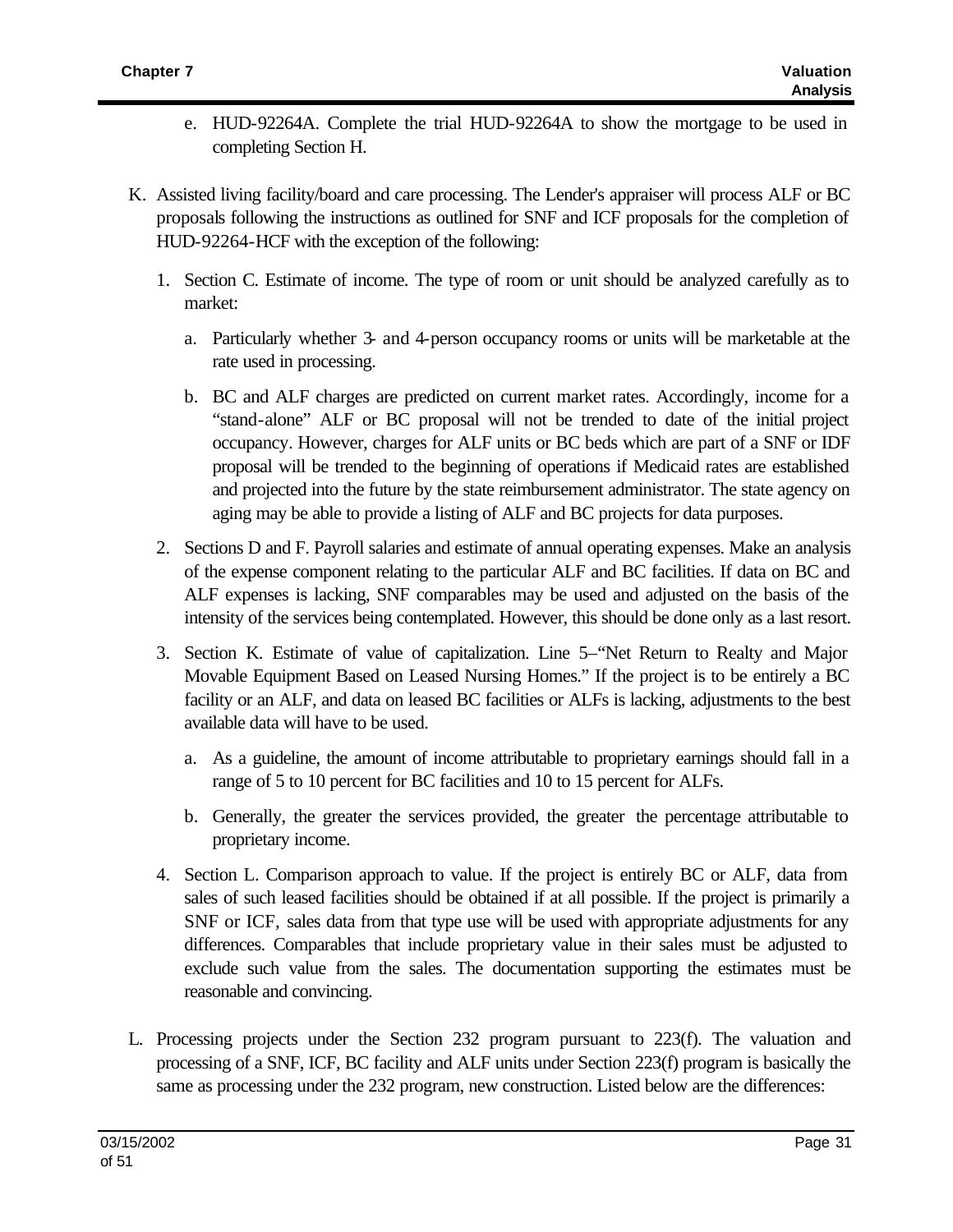e. HUD-92264A. Complete the trial HUD-92264A to show the mortgage to be used in completing Section H.

K. Assisted living facility/board and care processing. The Lender's appraiser will process ALF or BC proposals following the instructions as outlined for SNF and ICF proposals for the completion of HUD-92264-HCF with the exception of the following:

1. Section C. Estimate of income. The type of room or unit should be analyzed carefully as to market:

   a. Particularly whether 3- and 4-person occupancy rooms or units will be marketable at the rate used in processing.

   b. BC and ALF charges are predicted on current market rates. Accordingly, income for a "stand-alone" ALF or BC proposal will not be trended to date of the initial project occupancy. However, charges for ALF units or BC beds which are part of a SNF or IDF proposal will be trended to the beginning of operations if Medicaid rates are established and projected into the future by the state reimbursement administrator. The state agency on aging may be able to provide a listing of ALF and BC projects for data purposes.

2. Sections D and F. Payroll salaries and estimate of annual operating expenses. Make an analysis of the expense component relating to the particular ALF and BC facilities. If data on BC and ALF expenses is lacking, SNF comparables may be used and adjusted on the basis of the intensity of the services being contemplated. However, this should be done only as a last resort.

3. Section K. Estimate of value of capitalization. Line 5–"Net Return to Realty and Major Movable Equipment Based on Leased Nursing Homes." If the project is to be entirely a BC facility or an ALF, and data on leased BC facilities or ALFs is lacking, adjustments to the best available data will have to be used.

   a. As a guideline, the amount of income attributable to proprietary earnings should fall in a range of 5 to 10 percent for BC facilities and 10 to 15 percent for ALFs.

   b. Generally, the greater the services provided, the greater the percentage attributable to proprietary income.

4. Section L. Comparison approach to value. If the project is entirely BC or ALF, data from sales of such leased facilities should be obtained if at all possible. If the project is primarily a SNF or ICF, sales data from that type use will be used with appropriate adjustments for any differences. Comparables that include proprietary value in their sales must be adjusted to exclude such value from the sales. The documentation supporting the estimates must be reasonable and convincing.

L. Processing projects under the Section 232 program pursuant to 223(f). The valuation and processing of a SNF, ICF, BC facility and ALF units under Section 223(f) program is basically the same as processing under the 232 program, new construction. Listed below are the differences: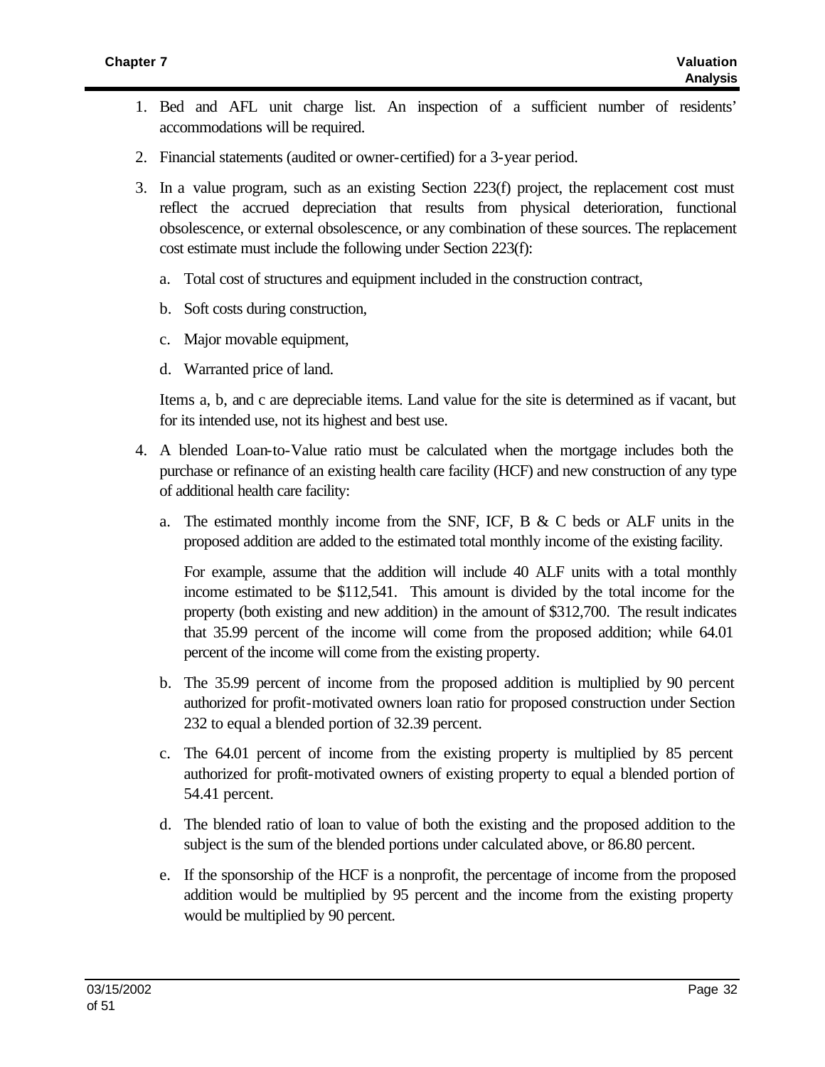1. Bed and AFL unit charge list. An inspection of a sufficient number of residents' accommodations will be required.

2. Financial statements (audited or owner-certified) for a 3-year period.

3. In a value program, such as an existing Section 223(f) project, the replacement cost must reflect the accrued depreciation that results from physical deterioration, functional obsolescence, or external obsolescence, or any combination of these sources. The replacement cost estimate must include the following under Section 223(f):

   a. Total cost of structures and equipment included in the construction contract,

   b. Soft costs during construction,

   c. Major movable equipment,

   d. Warranted price of land.

   Items a, b, and c are depreciable items. Land value for the site is determined as if vacant, but for its intended use, not its highest and best use.

4. A blended Loan-to-Value ratio must be calculated when the mortgage includes both the purchase or refinance of an existing health care facility (HCF) and new construction of any type of additional health care facility:

   a. The estimated monthly income from the SNF, ICF, B & C beds or ALF units in the proposed addition are added to the estimated total monthly income of the existing facility.

      For example, assume that the addition will include 40 ALF units with a total monthly income estimated to be $112,541. This amount is divided by the total income for the property (both existing and new addition) in the amount of $312,700. The result indicates that 35.99 percent of the income will come from the proposed addition; while 64.01 percent of the income will come from the existing property.

   b. The 35.99 percent of income from the proposed addition is multiplied by 90 percent authorized for profit-motivated owners loan ratio for proposed construction under Section 232 to equal a blended portion of 32.39 percent.

   c. The 64.01 percent of income from the existing property is multiplied by 85 percent authorized for profit-motivated owners of existing property to equal a blended portion of 54.41 percent.

   d. The blended ratio of loan to value of both the existing and the proposed addition to the subject is the sum of the blended portions under calculated above, or 86.80 percent.

   e. If the sponsorship of the HCF is a nonprofit, the percentage of income from the proposed addition would be multiplied by 95 percent and the income from the existing property would be multiplied by 90 percent.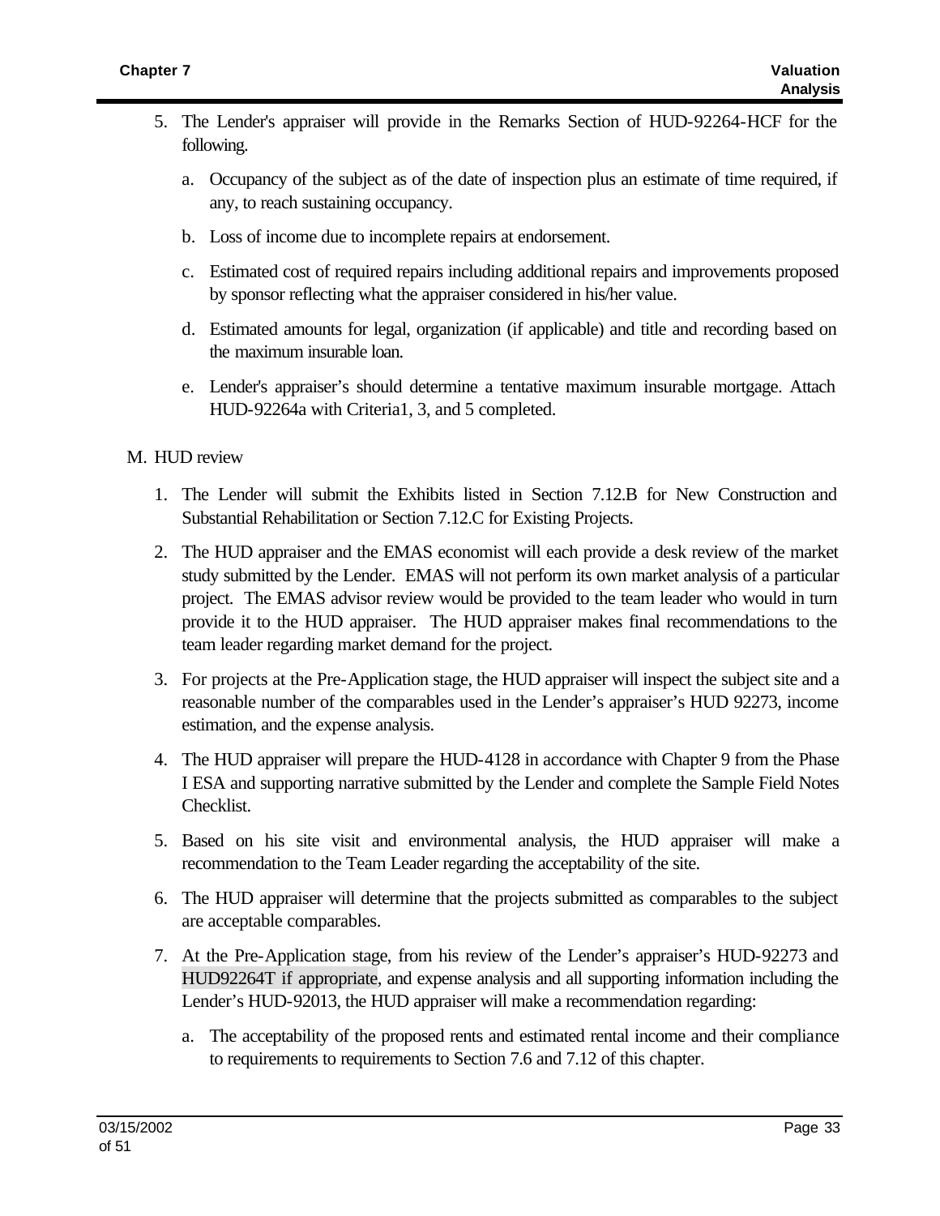5. The Lender's appraiser will provide in the Remarks Section of HUD-92264-HCF for the following.

   a. Occupancy of the subject as of the date of inspection plus an estimate of time required, if any, to reach sustaining occupancy.

   b. Loss of income due to incomplete repairs at endorsement.

   c. Estimated cost of required repairs including additional repairs and improvements proposed by sponsor reflecting what the appraiser considered in his/her value.

   d. Estimated amounts for legal, organization (if applicable) and title and recording based on the maximum insurable loan.

   e. Lender's appraiser's should determine a tentative maximum insurable mortgage. Attach HUD-92264a with Criteria1, 3, and 5 completed.

M. HUD review

1. The Lender will submit the Exhibits listed in Section 7.12.B for New Construction and Substantial Rehabilitation or Section 7.12.C for Existing Projects.

2. The HUD appraiser and the EMAS economist will each provide a desk review of the market study submitted by the Lender. EMAS will not perform its own market analysis of a particular project. The EMAS advisor review would be provided to the team leader who would in turn provide it to the HUD appraiser. The HUD appraiser makes final recommendations to the team leader regarding market demand for the project.

3. For projects at the Pre-Application stage, the HUD appraiser will inspect the subject site and a reasonable number of the comparables used in the Lender's appraiser's HUD 92273, income estimation, and the expense analysis.

4. The HUD appraiser will prepare the HUD-4128 in accordance with Chapter 9 from the Phase I ESA and supporting narrative submitted by the Lender and complete the Sample Field Notes Checklist.

5. Based on his site visit and environmental analysis, the HUD appraiser will make a recommendation to the Team Leader regarding the acceptability of the site.

6. The HUD appraiser will determine that the projects submitted as comparables to the subject are acceptable comparables.

7. At the Pre-Application stage, from his review of the Lender's appraiser's HUD-92273 and HUD92264T if appropriate, and expense analysis and all supporting information including the Lender's HUD-92013, the HUD appraiser will make a recommendation regarding:

   a. The acceptability of the proposed rents and estimated rental income and their compliance to requirements to requirements to Section 7.6 and 7.12 of this chapter.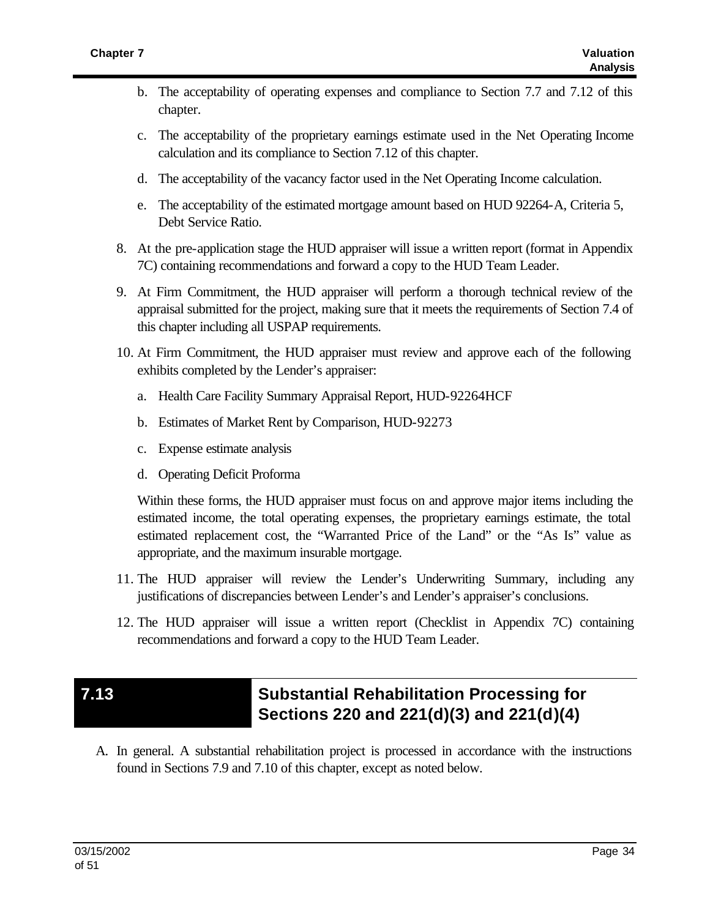b. The acceptability of operating expenses and compliance to Section 7.7 and 7.12 of this chapter.

c. The acceptability of the proprietary earnings estimate used in the Net Operating Income calculation and its compliance to Section 7.12 of this chapter.

d. The acceptability of the vacancy factor used in the Net Operating Income calculation.

e. The acceptability of the estimated mortgage amount based on HUD 92264-A, Criteria 5, Debt Service Ratio.

8. At the pre-application stage the HUD appraiser will issue a written report (format in Appendix 7C) containing recommendations and forward a copy to the HUD Team Leader.

9. At Firm Commitment, the HUD appraiser will perform a thorough technical review of the appraisal submitted for the project, making sure that it meets the requirements of Section 7.4 of this chapter including all USPAP requirements.

10. At Firm Commitment, the HUD appraiser must review and approve each of the following exhibits completed by the Lender's appraiser:

    a. Health Care Facility Summary Appraisal Report, HUD-92264HCF

    b. Estimates of Market Rent by Comparison, HUD-92273

    c. Expense estimate analysis

    d. Operating Deficit Proforma

    Within these forms, the HUD appraiser must focus on and approve major items including the estimated income, the total operating expenses, the proprietary earnings estimate, the total estimated replacement cost, the "Warranted Price of the Land" or the "As Is" value as appropriate, and the maximum insurable mortgage.

11. The HUD appraiser will review the Lender's Underwriting Summary, including any justifications of discrepancies between Lender's and Lender's appraiser's conclusions.

12. The HUD appraiser will issue a written report (Checklist in Appendix 7C) containing recommendations and forward a copy to the HUD Team Leader.

## 7.13 Substantial Rehabilitation Processing for Sections 220 and 221(d)(3) and 221(d)(4)

A. In general. A substantial rehabilitation project is processed in accordance with the instructions found in Sections 7.9 and 7.10 of this chapter, except as noted below.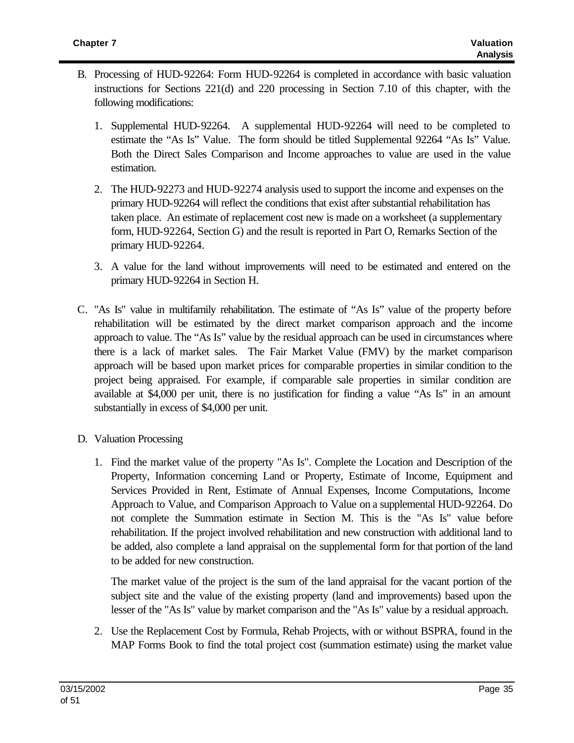B. Processing of HUD-92264: Form HUD-92264 is completed in accordance with basic valuation instructions for Sections 221(d) and 220 processing in Section 7.10 of this chapter, with the following modifications:

   1. Supplemental HUD-92264. A supplemental HUD-92264 will need to be completed to estimate the "As Is" Value. The form should be titled Supplemental 92264 "As Is" Value. Both the Direct Sales Comparison and Income approaches to value are used in the value estimation.

   2. The HUD-92273 and HUD-92274 analysis used to support the income and expenses on the primary HUD-92264 will reflect the conditions that exist after substantial rehabilitation has taken place. An estimate of replacement cost new is made on a worksheet (a supplementary form, HUD-92264, Section G) and the result is reported in Part O, Remarks Section of the primary HUD-92264.

   3. A value for the land without improvements will need to be estimated and entered on the primary HUD-92264 in Section H.

C. "As Is" value in multifamily rehabilitation. The estimate of "As Is" value of the property before rehabilitation will be estimated by the direct market comparison approach and the income approach to value. The "As Is" value by the residual approach can be used in circumstances where there is a lack of market sales. The Fair Market Value (FMV) by the market comparison approach will be based upon market prices for comparable properties in similar condition to the project being appraised. For example, if comparable sale properties in similar condition are available at $4,000 per unit, there is no justification for finding a value "As Is" in an amount substantially in excess of $4,000 per unit.

D. Valuation Processing

   1. Find the market value of the property "As Is". Complete the Location and Description of the Property, Information concerning Land or Property, Estimate of Income, Equipment and Services Provided in Rent, Estimate of Annual Expenses, Income Computations, Income Approach to Value, and Comparison Approach to Value on a supplemental HUD-92264. Do not complete the Summation estimate in Section M. This is the "As Is" value before rehabilitation. If the project involved rehabilitation and new construction with additional land to be added, also complete a land appraisal on the supplemental form for that portion of the land to be added for new construction.

      The market value of the project is the sum of the land appraisal for the vacant portion of the subject site and the value of the existing property (land and improvements) based upon the lesser of the "As Is" value by market comparison and the "As Is" value by a residual approach.

   2. Use the Replacement Cost by Formula, Rehab Projects, with or without BSPRA, found in the MAP Forms Book to find the total project cost (summation estimate) using the market value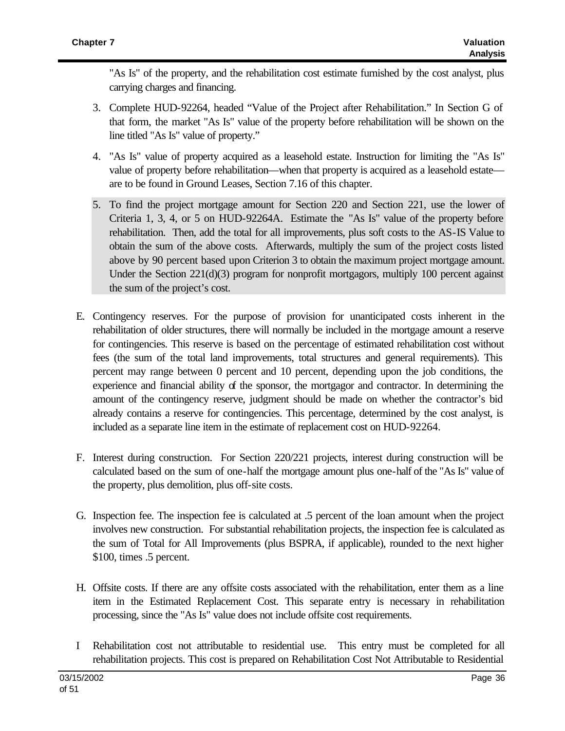"As Is" of the property, and the rehabilitation cost estimate furnished by the cost analyst, plus carrying charges and financing.

3. Complete HUD-92264, headed "Value of the Project after Rehabilitation." In Section G of that form, the market "As Is" value of the property before rehabilitation will be shown on the line titled "As Is" value of property."

4. "As Is" value of property acquired as a leasehold estate. Instruction for limiting the "As Is" value of property before rehabilitation—when that property is acquired as a leasehold estate—are to be found in Ground Leases, Section 7.16 of this chapter.

5. To find the project mortgage amount for Section 220 and Section 221, use the lower of Criteria 1, 3, 4, or 5 on HUD-92264A. Estimate the "As Is" value of the property before rehabilitation. Then, add the total for all improvements, plus soft costs to the AS-IS Value to obtain the sum of the above costs. Afterwards, multiply the sum of the project costs listed above by 90 percent based upon Criterion 3 to obtain the maximum project mortgage amount. Under the Section 221(d)(3) program for nonprofit mortgagors, multiply 100 percent against the sum of the project's cost.

E. Contingency reserves. For the purpose of provision for unanticipated costs inherent in the rehabilitation of older structures, there will normally be included in the mortgage amount a reserve for contingencies. This reserve is based on the percentage of estimated rehabilitation cost without fees (the sum of the total land improvements, total structures and general requirements). This percent may range between 0 percent and 10 percent, depending upon the job conditions, the experience and financial ability of the sponsor, the mortgagor and contractor. In determining the amount of the contingency reserve, judgment should be made on whether the contractor's bid already contains a reserve for contingencies. This percentage, determined by the cost analyst, is included as a separate line item in the estimate of replacement cost on HUD-92264.

F. Interest during construction. For Section 220/221 projects, interest during construction will be calculated based on the sum of one-half the mortgage amount plus one-half of the "As Is" value of the property, plus demolition, plus off-site costs.

G. Inspection fee. The inspection fee is calculated at .5 percent of the loan amount when the project involves new construction. For substantial rehabilitation projects, the inspection fee is calculated as the sum of Total for All Improvements (plus BSPRA, if applicable), rounded to the next higher $100, times .5 percent.

H. Offsite costs. If there are any offsite costs associated with the rehabilitation, enter them as a line item in the Estimated Replacement Cost. This separate entry is necessary in rehabilitation processing, since the "As Is" value does not include offsite cost requirements.

I Rehabilitation cost not attributable to residential use. This entry must be completed for all rehabilitation projects. This cost is prepared on Rehabilitation Cost Not Attributable to Residential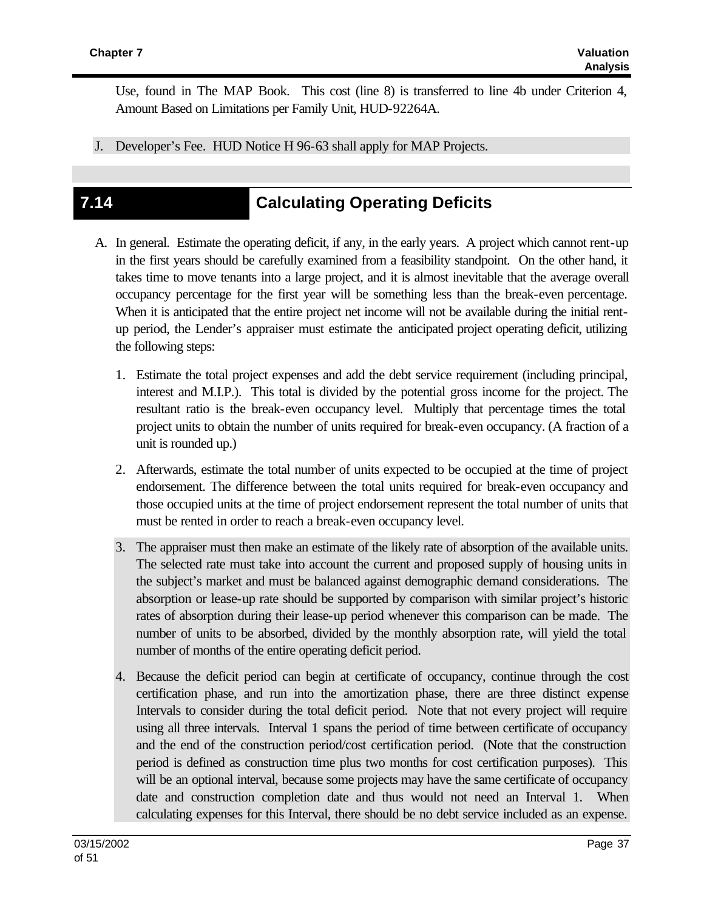Use, found in The MAP Book. This cost (line 8) is transferred to line 4b under Criterion 4, Amount Based on Limitations per Family Unit, HUD-92264A.

J. Developer's Fee. HUD Notice H 96-63 shall apply for MAP Projects.

## 7.14 Calculating Operating Deficits

A. In general. Estimate the operating deficit, if any, in the early years. A project which cannot rent-up in the first years should be carefully examined from a feasibility standpoint. On the other hand, it takes time to move tenants into a large project, and it is almost inevitable that the average overall occupancy percentage for the first year will be something less than the break-even percentage. When it is anticipated that the entire project net income will not be available during the initial rent-up period, the Lender's appraiser must estimate the anticipated project operating deficit, utilizing the following steps:

1. Estimate the total project expenses and add the debt service requirement (including principal, interest and M.I.P.). This total is divided by the potential gross income for the project. The resultant ratio is the break-even occupancy level. Multiply that percentage times the total project units to obtain the number of units required for break-even occupancy. (A fraction of a unit is rounded up.)

2. Afterwards, estimate the total number of units expected to be occupied at the time of project endorsement. The difference between the total units required for break-even occupancy and those occupied units at the time of project endorsement represent the total number of units that must be rented in order to reach a break-even occupancy level.

3. The appraiser must then make an estimate of the likely rate of absorption of the available units. The selected rate must take into account the current and proposed supply of housing units in the subject's market and must be balanced against demographic demand considerations. The absorption or lease-up rate should be supported by comparison with similar project's historic rates of absorption during their lease-up period whenever this comparison can be made. The number of units to be absorbed, divided by the monthly absorption rate, will yield the total number of months of the entire operating deficit period.

4. Because the deficit period can begin at certificate of occupancy, continue through the cost certification phase, and run into the amortization phase, there are three distinct expense Intervals to consider during the total deficit period. Note that not every project will require using all three intervals. Interval 1 spans the period of time between certificate of occupancy and the end of the construction period/cost certification period. (Note that the construction period is defined as construction time plus two months for cost certification purposes). This will be an optional interval, because some projects may have the same certificate of occupancy date and construction completion date and thus would not need an Interval 1. When calculating expenses for this Interval, there should be no debt service included as an expense.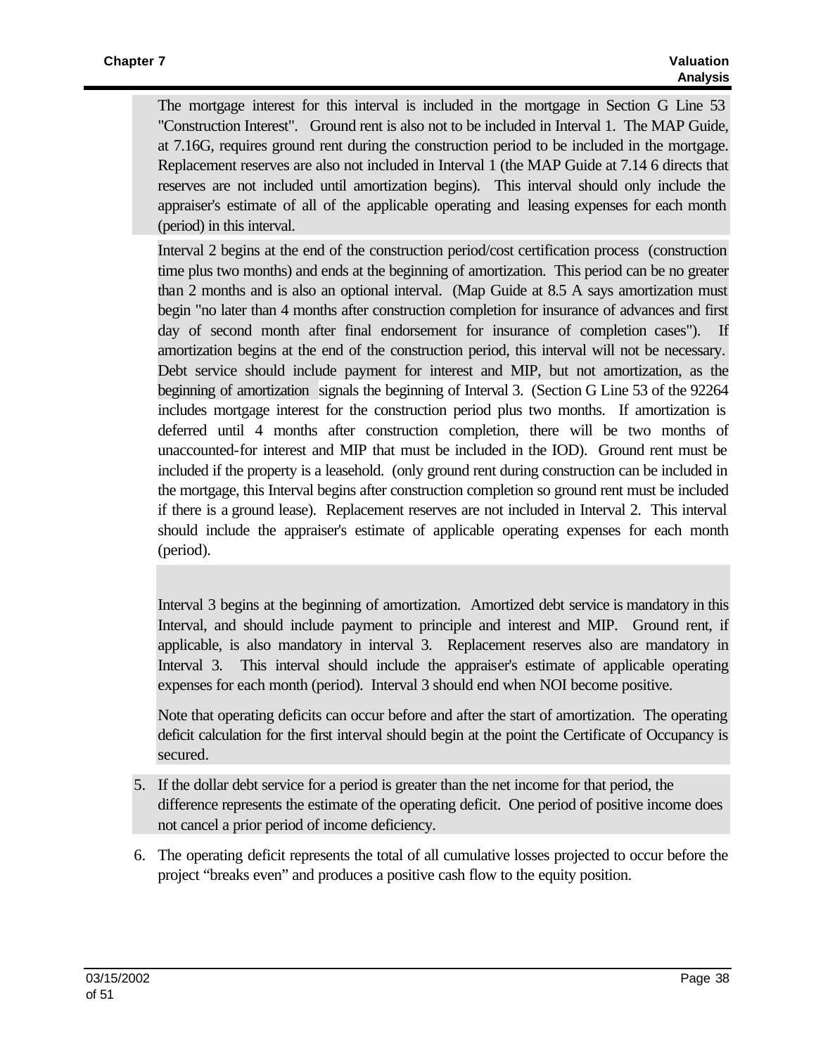The mortgage interest for this interval is included in the mortgage in Section G Line 53 "Construction Interest". Ground rent is also not to be included in Interval 1. The MAP Guide, at 7.16G, requires ground rent during the construction period to be included in the mortgage. Replacement reserves are also not included in Interval 1 (the MAP Guide at 7.14 6 directs that reserves are not included until amortization begins). This interval should only include the appraiser's estimate of all of the applicable operating and leasing expenses for each month (period) in this interval.

Interval 2 begins at the end of the construction period/cost certification process (construction time plus two months) and ends at the beginning of amortization. This period can be no greater than 2 months and is also an optional interval. (Map Guide at 8.5 A says amortization must begin "no later than 4 months after construction completion for insurance of advances and first day of second month after final endorsement for insurance of completion cases"). If amortization begins at the end of the construction period, this interval will not be necessary. Debt service should include payment for interest and MIP, but not amortization, as the beginning of amortization signals the beginning of Interval 3. (Section G Line 53 of the 92264 includes mortgage interest for the construction period plus two months. If amortization is deferred until 4 months after construction completion, there will be two months of unaccounted-for interest and MIP that must be included in the IOD). Ground rent must be included if the property is a leasehold. (only ground rent during construction can be included in the mortgage, this Interval begins after construction completion so ground rent must be included if there is a ground lease). Replacement reserves are not included in Interval 2. This interval should include the appraiser's estimate of applicable operating expenses for each month (period).

Interval 3 begins at the beginning of amortization. Amortized debt service is mandatory in this Interval, and should include payment to principle and interest and MIP. Ground rent, if applicable, is also mandatory in interval 3. Replacement reserves also are mandatory in Interval 3. This interval should include the appraiser's estimate of applicable operating expenses for each month (period). Interval 3 should end when NOI become positive.

Note that operating deficits can occur before and after the start of amortization. The operating deficit calculation for the first interval should begin at the point the Certificate of Occupancy is secured.

5. If the dollar debt service for a period is greater than the net income for that period, the difference represents the estimate of the operating deficit. One period of positive income does not cancel a prior period of income deficiency.
6. The operating deficit represents the total of all cumulative losses projected to occur before the project "breaks even" and produces a positive cash flow to the equity position.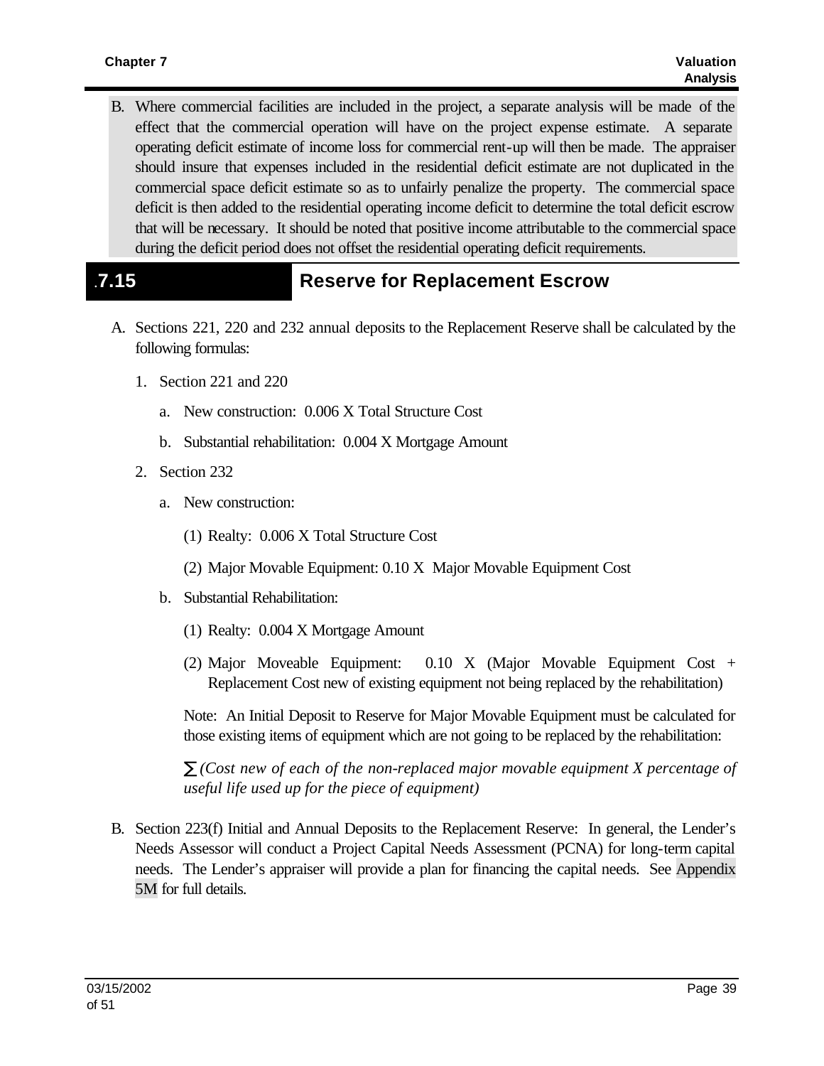B. Where commercial facilities are included in the project, a separate analysis will be made of the effect that the commercial operation will have on the project expense estimate. A separate operating deficit estimate of income loss for commercial rent-up will then be made. The appraiser should insure that expenses included in the residential deficit estimate are not duplicated in the commercial space deficit estimate so as to unfairly penalize the property. The commercial space deficit is then added to the residential operating income deficit to determine the total deficit escrow that will be necessary. It should be noted that positive income attributable to the commercial space during the deficit period does not offset the residential operating deficit requirements.

## .7.15 Reserve for Replacement Escrow

A. Sections 221, 220 and 232 annual deposits to the Replacement Reserve shall be calculated by the following formulas:

1. Section 221 and 220

   a. New construction: 0.006 X Total Structure Cost

   b. Substantial rehabilitation: 0.004 X Mortgage Amount

2. Section 232

   a. New construction:

      (1) Realty: 0.006 X Total Structure Cost

      (2) Major Movable Equipment: 0.10 X Major Movable Equipment Cost

   b. Substantial Rehabilitation:

      (1) Realty: 0.004 X Mortgage Amount

      (2) Major Moveable Equipment: 0.10 X (Major Movable Equipment Cost + Replacement Cost new of existing equipment not being replaced by the rehabilitation)

      Note: An Initial Deposit to Reserve for Major Movable Equipment must be calculated for those existing items of equipment which are not going to be replaced by the rehabilitation:

      $\sum$ *(Cost new of each of the non-replaced major movable equipment X percentage of useful life used up for the piece of equipment)*

B. Section 223(f) Initial and Annual Deposits to the Replacement Reserve: In general, the Lender's Needs Assessor will conduct a Project Capital Needs Assessment (PCNA) for long-term capital needs. The Lender's appraiser will provide a plan for financing the capital needs. See Appendix 5M for full details.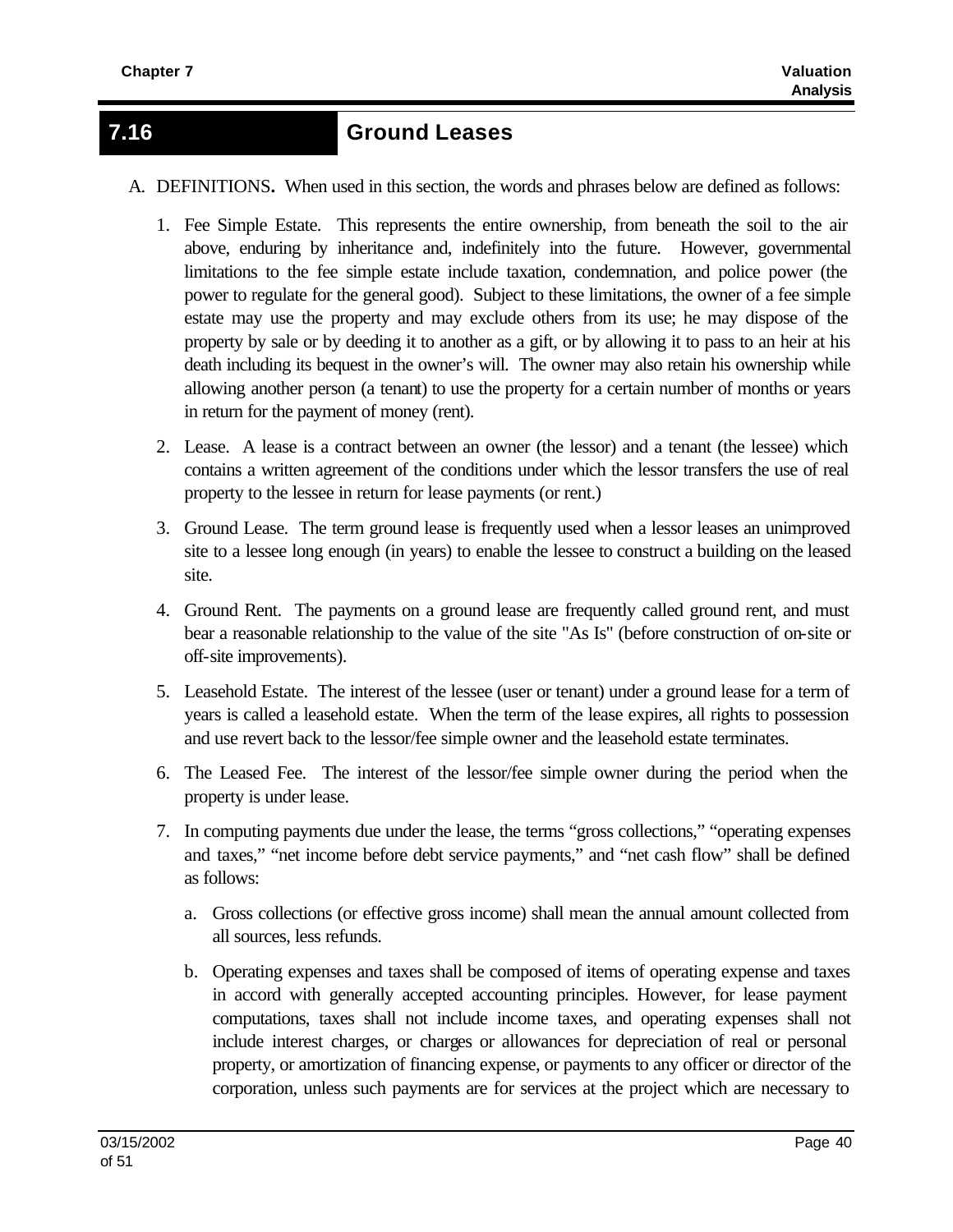## 7.16 Ground Leases

A. DEFINITIONS. When used in this section, the words and phrases below are defined as follows:

1. Fee Simple Estate. This represents the entire ownership, from beneath the soil to the air above, enduring by inheritance and, indefinitely into the future. However, governmental limitations to the fee simple estate include taxation, condemnation, and police power (the power to regulate for the general good). Subject to these limitations, the owner of a fee simple estate may use the property and may exclude others from its use; he may dispose of the property by sale or by deeding it to another as a gift, or by allowing it to pass to an heir at his death including its bequest in the owner's will. The owner may also retain his ownership while allowing another person (a tenant) to use the property for a certain number of months or years in return for the payment of money (rent).

2. Lease. A lease is a contract between an owner (the lessor) and a tenant (the lessee) which contains a written agreement of the conditions under which the lessor transfers the use of real property to the lessee in return for lease payments (or rent.)

3. Ground Lease. The term ground lease is frequently used when a lessor leases an unimproved site to a lessee long enough (in years) to enable the lessee to construct a building on the leased site.

4. Ground Rent. The payments on a ground lease are frequently called ground rent, and must bear a reasonable relationship to the value of the site "As Is" (before construction of on-site or off-site improvements).

5. Leasehold Estate. The interest of the lessee (user or tenant) under a ground lease for a term of years is called a leasehold estate. When the term of the lease expires, all rights to possession and use revert back to the lessor/fee simple owner and the leasehold estate terminates.

6. The Leased Fee. The interest of the lessor/fee simple owner during the period when the property is under lease.

7. In computing payments due under the lease, the terms "gross collections," "operating expenses and taxes," "net income before debt service payments," and "net cash flow" shall be defined as follows:

   a. Gross collections (or effective gross income) shall mean the annual amount collected from all sources, less refunds.

   b. Operating expenses and taxes shall be composed of items of operating expense and taxes in accord with generally accepted accounting principles. However, for lease payment computations, taxes shall not include income taxes, and operating expenses shall not include interest charges, or charges or allowances for depreciation of real or personal property, or amortization of financing expense, or payments to any officer or director of the corporation, unless such payments are for services at the project which are necessary to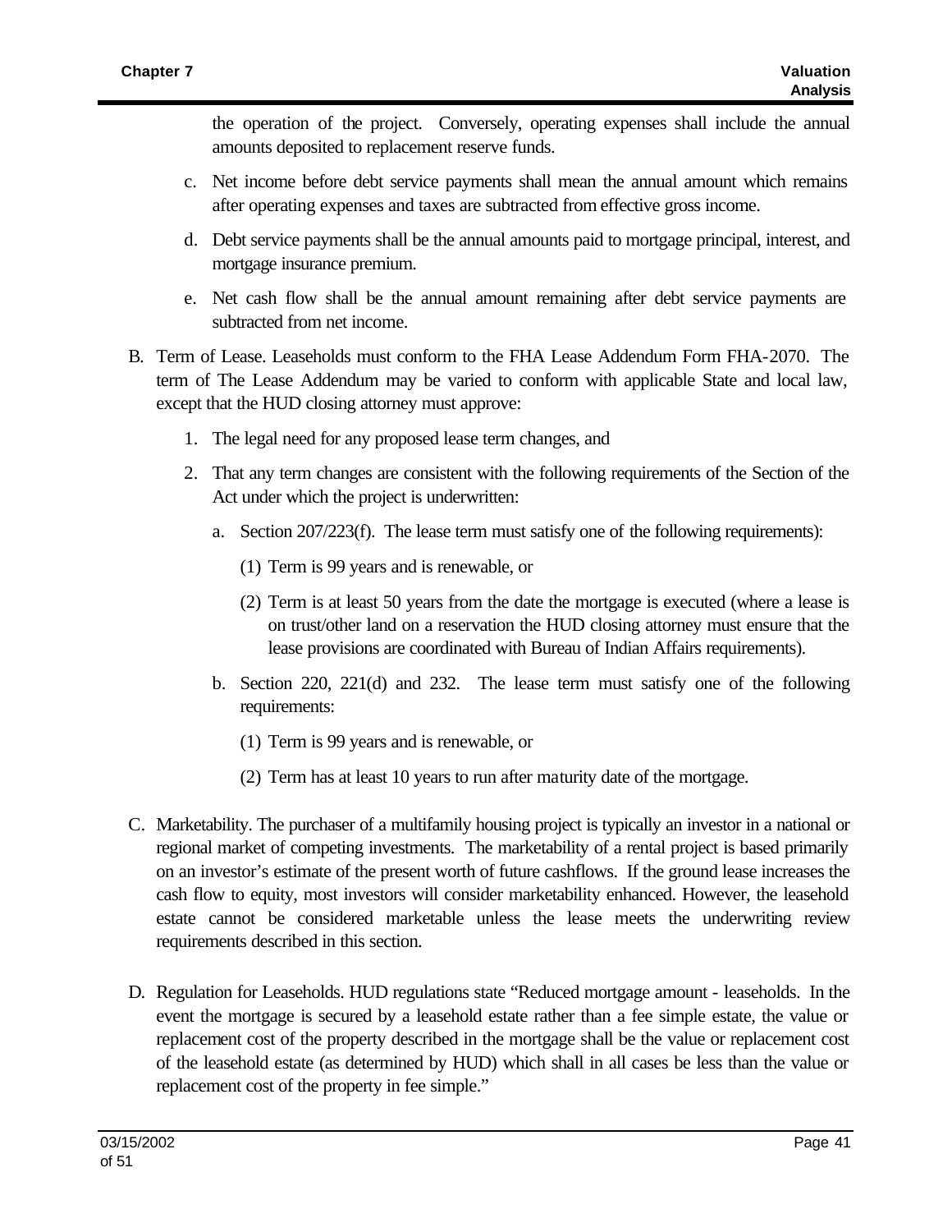the operation of the project. Conversely, operating expenses shall include the annual amounts deposited to replacement reserve funds.

c. Net income before debt service payments shall mean the annual amount which remains after operating expenses and taxes are subtracted from effective gross income.

d. Debt service payments shall be the annual amounts paid to mortgage principal, interest, and mortgage insurance premium.

e. Net cash flow shall be the annual amount remaining after debt service payments are subtracted from net income.

B. Term of Lease. Leaseholds must conform to the FHA Lease Addendum Form FHA-2070. The term of The Lease Addendum may be varied to conform with applicable State and local law, except that the HUD closing attorney must approve:

1. The legal need for any proposed lease term changes, and

2. That any term changes are consistent with the following requirements of the Section of the Act under which the project is underwritten:

   a. Section 207/223(f). The lease term must satisfy one of the following requirements):

      (1) Term is 99 years and is renewable, or

      (2) Term is at least 50 years from the date the mortgage is executed (where a lease is on trust/other land on a reservation the HUD closing attorney must ensure that the lease provisions are coordinated with Bureau of Indian Affairs requirements).

   b. Section 220, 221(d) and 232. The lease term must satisfy one of the following requirements:

      (1) Term is 99 years and is renewable, or

      (2) Term has at least 10 years to run after maturity date of the mortgage.

C. Marketability. The purchaser of a multifamily housing project is typically an investor in a national or regional market of competing investments. The marketability of a rental project is based primarily on an investor's estimate of the present worth of future cashflows. If the ground lease increases the cash flow to equity, most investors will consider marketability enhanced. However, the leasehold estate cannot be considered marketable unless the lease meets the underwriting review requirements described in this section.

D. Regulation for Leaseholds. HUD regulations state "Reduced mortgage amount - leaseholds. In the event the mortgage is secured by a leasehold estate rather than a fee simple estate, the value or replacement cost of the property described in the mortgage shall be the value or replacement cost of the leasehold estate (as determined by HUD) which shall in all cases be less than the value or replacement cost of the property in fee simple."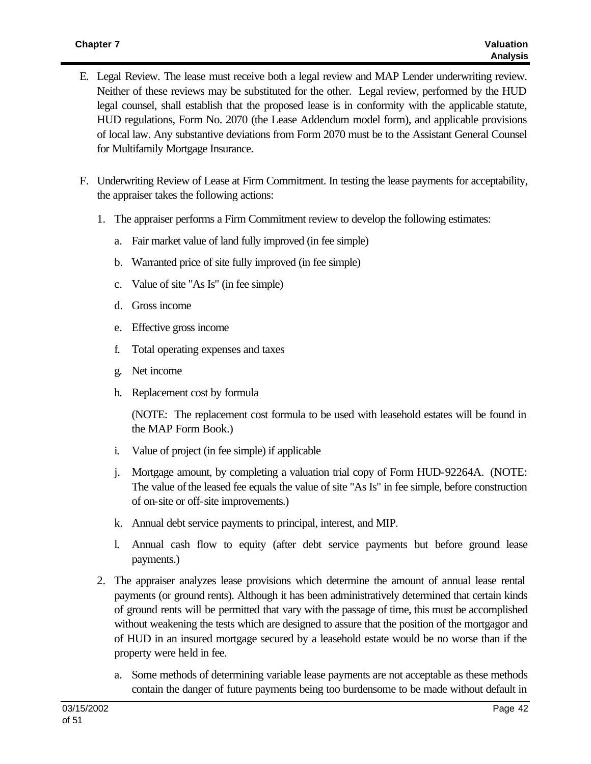E. Legal Review. The lease must receive both a legal review and MAP Lender underwriting review. Neither of these reviews may be substituted for the other. Legal review, performed by the HUD legal counsel, shall establish that the proposed lease is in conformity with the applicable statute, HUD regulations, Form No. 2070 (the Lease Addendum model form), and applicable provisions of local law. Any substantive deviations from Form 2070 must be to the Assistant General Counsel for Multifamily Mortgage Insurance.

F. Underwriting Review of Lease at Firm Commitment. In testing the lease payments for acceptability, the appraiser takes the following actions:

1. The appraiser performs a Firm Commitment review to develop the following estimates:

   a. Fair market value of land fully improved (in fee simple)

   b. Warranted price of site fully improved (in fee simple)

   c. Value of site "As Is" (in fee simple)

   d. Gross income

   e. Effective gross income

   f. Total operating expenses and taxes

   g. Net income

   h. Replacement cost by formula

      (NOTE: The replacement cost formula to be used with leasehold estates will be found in the MAP Form Book.)

   i. Value of project (in fee simple) if applicable

   j. Mortgage amount, by completing a valuation trial copy of Form HUD-92264A. (NOTE: The value of the leased fee equals the value of site "As Is" in fee simple, before construction of on-site or off-site improvements.)

   k. Annual debt service payments to principal, interest, and MIP.

   l. Annual cash flow to equity (after debt service payments but before ground lease payments.)

2. The appraiser analyzes lease provisions which determine the amount of annual lease rental payments (or ground rents). Although it has been administratively determined that certain kinds of ground rents will be permitted that vary with the passage of time, this must be accomplished without weakening the tests which are designed to assure that the position of the mortgagor and of HUD in an insured mortgage secured by a leasehold estate would be no worse than if the property were held in fee.

   a. Some methods of determining variable lease payments are not acceptable as these methods contain the danger of future payments being too burdensome to be made without default in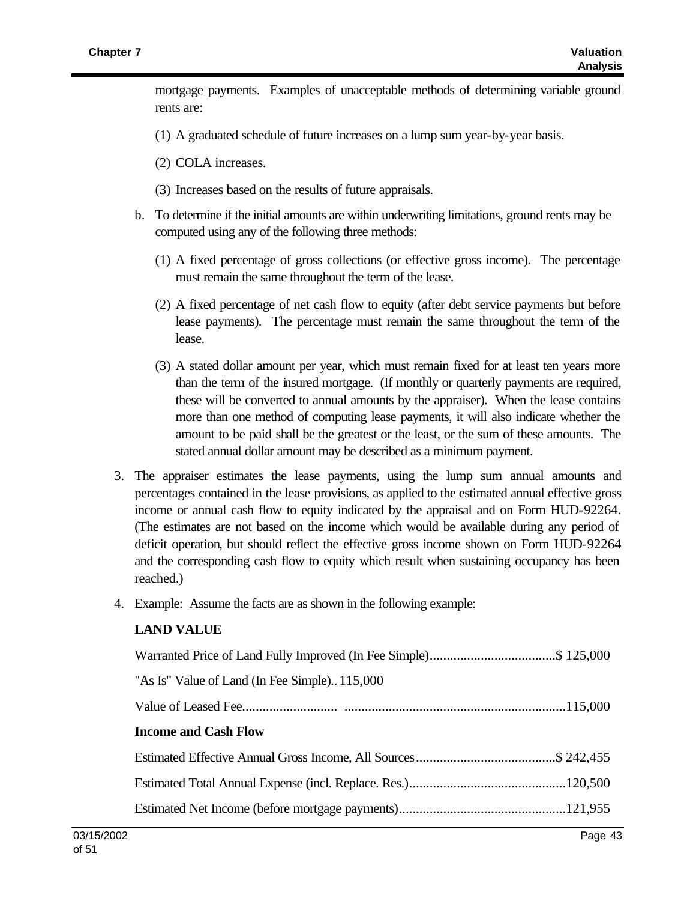mortgage payments. Examples of unacceptable methods of determining variable ground rents are:

(1) A graduated schedule of future increases on a lump sum year-by-year basis.

(2) COLA increases.

(3) Increases based on the results of future appraisals.

b. To determine if the initial amounts are within underwriting limitations, ground rents may be computed using any of the following three methods:

(1) A fixed percentage of gross collections (or effective gross income). The percentage must remain the same throughout the term of the lease.

(2) A fixed percentage of net cash flow to equity (after debt service payments but before lease payments). The percentage must remain the same throughout the term of the lease.

(3) A stated dollar amount per year, which must remain fixed for at least ten years more than the term of the insured mortgage. (If monthly or quarterly payments are required, these will be converted to annual amounts by the appraiser). When the lease contains more than one method of computing lease payments, it will also indicate whether the amount to be paid shall be the greatest or the least, or the sum of these amounts. The stated annual dollar amount may be described as a minimum payment.

3. The appraiser estimates the lease payments, using the lump sum annual amounts and percentages contained in the lease provisions, as applied to the estimated annual effective gross income or annual cash flow to equity indicated by the appraisal and on Form HUD-92264. (The estimates are not based on the income which would be available during any period of deficit operation, but should reflect the effective gross income shown on Form HUD-92264 and the corresponding cash flow to equity which result when sustaining occupancy has been reached.)

4. Example: Assume the facts are as shown in the following example:

**LAND VALUE**

Warranted Price of Land Fully Improved (In Fee Simple).....................................$ 125,000

"As Is" Value of Land (In Fee Simple).. 115,000

Value of Leased Fee........................... ................................................................115,000

**Income and Cash Flow**

Estimated Effective Annual Gross Income, All Sources.........................................$ 242,455

Estimated Total Annual Expense (incl. Replace. Res.).............................................120,500

Estimated Net Income (before mortgage payments)................................................121,955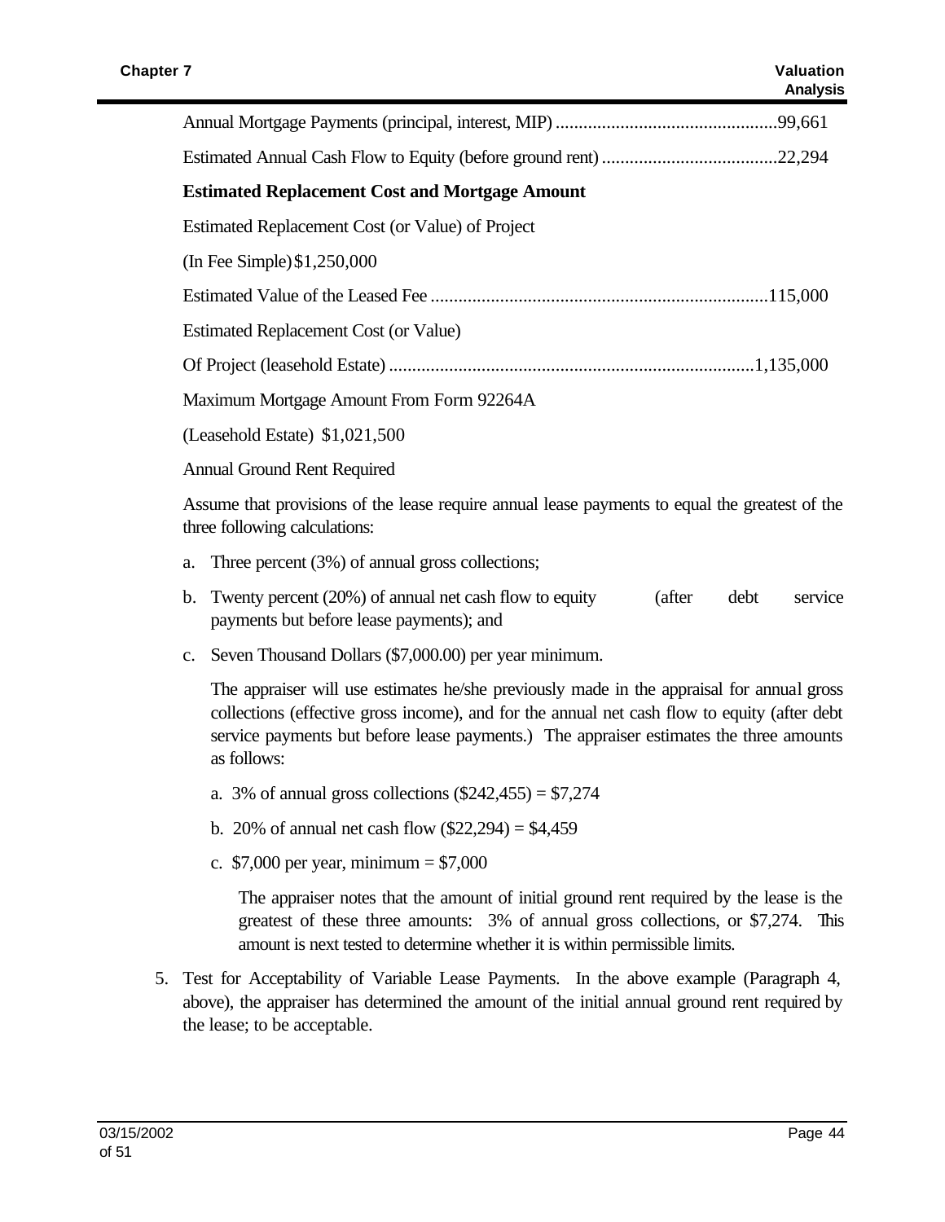Annual Mortgage Payments (principal, interest, MIP) ................................................99,661

Estimated Annual Cash Flow to Equity (before ground rent) ......................................22,294

**Estimated Replacement Cost and Mortgage Amount**

Estimated Replacement Cost (or Value) of Project

(In Fee Simple) $1,250,000

Estimated Value of the Leased Fee .........................................................................115,000

Estimated Replacement Cost (or Value)

Of Project (leasehold Estate) ...............................................................................1,135,000

Maximum Mortgage Amount From Form 92264A

(Leasehold Estate) $1,021,500

Annual Ground Rent Required

Assume that provisions of the lease require annual lease payments to equal the greatest of the three following calculations:

a. Three percent (3%) of annual gross collections;

b. Twenty percent (20%) of annual net cash flow to equity (after debt service payments but before lease payments); and

c. Seven Thousand Dollars ($7,000.00) per year minimum.

The appraiser will use estimates he/she previously made in the appraisal for annual gross collections (effective gross income), and for the annual net cash flow to equity (after debt service payments but before lease payments.) The appraiser estimates the three amounts as follows:

a. 3% of annual gross collections ($242,455) = $7,274

b. 20% of annual net cash flow ($22,294) = $4,459

c. $7,000 per year, minimum = $7,000

The appraiser notes that the amount of initial ground rent required by the lease is the greatest of these three amounts: 3% of annual gross collections, or $7,274. This amount is next tested to determine whether it is within permissible limits.

5. Test for Acceptability of Variable Lease Payments. In the above example (Paragraph 4, above), the appraiser has determined the amount of the initial annual ground rent required by the lease; to be acceptable.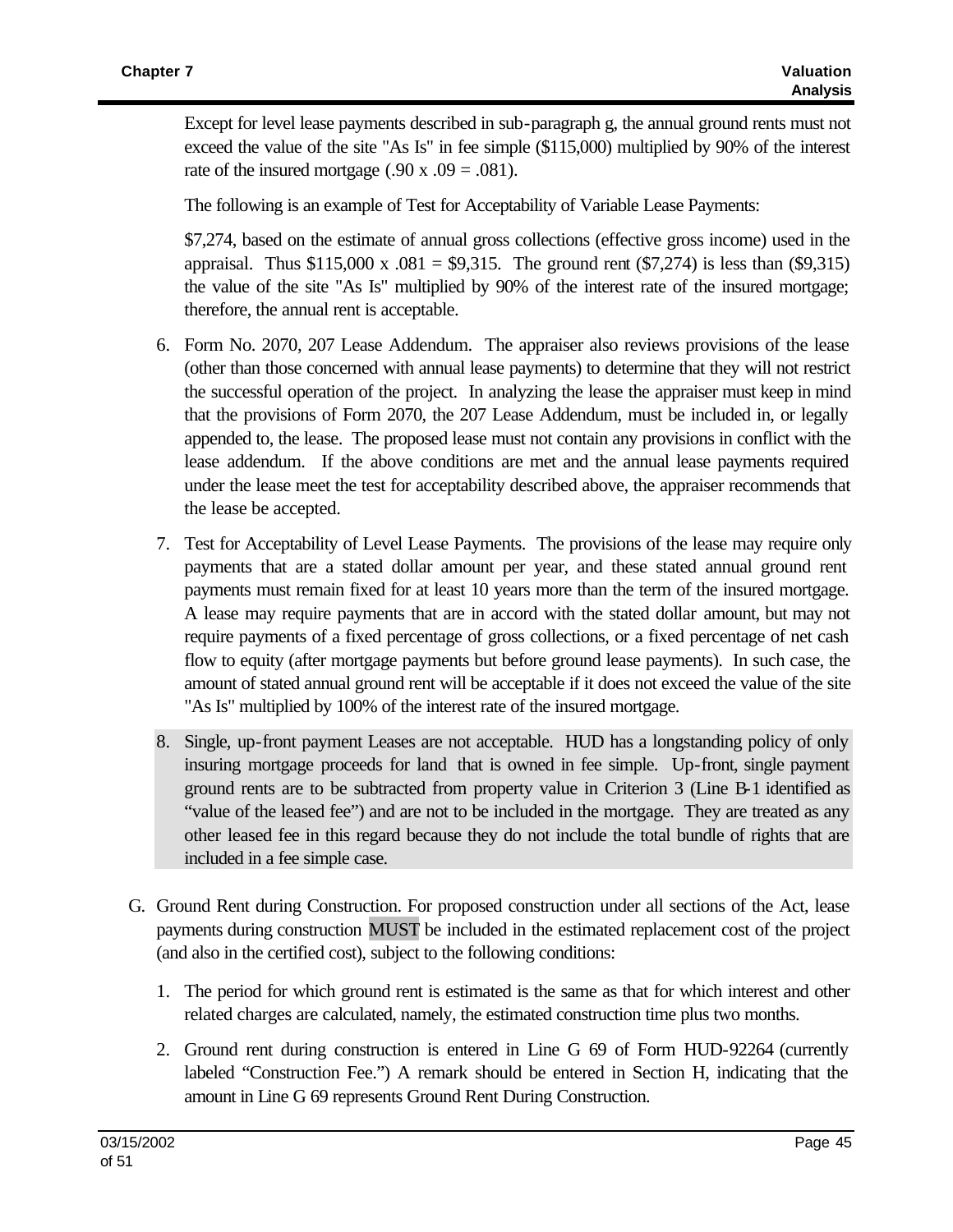Except for level lease payments described in sub-paragraph g, the annual ground rents must not exceed the value of the site "As Is" in fee simple ($115,000) multiplied by 90% of the interest rate of the insured mortgage (.90 x .09 = .081).

The following is an example of Test for Acceptability of Variable Lease Payments:

$7,274, based on the estimate of annual gross collections (effective gross income) used in the appraisal. Thus $115,000 x .081 = $9,315. The ground rent ($7,274) is less than ($9,315) the value of the site "As Is" multiplied by 90% of the interest rate of the insured mortgage; therefore, the annual rent is acceptable.

6. Form No. 2070, 207 Lease Addendum. The appraiser also reviews provisions of the lease (other than those concerned with annual lease payments) to determine that they will not restrict the successful operation of the project. In analyzing the lease the appraiser must keep in mind that the provisions of Form 2070, the 207 Lease Addendum, must be included in, or legally appended to, the lease. The proposed lease must not contain any provisions in conflict with the lease addendum. If the above conditions are met and the annual lease payments required under the lease meet the test for acceptability described above, the appraiser recommends that the lease be accepted.

7. Test for Acceptability of Level Lease Payments. The provisions of the lease may require only payments that are a stated dollar amount per year, and these stated annual ground rent payments must remain fixed for at least 10 years more than the term of the insured mortgage. A lease may require payments that are in accord with the stated dollar amount, but may not require payments of a fixed percentage of gross collections, or a fixed percentage of net cash flow to equity (after mortgage payments but before ground lease payments). In such case, the amount of stated annual ground rent will be acceptable if it does not exceed the value of the site "As Is" multiplied by 100% of the interest rate of the insured mortgage.

8. Single, up-front payment Leases are not acceptable. HUD has a longstanding policy of only insuring mortgage proceeds for land that is owned in fee simple. Up-front, single payment ground rents are to be subtracted from property value in Criterion 3 (Line B-1 identified as "value of the leased fee") and are not to be included in the mortgage. They are treated as any other leased fee in this regard because they do not include the total bundle of rights that are included in a fee simple case.

G. Ground Rent during Construction. For proposed construction under all sections of the Act, lease payments during construction MUST be included in the estimated replacement cost of the project (and also in the certified cost), subject to the following conditions:

1. The period for which ground rent is estimated is the same as that for which interest and other related charges are calculated, namely, the estimated construction time plus two months.

2. Ground rent during construction is entered in Line G 69 of Form HUD-92264 (currently labeled "Construction Fee.") A remark should be entered in Section H, indicating that the amount in Line G 69 represents Ground Rent During Construction.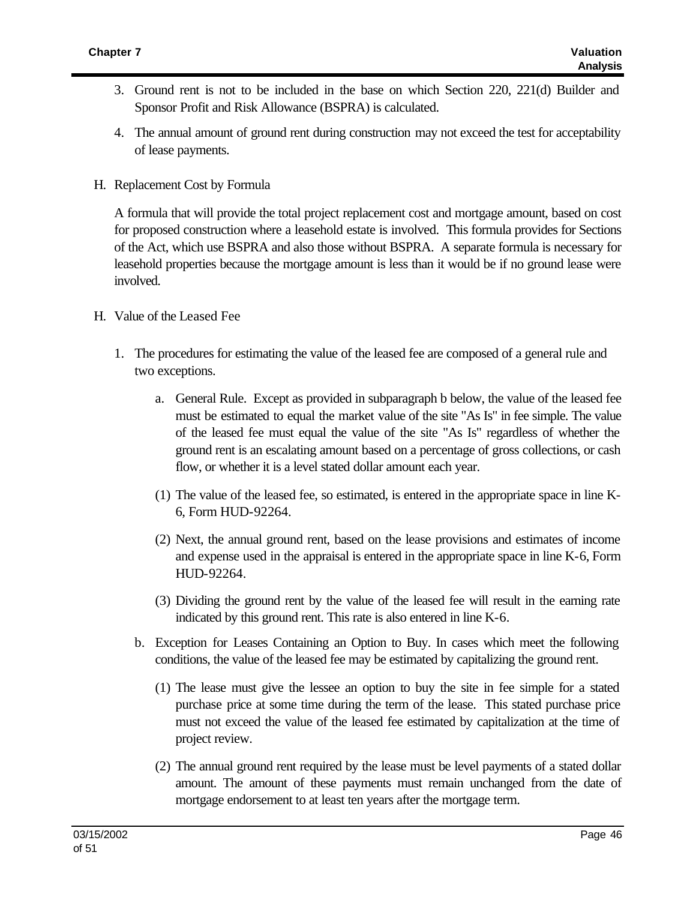3. Ground rent is not to be included in the base on which Section 220, 221(d) Builder and Sponsor Profit and Risk Allowance (BSPRA) is calculated.

4. The annual amount of ground rent during construction may not exceed the test for acceptability of lease payments.

H. Replacement Cost by Formula

A formula that will provide the total project replacement cost and mortgage amount, based on cost for proposed construction where a leasehold estate is involved. This formula provides for Sections of the Act, which use BSPRA and also those without BSPRA. A separate formula is necessary for leasehold properties because the mortgage amount is less than it would be if no ground lease were involved.

H. Value of the Leased Fee

1. The procedures for estimating the value of the leased fee are composed of a general rule and two exceptions.

   a. General Rule. Except as provided in subparagraph b below, the value of the leased fee must be estimated to equal the market value of the site "As Is" in fee simple. The value of the leased fee must equal the value of the site "As Is" regardless of whether the ground rent is an escalating amount based on a percentage of gross collections, or cash flow, or whether it is a level stated dollar amount each year.

   (1) The value of the leased fee, so estimated, is entered in the appropriate space in line K-6, Form HUD-92264.

   (2) Next, the annual ground rent, based on the lease provisions and estimates of income and expense used in the appraisal is entered in the appropriate space in line K-6, Form HUD-92264.

   (3) Dividing the ground rent by the value of the leased fee will result in the earning rate indicated by this ground rent. This rate is also entered in line K-6.

   b. Exception for Leases Containing an Option to Buy. In cases which meet the following conditions, the value of the leased fee may be estimated by capitalizing the ground rent.

   (1) The lease must give the lessee an option to buy the site in fee simple for a stated purchase price at some time during the term of the lease. This stated purchase price must not exceed the value of the leased fee estimated by capitalization at the time of project review.

   (2) The annual ground rent required by the lease must be level payments of a stated dollar amount. The amount of these payments must remain unchanged from the date of mortgage endorsement to at least ten years after the mortgage term.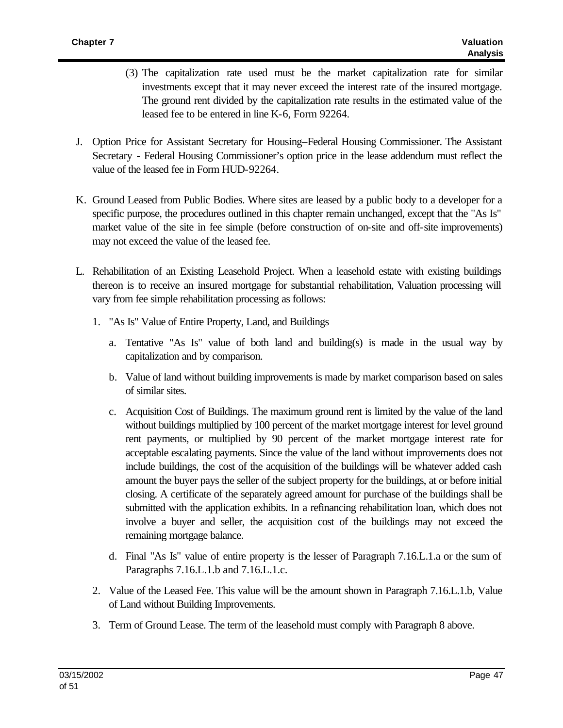(3) The capitalization rate used must be the market capitalization rate for similar investments except that it may never exceed the interest rate of the insured mortgage. The ground rent divided by the capitalization rate results in the estimated value of the leased fee to be entered in line K-6, Form 92264.

J. Option Price for Assistant Secretary for Housing–Federal Housing Commissioner. The Assistant Secretary - Federal Housing Commissioner's option price in the lease addendum must reflect the value of the leased fee in Form HUD-92264.

K. Ground Leased from Public Bodies. Where sites are leased by a public body to a developer for a specific purpose, the procedures outlined in this chapter remain unchanged, except that the "As Is" market value of the site in fee simple (before construction of on-site and off-site improvements) may not exceed the value of the leased fee.

L. Rehabilitation of an Existing Leasehold Project. When a leasehold estate with existing buildings thereon is to receive an insured mortgage for substantial rehabilitation, Valuation processing will vary from fee simple rehabilitation processing as follows:

1. "As Is" Value of Entire Property, Land, and Buildings

   a. Tentative "As Is" value of both land and building(s) is made in the usual way by capitalization and by comparison.

   b. Value of land without building improvements is made by market comparison based on sales of similar sites.

   c. Acquisition Cost of Buildings. The maximum ground rent is limited by the value of the land without buildings multiplied by 100 percent of the market mortgage interest for level ground rent payments, or multiplied by 90 percent of the market mortgage interest rate for acceptable escalating payments. Since the value of the land without improvements does not include buildings, the cost of the acquisition of the buildings will be whatever added cash amount the buyer pays the seller of the subject property for the buildings, at or before initial closing. A certificate of the separately agreed amount for purchase of the buildings shall be submitted with the application exhibits. In a refinancing rehabilitation loan, which does not involve a buyer and seller, the acquisition cost of the buildings may not exceed the remaining mortgage balance.

   d. Final "As Is" value of entire property is the lesser of Paragraph 7.16.L.1.a or the sum of Paragraphs 7.16.L.1.b and 7.16.L.1.c.

2. Value of the Leased Fee. This value will be the amount shown in Paragraph 7.16.L.1.b, Value of Land without Building Improvements.

3. Term of Ground Lease. The term of the leasehold must comply with Paragraph 8 above.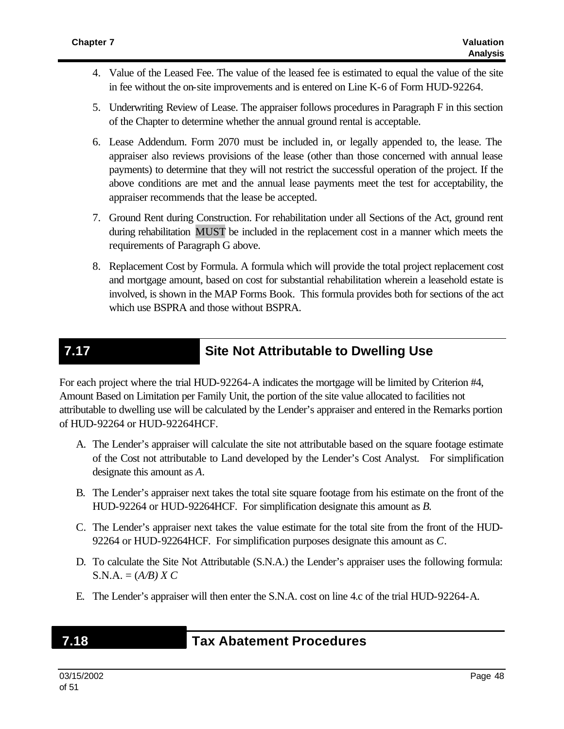4. Value of the Leased Fee. The value of the leased fee is estimated to equal the value of the site in fee without the on-site improvements and is entered on Line K-6 of Form HUD-92264.

5. Underwriting Review of Lease. The appraiser follows procedures in Paragraph F in this section of the Chapter to determine whether the annual ground rental is acceptable.

6. Lease Addendum. Form 2070 must be included in, or legally appended to, the lease. The appraiser also reviews provisions of the lease (other than those concerned with annual lease payments) to determine that they will not restrict the successful operation of the project. If the above conditions are met and the annual lease payments meet the test for acceptability, the appraiser recommends that the lease be accepted.

7. Ground Rent during Construction. For rehabilitation under all Sections of the Act, ground rent during rehabilitation MUST be included in the replacement cost in a manner which meets the requirements of Paragraph G above.

8. Replacement Cost by Formula. A formula which will provide the total project replacement cost and mortgage amount, based on cost for substantial rehabilitation wherein a leasehold estate is involved, is shown in the MAP Forms Book. This formula provides both for sections of the act which use BSPRA and those without BSPRA.

## 7.17 Site Not Attributable to Dwelling Use

For each project where the trial HUD-92264-A indicates the mortgage will be limited by Criterion #4, Amount Based on Limitation per Family Unit, the portion of the site value allocated to facilities not attributable to dwelling use will be calculated by the Lender's appraiser and entered in the Remarks portion of HUD-92264 or HUD-92264HCF.

A. The Lender's appraiser will calculate the site not attributable based on the square footage estimate of the Cost not attributable to Land developed by the Lender's Cost Analyst. For simplification designate this amount as *A*.

B. The Lender's appraiser next takes the total site square footage from his estimate on the front of the HUD-92264 or HUD-92264HCF. For simplification designate this amount as *B*.

C. The Lender's appraiser next takes the value estimate for the total site from the front of the HUD-92264 or HUD-92264HCF. For simplification purposes designate this amount as *C*.

D. To calculate the Site Not Attributable (S.N.A.) the Lender's appraiser uses the following formula: S.N.A. = $(A/B) \times C$

E. The Lender's appraiser will then enter the S.N.A. cost on line 4.c of the trial HUD-92264-A.

## 7.18 Tax Abatement Procedures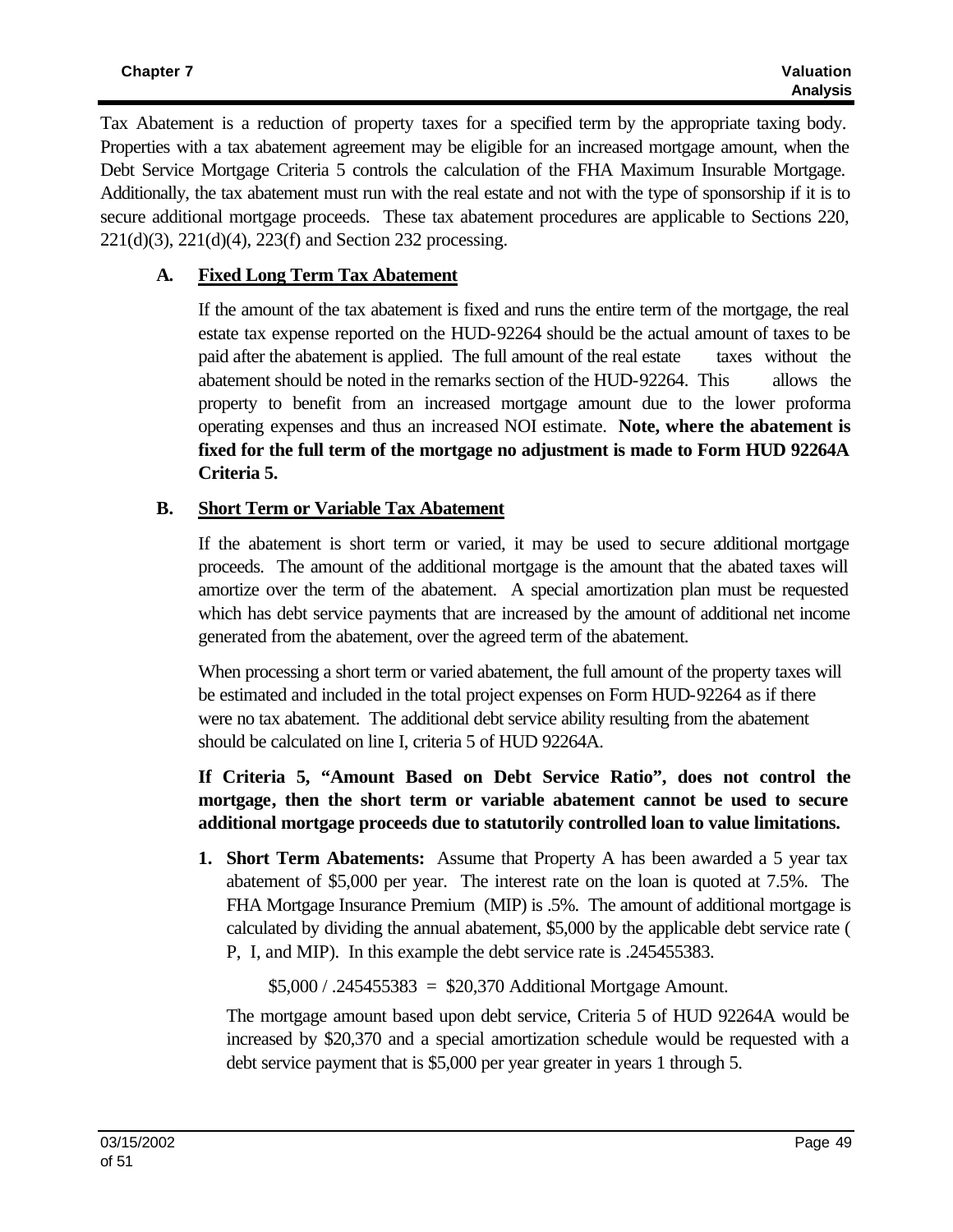Tax Abatement is a reduction of property taxes for a specified term by the appropriate taxing body. Properties with a tax abatement agreement may be eligible for an increased mortgage amount, when the Debt Service Mortgage Criteria 5 controls the calculation of the FHA Maximum Insurable Mortgage. Additionally, the tax abatement must run with the real estate and not with the type of sponsorship if it is to secure additional mortgage proceeds. These tax abatement procedures are applicable to Sections 220, 221(d)(3), 221(d)(4), 223(f) and Section 232 processing.

### A. Fixed Long Term Tax Abatement

If the amount of the tax abatement is fixed and runs the entire term of the mortgage, the real estate tax expense reported on the HUD-92264 should be the actual amount of taxes to be paid after the abatement is applied. The full amount of the real estate taxes without the abatement should be noted in the remarks section of the HUD-92264. This allows the property to benefit from an increased mortgage amount due to the lower proforma operating expenses and thus an increased NOI estimate. **Note, where the abatement is fixed for the full term of the mortgage no adjustment is made to Form HUD 92264A Criteria 5.**

### B. Short Term or Variable Tax Abatement

If the abatement is short term or varied, it may be used to secure additional mortgage proceeds. The amount of the additional mortgage is the amount that the abated taxes will amortize over the term of the abatement. A special amortization plan must be requested which has debt service payments that are increased by the amount of additional net income generated from the abatement, over the agreed term of the abatement.

When processing a short term or varied abatement, the full amount of the property taxes will be estimated and included in the total project expenses on Form HUD-92264 as if there were no tax abatement. The additional debt service ability resulting from the abatement should be calculated on line I, criteria 5 of HUD 92264A.

**If Criteria 5, "Amount Based on Debt Service Ratio", does not control the mortgage, then the short term or variable abatement cannot be used to secure additional mortgage proceeds due to statutorily controlled loan to value limitations.**

1. **Short Term Abatements:** Assume that Property A has been awarded a 5 year tax abatement of $5,000 per year. The interest rate on the loan is quoted at 7.5%. The FHA Mortgage Insurance Premium (MIP) is .5%. The amount of additional mortgage is calculated by dividing the annual abatement, $5,000 by the applicable debt service rate ( P, I, and MIP). In this example the debt service rate is .245455383.

   $5,000 / .245455383 = $20,370 Additional Mortgage Amount.

   The mortgage amount based upon debt service, Criteria 5 of HUD 92264A would be increased by $20,370 and a special amortization schedule would be requested with a debt service payment that is $5,000 per year greater in years 1 through 5.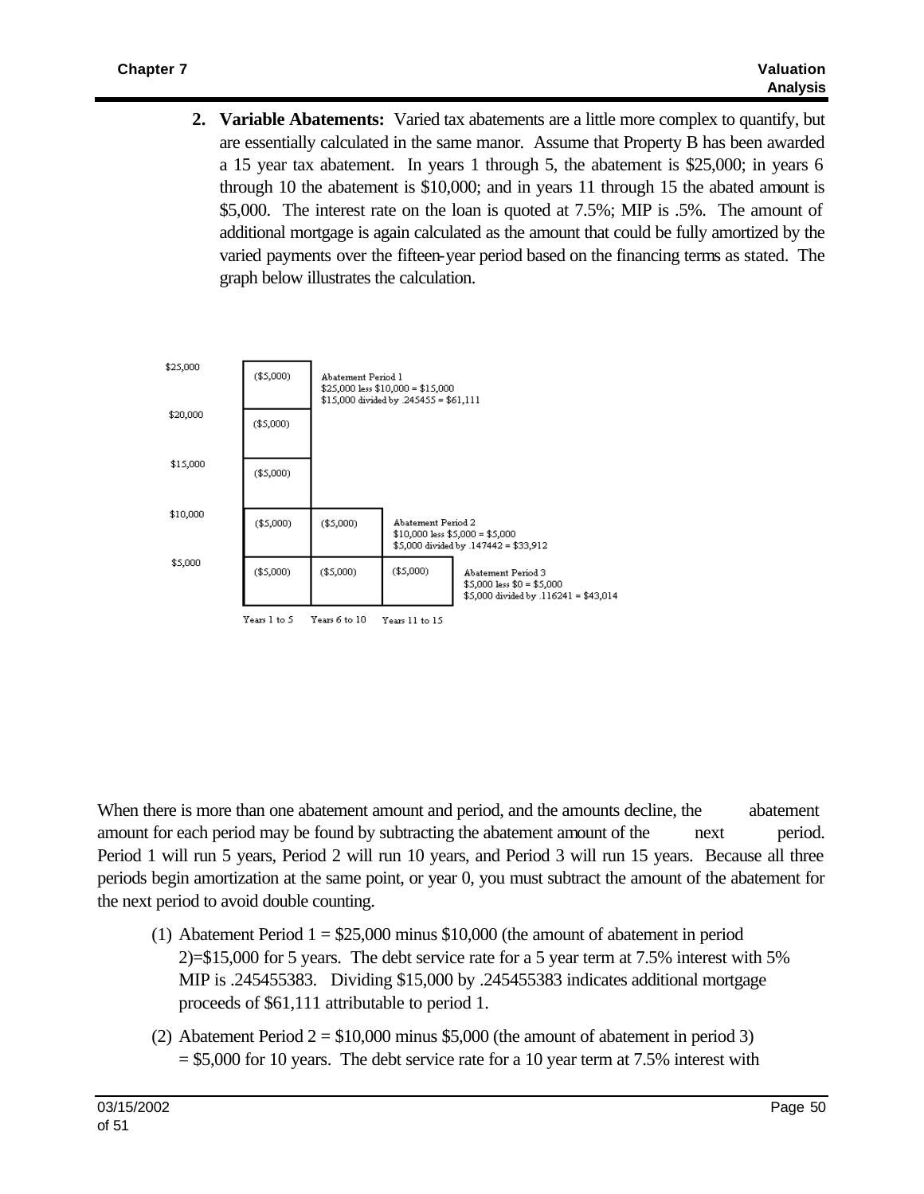2. **Variable Abatements:** Varied tax abatements are a little more complex to quantify, but are essentially calculated in the same manor. Assume that Property B has been awarded a 15 year tax abatement. In years 1 through 5, the abatement is $25,000; in years 6 through 10 the abatement is $10,000; and in years 11 through 15 the abated amount is $5,000. The interest rate on the loan is quoted at 7.5%; MIP is .5%. The amount of additional mortgage is again calculated as the amount that could be fully amortized by the varied payments over the fifteen-year period based on the financing terms as stated. The graph below illustrates the calculation.

| | Years 1 to 5 | Years 6 to 10 | Years 11 to 15 | |
|---|---|---|---|---|
| $25,000 | ($5,000) | | | Abatement Period 1<br>$25,000 less $10,000 = $15,000<br>$15,000 divided by .245455 = $61,111 |
| $20,000 | ($5,000) | | | |
| $15,000 | ($5,000) | | | |
| $10,000 | ($5,000) | ($5,000) | | Abatement Period 2<br>$10,000 less $5,000 = $5,000<br>$5,000 divided by .147442 = $33,912 |
| $5,000 | ($5,000) | ($5,000) | ($5,000) | Abatement Period 3<br>$5,000 less $0 = $5,000<br>$5,000 divided by .116241 = $43,014 |

When there is more than one abatement amount and period, and the amounts decline, the abatement amount for each period may be found by subtracting the abatement amount of the next period. Period 1 will run 5 years, Period 2 will run 10 years, and Period 3 will run 15 years. Because all three periods begin amortization at the same point, or year 0, you must subtract the amount of the abatement for the next period to avoid double counting.

(1) Abatement Period 1 = $25,000 minus $10,000 (the amount of abatement in period 2)=$15,000 for 5 years. The debt service rate for a 5 year term at 7.5% interest with 5% MIP is .245455383. Dividing $15,000 by .245455383 indicates additional mortgage proceeds of $61,111 attributable to period 1.

(2) Abatement Period 2 = $10,000 minus $5,000 (the amount of abatement in period 3) = $5,000 for 10 years. The debt service rate for a 10 year term at 7.5% interest with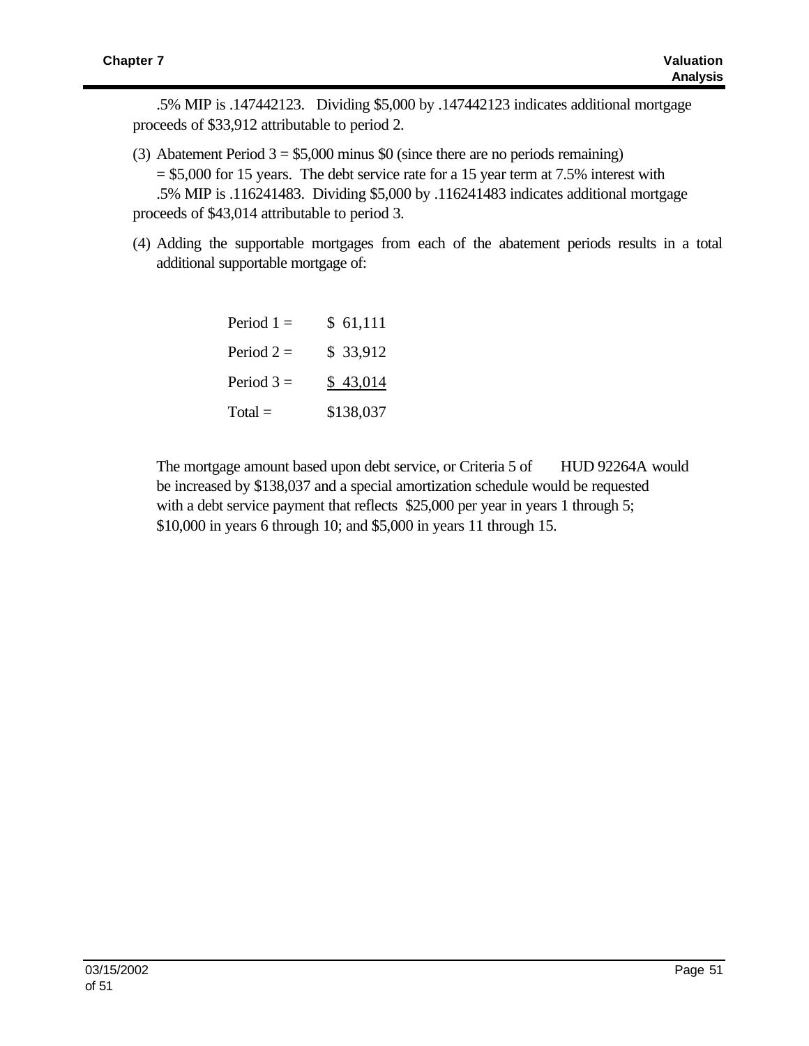.5% MIP is .147442123. Dividing $5,000 by .147442123 indicates additional mortgage proceeds of $33,912 attributable to period 2.

(3) Abatement Period 3 = $5,000 minus $0 (since there are no periods remaining) = $5,000 for 15 years. The debt service rate for a 15 year term at 7.5% interest with .5% MIP is .116241483. Dividing $5,000 by .116241483 indicates additional mortgage proceeds of $43,014 attributable to period 3.

(4) Adding the supportable mortgages from each of the abatement periods results in a total additional supportable mortgage of:

| | |
|---|---|
| Period 1 = | $ 61,111 |
| Period 2 = | $ 33,912 |
| Period 3 = | $ 43,014 |
| Total = | $138,037 |

The mortgage amount based upon debt service, or Criteria 5 of HUD 92264A would be increased by $138,037 and a special amortization schedule would be requested with a debt service payment that reflects $25,000 per year in years 1 through 5; $10,000 in years 6 through 10; and $5,000 in years 11 through 15.